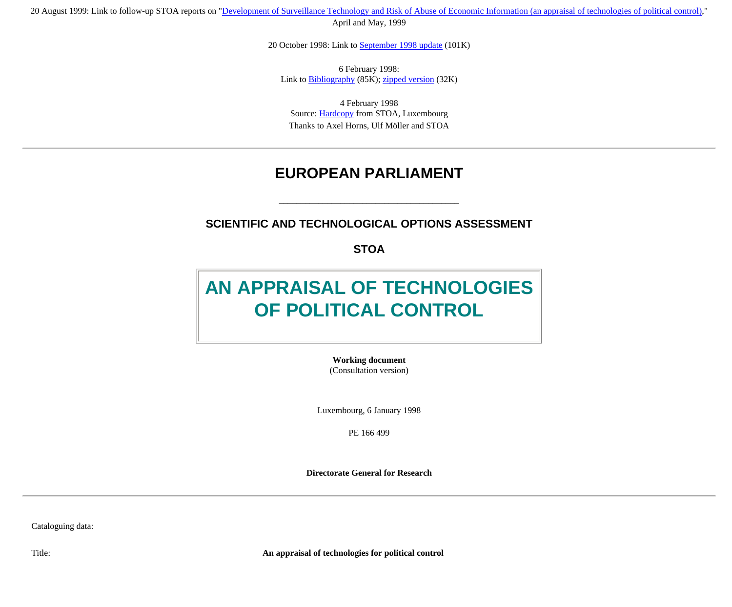20 August 1999: Link to follow-up STOA reports on "Development of Surveillance Technology and Risk of Abuse of Economic Information (an appraisal of technologies of political control)," April and May, 1999

20 October 1998: Link to September 1998 update (101K)

6 February 1998:
Link to Bibliography (85K); zipped version (32K)

4 February 1998
Source: Hardcopy from STOA, Luxembourg
Thanks to Axel Horns, Ulf Möller and STOA

---

# EUROPEAN PARLIAMENT

## SCIENTIFIC AND TECHNOLOGICAL OPTIONS ASSESSMENT

## STOA

# AN APPRAISAL OF TECHNOLOGIES OF POLITICAL CONTROL

**Working document**
(Consultation version)

Luxembourg, 6 January 1998

PE 166 499

**Directorate General for Research**

---

Cataloguing data:

Title: **An appraisal of technologies for political control**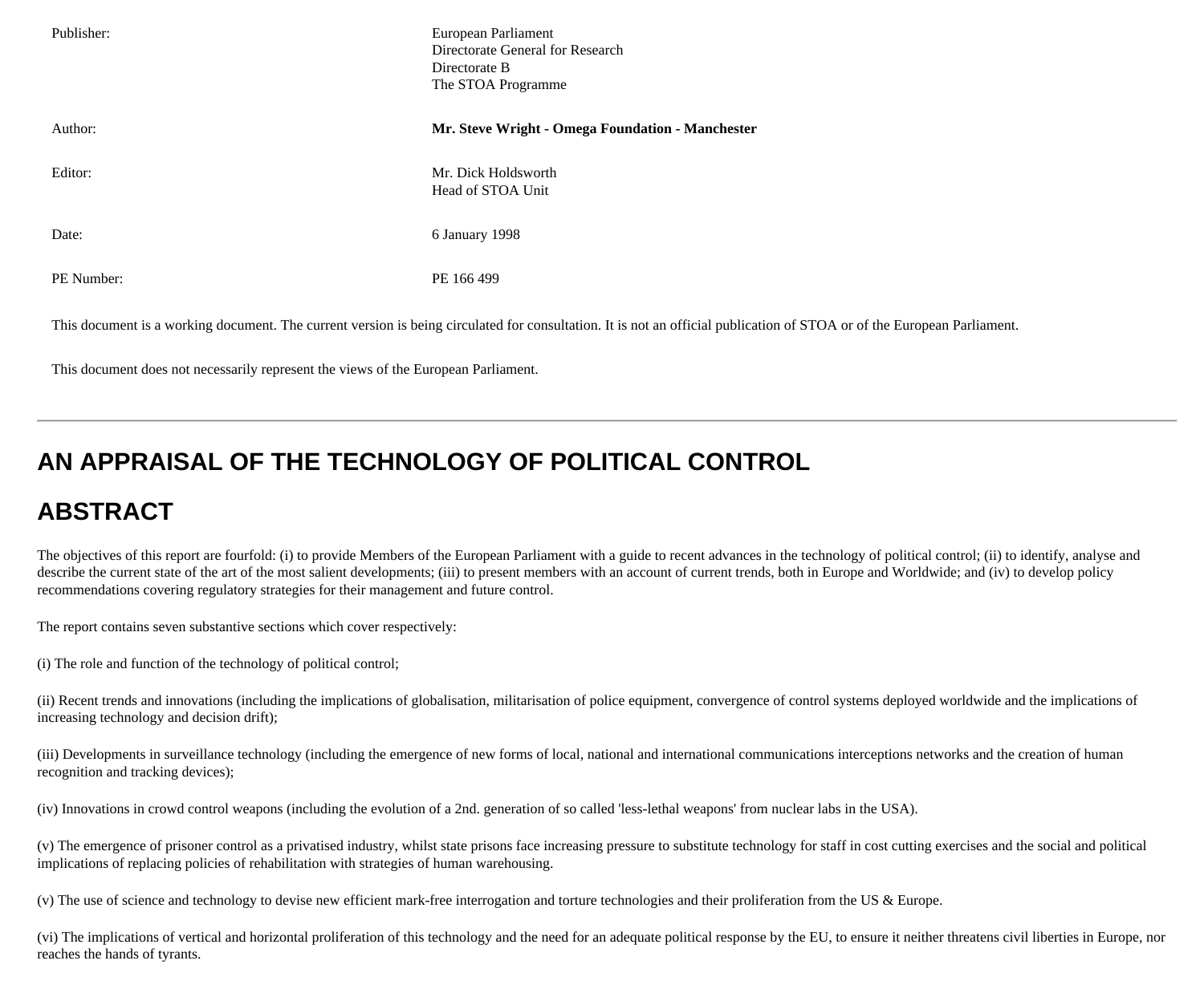| | |
|---|---|
| Publisher: | European Parliament<br>Directorate General for Research<br>Directorate B<br>The STOA Programme |
| Author: | **Mr. Steve Wright - Omega Foundation - Manchester** |
| Editor: | Mr. Dick Holdsworth<br>Head of STOA Unit |
| Date: | 6 January 1998 |
| PE Number: | PE 166 499 |

This document is a working document. The current version is being circulated for consultation. It is not an official publication of STOA or of the European Parliament.

This document does not necessarily represent the views of the European Parliament.

---

# AN APPRAISAL OF THE TECHNOLOGY OF POLITICAL CONTROL

## ABSTRACT

The objectives of this report are fourfold: (i) to provide Members of the European Parliament with a guide to recent advances in the technology of political control; (ii) to identify, analyse and describe the current state of the art of the most salient developments; (iii) to present members with an account of current trends, both in Europe and Worldwide; and (iv) to develop policy recommendations covering regulatory strategies for their management and future control.

The report contains seven substantive sections which cover respectively:

(i) The role and function of the technology of political control;

(ii) Recent trends and innovations (including the implications of globalisation, militarisation of police equipment, convergence of control systems deployed worldwide and the implications of increasing technology and decision drift);

(iii) Developments in surveillance technology (including the emergence of new forms of local, national and international communications interceptions networks and the creation of human recognition and tracking devices);

(iv) Innovations in crowd control weapons (including the evolution of a 2nd. generation of so called 'less-lethal weapons' from nuclear labs in the USA).

(v) The emergence of prisoner control as a privatised industry, whilst state prisons face increasing pressure to substitute technology for staff in cost cutting exercises and the social and political implications of replacing policies of rehabilitation with strategies of human warehousing.

(v) The use of science and technology to devise new efficient mark-free interrogation and torture technologies and their proliferation from the US & Europe.

(vi) The implications of vertical and horizontal proliferation of this technology and the need for an adequate political response by the EU, to ensure it neither threatens civil liberties in Europe, nor reaches the hands of tyrants.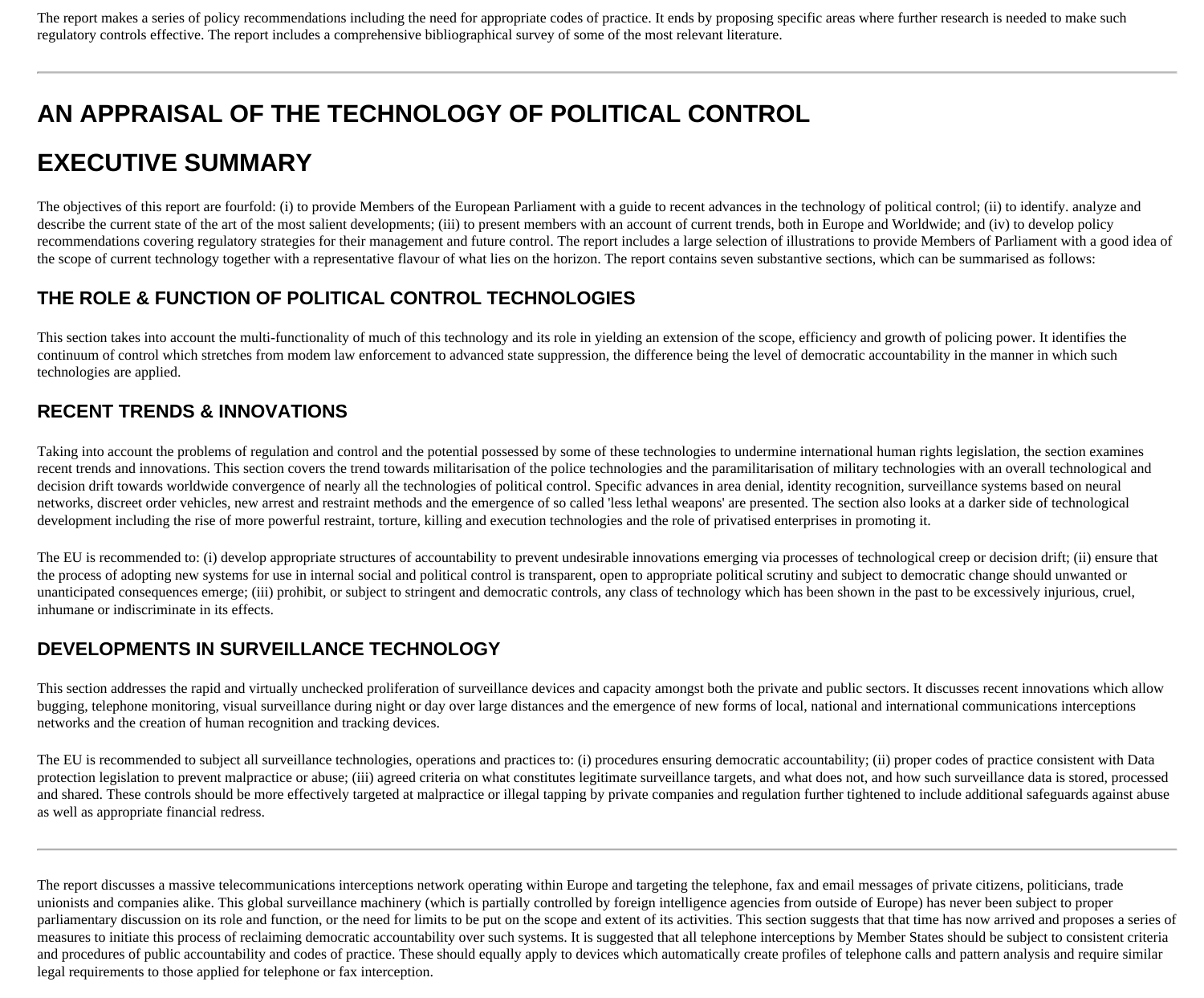The report makes a series of policy recommendations including the need for appropriate codes of practice. It ends by proposing specific areas where further research is needed to make such regulatory controls effective. The report includes a comprehensive bibliographical survey of some of the most relevant literature.

---

# AN APPRAISAL OF THE TECHNOLOGY OF POLITICAL CONTROL

# EXECUTIVE SUMMARY

The objectives of this report are fourfold: (i) to provide Members of the European Parliament with a guide to recent advances in the technology of political control; (ii) to identify. analyze and describe the current state of the art of the most salient developments; (iii) to present members with an account of current trends, both in Europe and Worldwide; and (iv) to develop policy recommendations covering regulatory strategies for their management and future control. The report includes a large selection of illustrations to provide Members of Parliament with a good idea of the scope of current technology together with a representative flavour of what lies on the horizon. The report contains seven substantive sections, which can be summarised as follows:

## THE ROLE & FUNCTION OF POLITICAL CONTROL TECHNOLOGIES

This section takes into account the multi-functionality of much of this technology and its role in yielding an extension of the scope, efficiency and growth of policing power. It identifies the continuum of control which stretches from modem law enforcement to advanced state suppression, the difference being the level of democratic accountability in the manner in which such technologies are applied.

## RECENT TRENDS & INNOVATIONS

Taking into account the problems of regulation and control and the potential possessed by some of these technologies to undermine international human rights legislation, the section examines recent trends and innovations. This section covers the trend towards militarisation of the police technologies and the paramilitarisation of military technologies with an overall technological and decision drift towards worldwide convergence of nearly all the technologies of political control. Specific advances in area denial, identity recognition, surveillance systems based on neural networks, discreet order vehicles, new arrest and restraint methods and the emergence of so called 'less lethal weapons' are presented. The section also looks at a darker side of technological development including the rise of more powerful restraint, torture, killing and execution technologies and the role of privatised enterprises in promoting it.

The EU is recommended to: (i) develop appropriate structures of accountability to prevent undesirable innovations emerging via processes of technological creep or decision drift; (ii) ensure that the process of adopting new systems for use in internal social and political control is transparent, open to appropriate political scrutiny and subject to democratic change should unwanted or unanticipated consequences emerge; (iii) prohibit, or subject to stringent and democratic controls, any class of technology which has been shown in the past to be excessively injurious, cruel, inhumane or indiscriminate in its effects.

## DEVELOPMENTS IN SURVEILLANCE TECHNOLOGY

This section addresses the rapid and virtually unchecked proliferation of surveillance devices and capacity amongst both the private and public sectors. It discusses recent innovations which allow bugging, telephone monitoring, visual surveillance during night or day over large distances and the emergence of new forms of local, national and international communications interceptions networks and the creation of human recognition and tracking devices.

The EU is recommended to subject all surveillance technologies, operations and practices to: (i) procedures ensuring democratic accountability; (ii) proper codes of practice consistent with Data protection legislation to prevent malpractice or abuse; (iii) agreed criteria on what constitutes legitimate surveillance targets, and what does not, and how such surveillance data is stored, processed and shared. These controls should be more effectively targeted at malpractice or illegal tapping by private companies and regulation further tightened to include additional safeguards against abuse as well as appropriate financial redress.

---

The report discusses a massive telecommunications interceptions network operating within Europe and targeting the telephone, fax and email messages of private citizens, politicians, trade unionists and companies alike. This global surveillance machinery (which is partially controlled by foreign intelligence agencies from outside of Europe) has never been subject to proper parliamentary discussion on its role and function, or the need for limits to be put on the scope and extent of its activities. This section suggests that that time has now arrived and proposes a series of measures to initiate this process of reclaiming democratic accountability over such systems. It is suggested that all telephone interceptions by Member States should be subject to consistent criteria and procedures of public accountability and codes of practice. These should equally apply to devices which automatically create profiles of telephone calls and pattern analysis and require similar legal requirements to those applied for telephone or fax interception.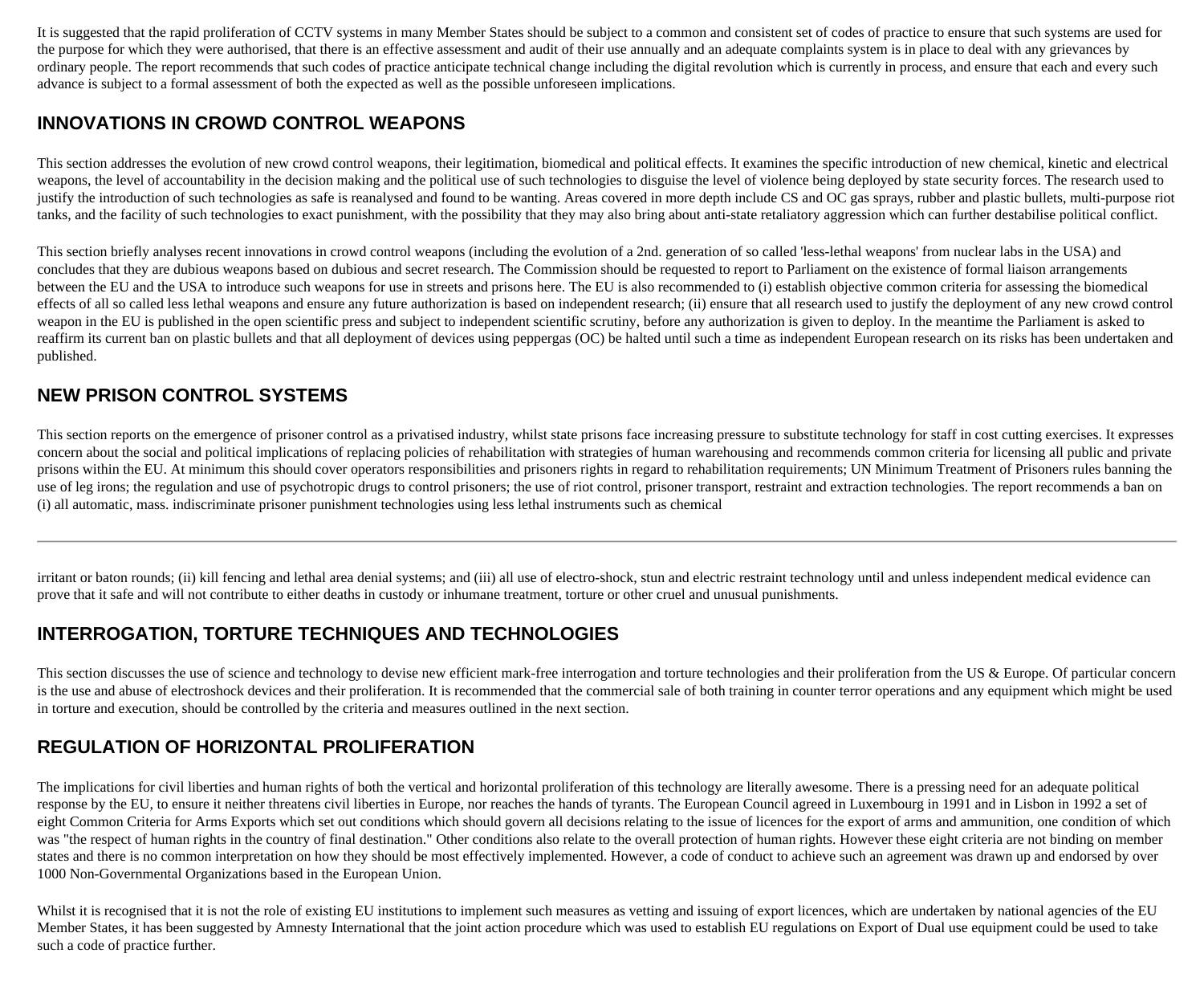It is suggested that the rapid proliferation of CCTV systems in many Member States should be subject to a common and consistent set of codes of practice to ensure that such systems are used for the purpose for which they were authorised, that there is an effective assessment and audit of their use annually and an adequate complaints system is in place to deal with any grievances by ordinary people. The report recommends that such codes of practice anticipate technical change including the digital revolution which is currently in process, and ensure that each and every such advance is subject to a formal assessment of both the expected as well as the possible unforeseen implications.

## INNOVATIONS IN CROWD CONTROL WEAPONS

This section addresses the evolution of new crowd control weapons, their legitimation, biomedical and political effects. It examines the specific introduction of new chemical, kinetic and electrical weapons, the level of accountability in the decision making and the political use of such technologies to disguise the level of violence being deployed by state security forces. The research used to justify the introduction of such technologies as safe is reanalysed and found to be wanting. Areas covered in more depth include CS and OC gas sprays, rubber and plastic bullets, multi-purpose riot tanks, and the facility of such technologies to exact punishment, with the possibility that they may also bring about anti-state retaliatory aggression which can further destabilise political conflict.

This section briefly analyses recent innovations in crowd control weapons (including the evolution of a 2nd. generation of so called 'less-lethal weapons' from nuclear labs in the USA) and concludes that they are dubious weapons based on dubious and secret research. The Commission should be requested to report to Parliament on the existence of formal liaison arrangements between the EU and the USA to introduce such weapons for use in streets and prisons here. The EU is also recommended to (i) establish objective common criteria for assessing the biomedical effects of all so called less lethal weapons and ensure any future authorization is based on independent research; (ii) ensure that all research used to justify the deployment of any new crowd control weapon in the EU is published in the open scientific press and subject to independent scientific scrutiny, before any authorization is given to deploy. In the meantime the Parliament is asked to reaffirm its current ban on plastic bullets and that all deployment of devices using peppergas (OC) be halted until such a time as independent European research on its risks has been undertaken and published.

## NEW PRISON CONTROL SYSTEMS

This section reports on the emergence of prisoner control as a privatised industry, whilst state prisons face increasing pressure to substitute technology for staff in cost cutting exercises. It expresses concern about the social and political implications of replacing policies of rehabilitation with strategies of human warehousing and recommends common criteria for licensing all public and private prisons within the EU. At minimum this should cover operators responsibilities and prisoners rights in regard to rehabilitation requirements; UN Minimum Treatment of Prisoners rules banning the use of leg irons; the regulation and use of psychotropic drugs to control prisoners; the use of riot control, prisoner transport, restraint and extraction technologies. The report recommends a ban on (i) all automatic, mass. indiscriminate prisoner punishment technologies using less lethal instruments such as chemical irritant or baton rounds; (ii) kill fencing and lethal area denial systems; and (iii) all use of electro-shock, stun and electric restraint technology until and unless independent medical evidence can prove that it safe and will not contribute to either deaths in custody or inhumane treatment, torture or other cruel and unusual punishments.

## INTERROGATION, TORTURE TECHNIQUES AND TECHNOLOGIES

This section discusses the use of science and technology to devise new efficient mark-free interrogation and torture technologies and their proliferation from the US & Europe. Of particular concern is the use and abuse of electroshock devices and their proliferation. It is recommended that the commercial sale of both training in counter terror operations and any equipment which might be used in torture and execution, should be controlled by the criteria and measures outlined in the next section.

## REGULATION OF HORIZONTAL PROLIFERATION

The implications for civil liberties and human rights of both the vertical and horizontal proliferation of this technology are literally awesome. There is a pressing need for an adequate political response by the EU, to ensure it neither threatens civil liberties in Europe, nor reaches the hands of tyrants. The European Council agreed in Luxembourg in 1991 and in Lisbon in 1992 a set of eight Common Criteria for Arms Exports which set out conditions which should govern all decisions relating to the issue of licences for the export of arms and ammunition, one condition of which was "the respect of human rights in the country of final destination." Other conditions also relate to the overall protection of human rights. However these eight criteria are not binding on member states and there is no common interpretation on how they should be most effectively implemented. However, a code of conduct to achieve such an agreement was drawn up and endorsed by over 1000 Non-Governmental Organizations based in the European Union.

Whilst it is recognised that it is not the role of existing EU institutions to implement such measures as vetting and issuing of export licences, which are undertaken by national agencies of the EU Member States, it has been suggested by Amnesty International that the joint action procedure which was used to establish EU regulations on Export of Dual use equipment could be used to take such a code of practice further.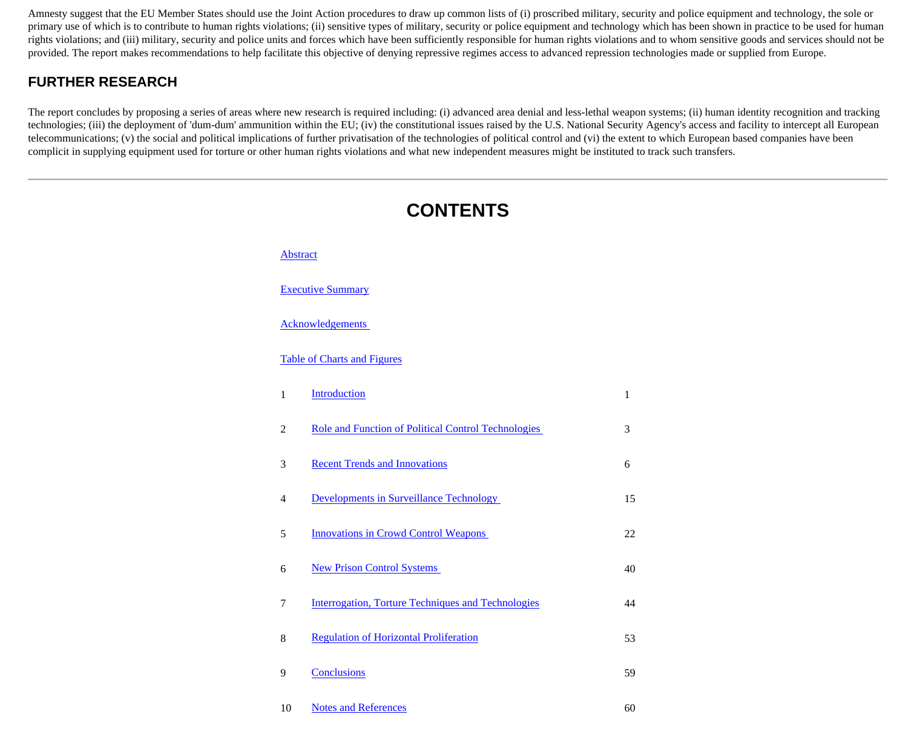Amnesty suggest that the EU Member States should use the Joint Action procedures to draw up common lists of (i) proscribed military, security and police equipment and technology, the sole or primary use of which is to contribute to human rights violations; (ii) sensitive types of military, security or police equipment and technology which has been shown in practice to be used for human rights violations; and (iii) military, security and police units and forces which have been sufficiently responsible for human rights violations and to whom sensitive goods and services should not be provided. The report makes recommendations to help facilitate this objective of denying repressive regimes access to advanced repression technologies made or supplied from Europe.

## FURTHER RESEARCH

The report concludes by proposing a series of areas where new research is required including: (i) advanced area denial and less-lethal weapon systems; (ii) human identity recognition and tracking technologies; (iii) the deployment of 'dum-dum' ammunition within the EU; (iv) the constitutional issues raised by the U.S. National Security Agency's access and facility to intercept all European telecommunications; (v) the social and political implications of further privatisation of the technologies of political control and (vi) the extent to which European based companies have been complicit in supplying equipment used for torture or other human rights violations and what new independent measures might be instituted to track such transfers.

---

# CONTENTS

Abstract

Executive Summary

Acknowledgements

Table of Charts and Figures

| | | |
|---|---|---|
| 1 | Introduction | 1 |
| 2 | Role and Function of Political Control Technologies | 3 |
| 3 | Recent Trends and Innovations | 6 |
| 4 | Developments in Surveillance Technology | 15 |
| 5 | Innovations in Crowd Control Weapons | 22 |
| 6 | New Prison Control Systems | 40 |
| 7 | Interrogation, Torture Techniques and Technologies | 44 |
| 8 | Regulation of Horizontal Proliferation | 53 |
| 9 | Conclusions | 59 |
| 10 | Notes and References | 60 |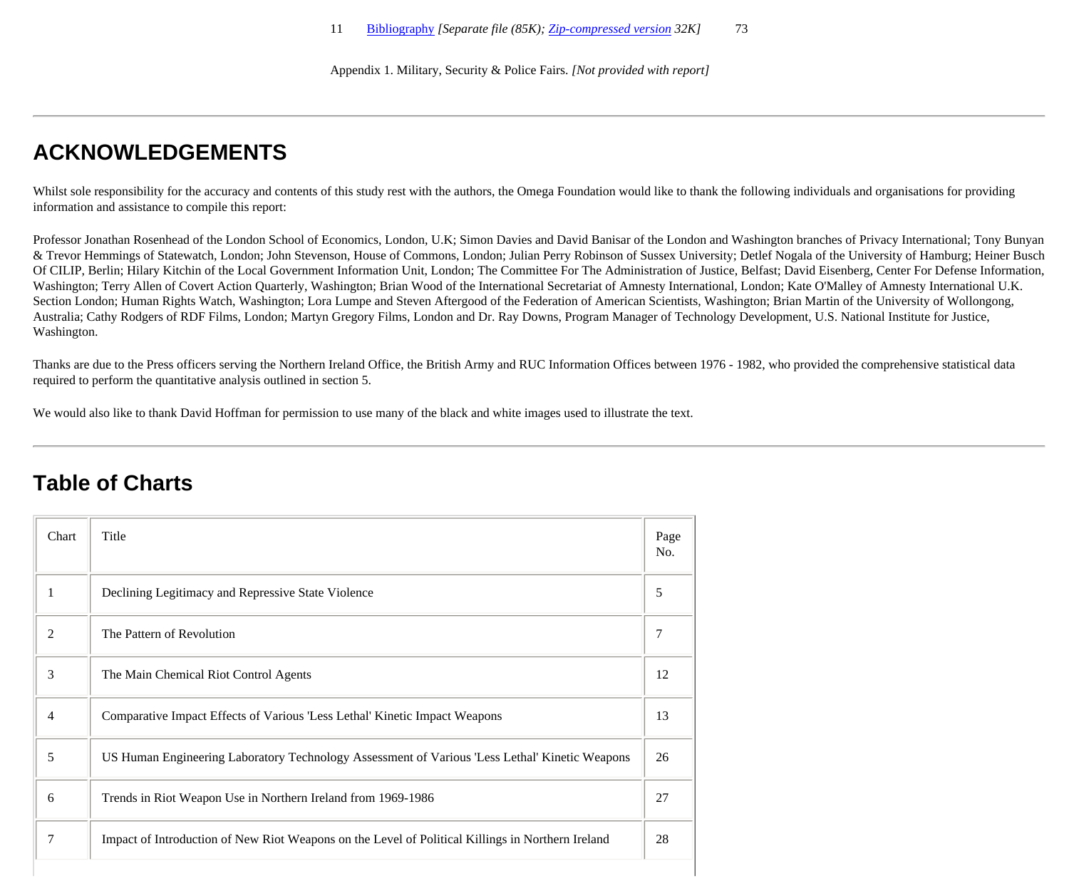| 11 | Bibliography *[Separate file (85K); Zip-compressed version 32K]* | 73 |
|---|---|---|

Appendix 1. Military, Security & Police Fairs. *[Not provided with report]*

---

## ACKNOWLEDGEMENTS

Whilst sole responsibility for the accuracy and contents of this study rest with the authors, the Omega Foundation would like to thank the following individuals and organisations for providing information and assistance to compile this report:

Professor Jonathan Rosenhead of the London School of Economics, London, U.K; Simon Davies and David Banisar of the London and Washington branches of Privacy International; Tony Bunyan & Trevor Hemmings of Statewatch, London; John Stevenson, House of Commons, London; Julian Perry Robinson of Sussex University; Detlef Nogala of the University of Hamburg; Heiner Busch Of CILIP, Berlin; Hilary Kitchin of the Local Government Information Unit, London; The Committee For The Administration of Justice, Belfast; David Eisenberg, Center For Defense Information, Washington; Terry Allen of Covert Action Quarterly, Washington; Brian Wood of the International Secretariat of Amnesty International, London; Kate O'Malley of Amnesty International U.K. Section London; Human Rights Watch, Washington; Lora Lumpe and Steven Aftergood of the Federation of American Scientists, Washington; Brian Martin of the University of Wollongong, Australia; Cathy Rodgers of RDF Films, London; Martyn Gregory Films, London and Dr. Ray Downs, Program Manager of Technology Development, U.S. National Institute for Justice, Washington.

Thanks are due to the Press officers serving the Northern Ireland Office, the British Army and RUC Information Offices between 1976 - 1982, who provided the comprehensive statistical data required to perform the quantitative analysis outlined in section 5.

We would also like to thank David Hoffman for permission to use many of the black and white images used to illustrate the text.

---

## Table of Charts

| Chart | Title | Page No. |
|---|---|---|
| 1 | Declining Legitimacy and Repressive State Violence | 5 |
| 2 | The Pattern of Revolution | 7 |
| 3 | The Main Chemical Riot Control Agents | 12 |
| 4 | Comparative Impact Effects of Various 'Less Lethal' Kinetic Impact Weapons | 13 |
| 5 | US Human Engineering Laboratory Technology Assessment of Various 'Less Lethal' Kinetic Weapons | 26 |
| 6 | Trends in Riot Weapon Use in Northern Ireland from 1969-1986 | 27 |
| 7 | Impact of Introduction of New Riot Weapons on the Level of Political Killings in Northern Ireland | 28 |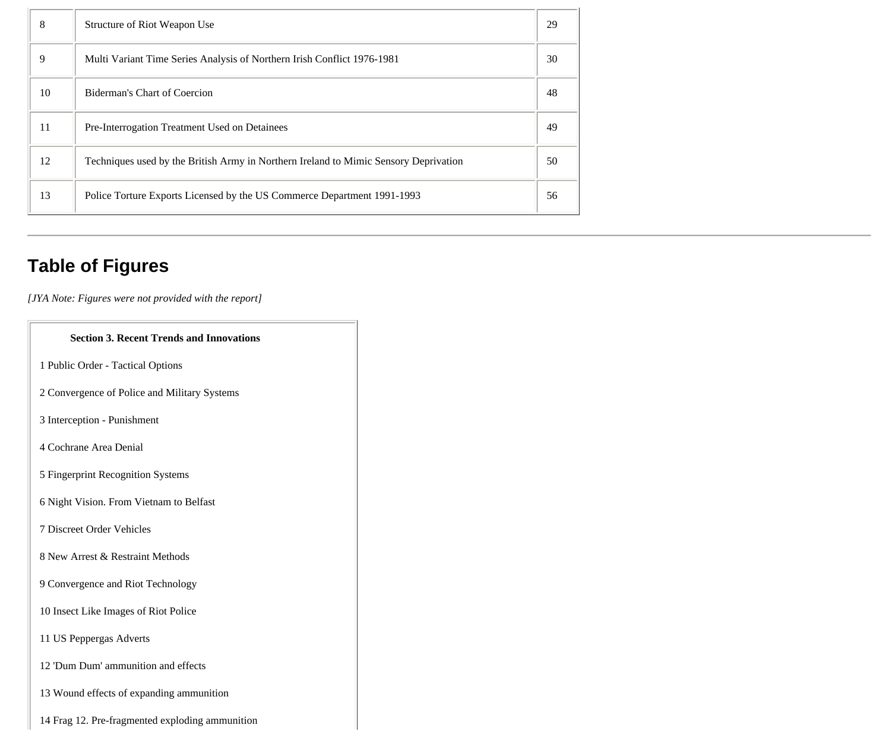| | | |
|---|---|---|
| 8 | Structure of Riot Weapon Use | 29 |
| 9 | Multi Variant Time Series Analysis of Northern Irish Conflict 1976-1981 | 30 |
| 10 | Biderman's Chart of Coercion | 48 |
| 11 | Pre-Interrogation Treatment Used on Detainees | 49 |
| 12 | Techniques used by the British Army in Northern Ireland to Mimic Sensory Deprivation | 50 |
| 13 | Police Torture Exports Licensed by the US Commerce Department 1991-1993 | 56 |

---

## Table of Figures

*[JYA Note: Figures were not provided with the report]*

**Section 3. Recent Trends and Innovations**

1 Public Order - Tactical Options

2 Convergence of Police and Military Systems

3 Interception - Punishment

4 Cochrane Area Denial

5 Fingerprint Recognition Systems

6 Night Vision. From Vietnam to Belfast

7 Discreet Order Vehicles

8 New Arrest & Restraint Methods

9 Convergence and Riot Technology

10 Insect Like Images of Riot Police

11 US Peppergas Adverts

12 'Dum Dum' ammunition and effects

13 Wound effects of expanding ammunition

14 Frag 12. Pre-fragmented exploding ammunition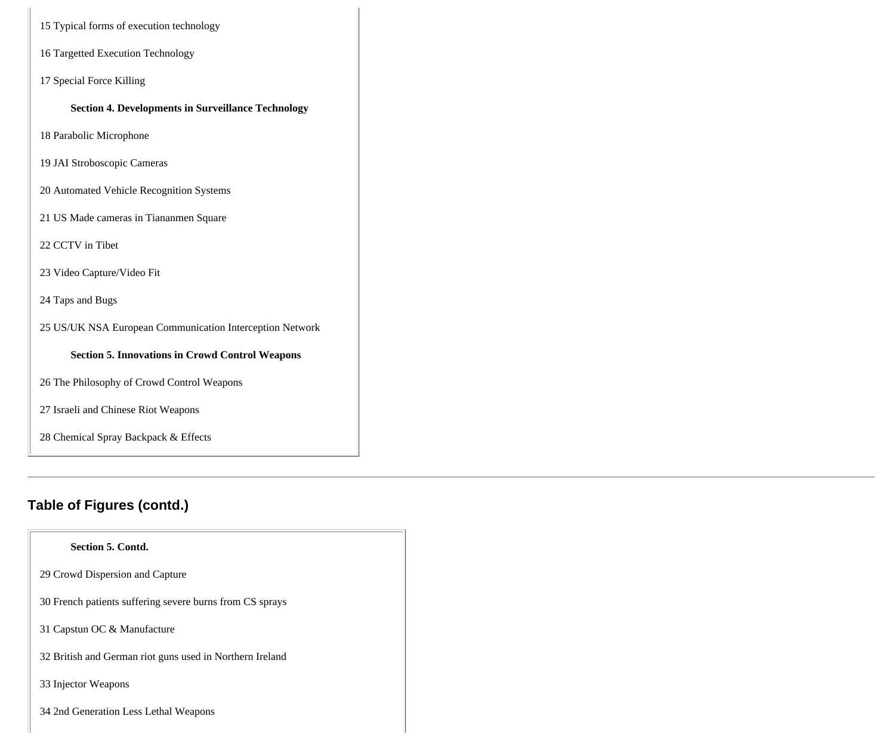15 Typical forms of execution technology

16 Targetted Execution Technology

17 Special Force Killing

**Section 4. Developments in Surveillance Technology**

18 Parabolic Microphone

19 JAI Stroboscopic Cameras

20 Automated Vehicle Recognition Systems

21 US Made cameras in Tiananmen Square

22 CCTV in Tibet

23 Video Capture/Video Fit

24 Taps and Bugs

25 US/UK NSA European Communication Interception Network

**Section 5. Innovations in Crowd Control Weapons**

26 The Philosophy of Crowd Control Weapons

27 Israeli and Chinese Riot Weapons

28 Chemical Spray Backpack & Effects

---

## Table of Figures (contd.)

**Section 5. Contd.**

29 Crowd Dispersion and Capture

30 French patients suffering severe burns from CS sprays

31 Capstun OC & Manufacture

32 British and German riot guns used in Northern Ireland

33 Injector Weapons

34 2nd Generation Less Lethal Weapons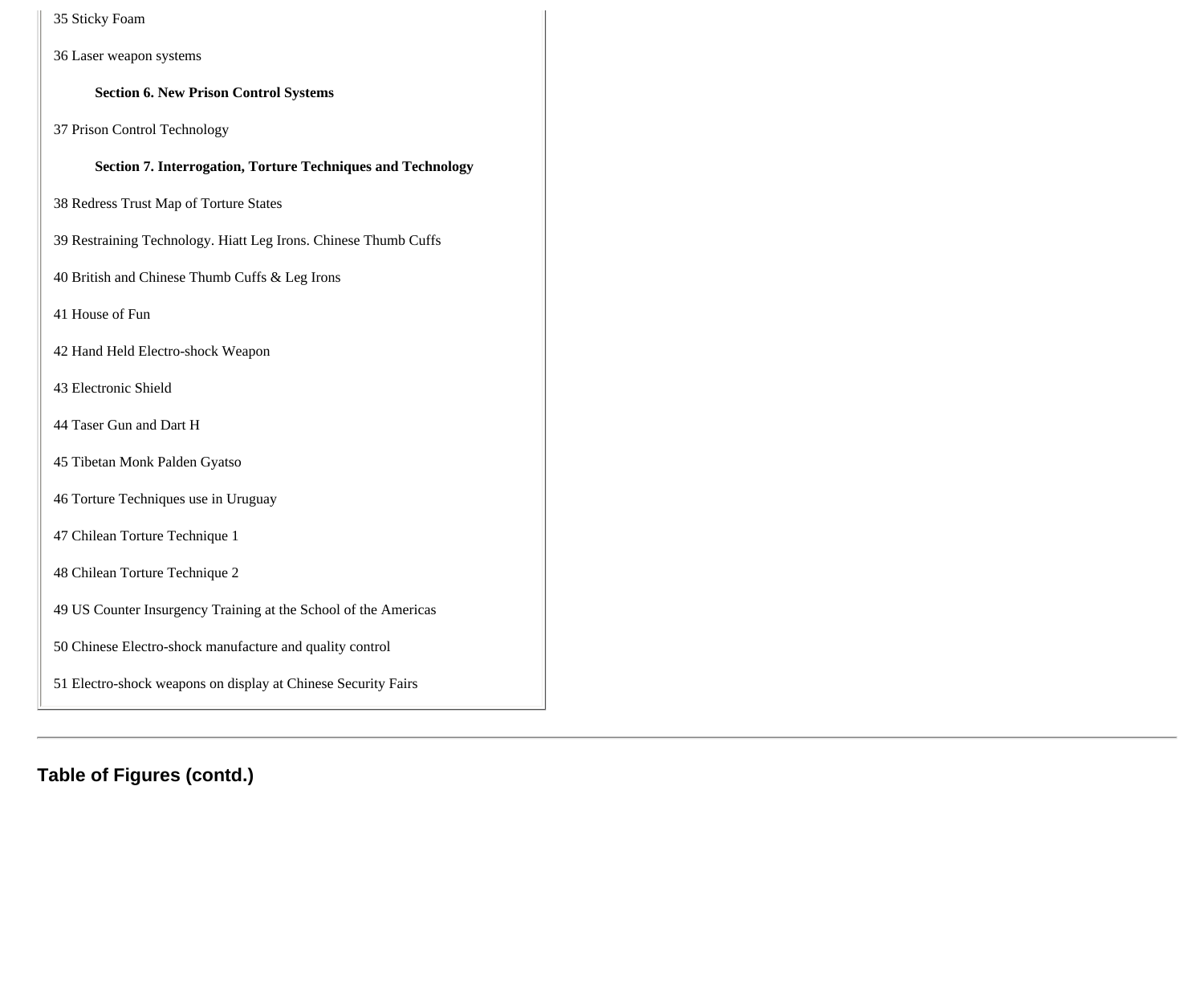35 Sticky Foam

36 Laser weapon systems

**Section 6. New Prison Control Systems**

37 Prison Control Technology

**Section 7. Interrogation, Torture Techniques and Technology**

38 Redress Trust Map of Torture States

39 Restraining Technology. Hiatt Leg Irons. Chinese Thumb Cuffs

40 British and Chinese Thumb Cuffs & Leg Irons

41 House of Fun

42 Hand Held Electro-shock Weapon

43 Electronic Shield

44 Taser Gun and Dart H

45 Tibetan Monk Palden Gyatso

46 Torture Techniques use in Uruguay

47 Chilean Torture Technique 1

48 Chilean Torture Technique 2

49 US Counter Insurgency Training at the School of the Americas

50 Chinese Electro-shock manufacture and quality control

51 Electro-shock weapons on display at Chinese Security Fairs

---

## Table of Figures (contd.)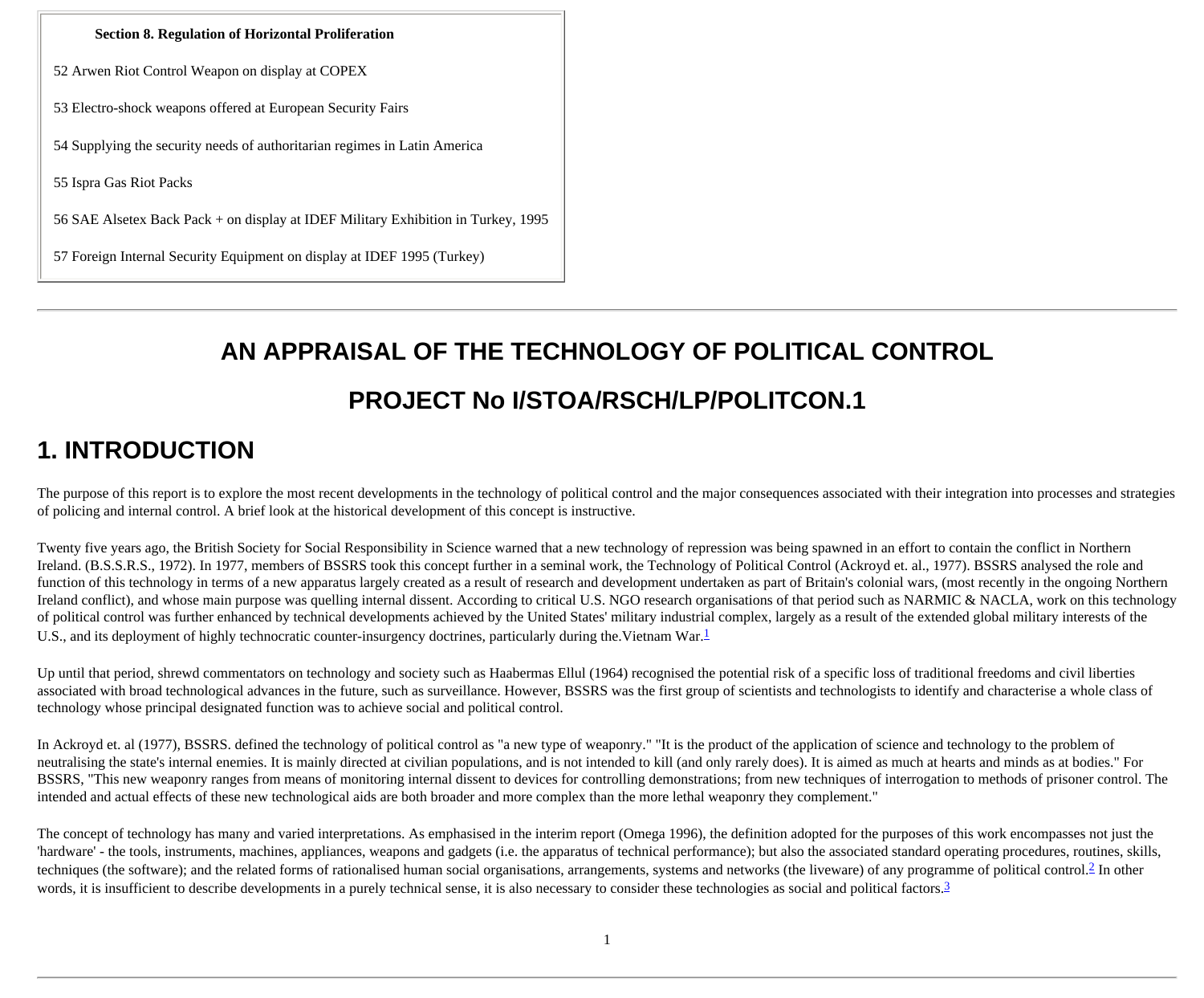**Section 8. Regulation of Horizontal Proliferation**

52 Arwen Riot Control Weapon on display at COPEX

53 Electro-shock weapons offered at European Security Fairs

54 Supplying the security needs of authoritarian regimes in Latin America

55 Ispra Gas Riot Packs

56 SAE Alsetex Back Pack + on display at IDEF Military Exhibition in Turkey, 1995

57 Foreign Internal Security Equipment on display at IDEF 1995 (Turkey)

---

# AN APPRAISAL OF THE TECHNOLOGY OF POLITICAL CONTROL

# PROJECT No I/STOA/RSCH/LP/POLITCON.1

## 1. INTRODUCTION

The purpose of this report is to explore the most recent developments in the technology of political control and the major consequences associated with their integration into processes and strategies of policing and internal control. A brief look at the historical development of this concept is instructive.

Twenty five years ago, the British Society for Social Responsibility in Science warned that a new technology of repression was being spawned in an effort to contain the conflict in Northern Ireland. (B.S.S.R.S., 1972). In 1977, members of BSSRS took this concept further in a seminal work, the Technology of Political Control (Ackroyd et. al., 1977). BSSRS analysed the role and function of this technology in terms of a new apparatus largely created as a result of research and development undertaken as part of Britain's colonial wars, (most recently in the ongoing Northern Ireland conflict), and whose main purpose was quelling internal dissent. According to critical U.S. NGO research organisations of that period such as NARMIC & NACLA, work on this technology of political control was further enhanced by technical developments achieved by the United States' military industrial complex, largely as a result of the extended global military interests of the U.S., and its deployment of highly technocratic counter-insurgency doctrines, particularly during the.Vietnam War.[1]

Up until that period, shrewd commentators on technology and society such as Haabermas Ellul (1964) recognised the potential risk of a specific loss of traditional freedoms and civil liberties associated with broad technological advances in the future, such as surveillance. However, BSSRS was the first group of scientists and technologists to identify and characterise a whole class of technology whose principal designated function was to achieve social and political control.

In Ackroyd et. al (1977), BSSRS. defined the technology of political control as "a new type of weaponry." "It is the product of the application of science and technology to the problem of neutralising the state's internal enemies. It is mainly directed at civilian populations, and is not intended to kill (and only rarely does). It is aimed as much at hearts and minds as at bodies." For BSSRS, "This new weaponry ranges from means of monitoring internal dissent to devices for controlling demonstrations; from new techniques of interrogation to methods of prisoner control. The intended and actual effects of these new technological aids are both broader and more complex than the more lethal weaponry they complement."

The concept of technology has many and varied interpretations. As emphasised in the interim report (Omega 1996), the definition adopted for the purposes of this work encompasses not just the 'hardware' - the tools, instruments, machines, appliances, weapons and gadgets (i.e. the apparatus of technical performance); but also the associated standard operating procedures, routines, skills, techniques (the software); and the related forms of rationalised human social organisations, arrangements, systems and networks (the liveware) of any programme of political control.[2] In other words, it is insufficient to describe developments in a purely technical sense, it is also necessary to consider these technologies as social and political factors.[3]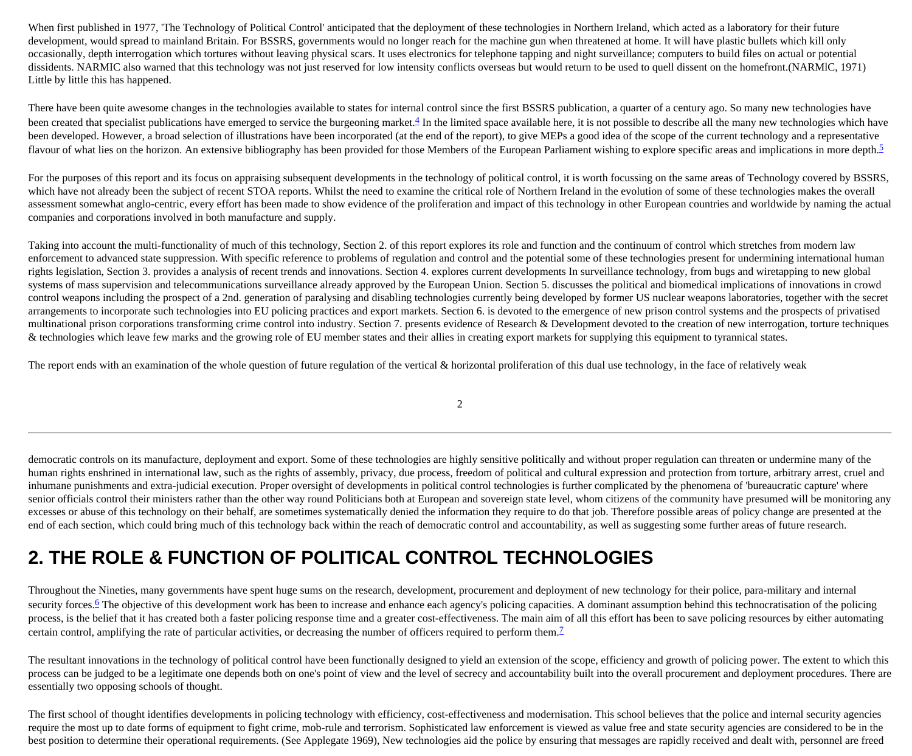When first published in 1977, 'The Technology of Political Control' anticipated that the deployment of these technologies in Northern Ireland, which acted as a laboratory for their future development, would spread to mainland Britain. For BSSRS, governments would no longer reach for the machine gun when threatened at home. It will have plastic bullets which kill only occasionally, depth interrogation which tortures without leaving physical scars. It uses electronics for telephone tapping and night surveillance; computers to build files on actual or potential dissidents. NARMIC also warned that this technology was not just reserved for low intensity conflicts overseas but would return to be used to quell dissent on the homefront.(NARMIC, 1971) Little by little this has happened.

There have been quite awesome changes in the technologies available to states for internal control since the first BSSRS publication, a quarter of a century ago. So many new technologies have been created that specialist publications have emerged to service the burgeoning market.[4] In the limited space available here, it is not possible to describe all the many new technologies which have been developed. However, a broad selection of illustrations have been incorporated (at the end of the report), to give MEPs a good idea of the scope of the current technology and a representative flavour of what lies on the horizon. An extensive bibliography has been provided for those Members of the European Parliament wishing to explore specific areas and implications in more depth.[5]

For the purposes of this report and its focus on appraising subsequent developments in the technology of political control, it is worth focussing on the same areas of Technology covered by BSSRS, which have not already been the subject of recent STOA reports. Whilst the need to examine the critical role of Northern Ireland in the evolution of some of these technologies makes the overall assessment somewhat anglo-centric, every effort has been made to show evidence of the proliferation and impact of this technology in other European countries and worldwide by naming the actual companies and corporations involved in both manufacture and supply.

Taking into account the multi-functionality of much of this technology, Section 2. of this report explores its role and function and the continuum of control which stretches from modern law enforcement to advanced state suppression. With specific reference to problems of regulation and control and the potential some of these technologies present for undermining international human rights legislation, Section 3. provides a analysis of recent trends and innovations. Section 4. explores current developments In surveillance technology, from bugs and wiretapping to new global systems of mass supervision and telecommunications surveillance already approved by the European Union. Section 5. discusses the political and biomedical implications of innovations in crowd control weapons including the prospect of a 2nd. generation of paralysing and disabling technologies currently being developed by former US nuclear weapons laboratories, together with the secret arrangements to incorporate such technologies into EU policing practices and export markets. Section 6. is devoted to the emergence of new prison control systems and the prospects of privatised multinational prison corporations transforming crime control into industry. Section 7. presents evidence of Research & Development devoted to the creation of new interrogation, torture techniques & technologies which leave few marks and the growing role of EU member states and their allies in creating export markets for supplying this equipment to tyrannical states.

The report ends with an examination of the whole question of future regulation of the vertical & horizontal proliferation of this dual use technology, in the face of relatively weak democratic controls on its manufacture, deployment and export. Some of these technologies are highly sensitive politically and without proper regulation can threaten or undermine many of the human rights enshrined in international law, such as the rights of assembly, privacy, due process, freedom of political and cultural expression and protection from torture, arbitrary arrest, cruel and inhumane punishments and extra-judicial execution. Proper oversight of developments in political control technologies is further complicated by the phenomena of 'bureaucratic capture' where senior officials control their ministers rather than the other way round Politicians both at European and sovereign state level, whom citizens of the community have presumed will be monitoring any excesses or abuse of this technology on their behalf, are sometimes systematically denied the information they require to do that job. Therefore possible areas of policy change are presented at the end of each section, which could bring much of this technology back within the reach of democratic control and accountability, as well as suggesting some further areas of future research.

## 2. THE ROLE & FUNCTION OF POLITICAL CONTROL TECHNOLOGIES

Throughout the Nineties, many governments have spent huge sums on the research, development, procurement and deployment of new technology for their police, para-military and internal security forces.[6] The objective of this development work has been to increase and enhance each agency's policing capacities. A dominant assumption behind this technocratisation of the policing process, is the belief that it has created both a faster policing response time and a greater cost-effectiveness. The main aim of all this effort has been to save policing resources by either automating certain control, amplifying the rate of particular activities, or decreasing the number of officers required to perform them.[7]

The resultant innovations in the technology of political control have been functionally designed to yield an extension of the scope, efficiency and growth of policing power. The extent to which this process can be judged to be a legitimate one depends both on one's point of view and the level of secrecy and accountability built into the overall procurement and deployment procedures. There are essentially two opposing schools of thought.

The first school of thought identifies developments in policing technology with efficiency, cost-effectiveness and modernisation. This school believes that the police and internal security agencies require the most up to date forms of equipment to fight crime, mob-rule and terrorism. Sophisticated law enforcement is viewed as value free and state security agencies are considered to be in the best position to determine their operational requirements. (See Applegate 1969), New technologies aid the police by ensuring that messages are rapidly received and dealt with, personnel are freed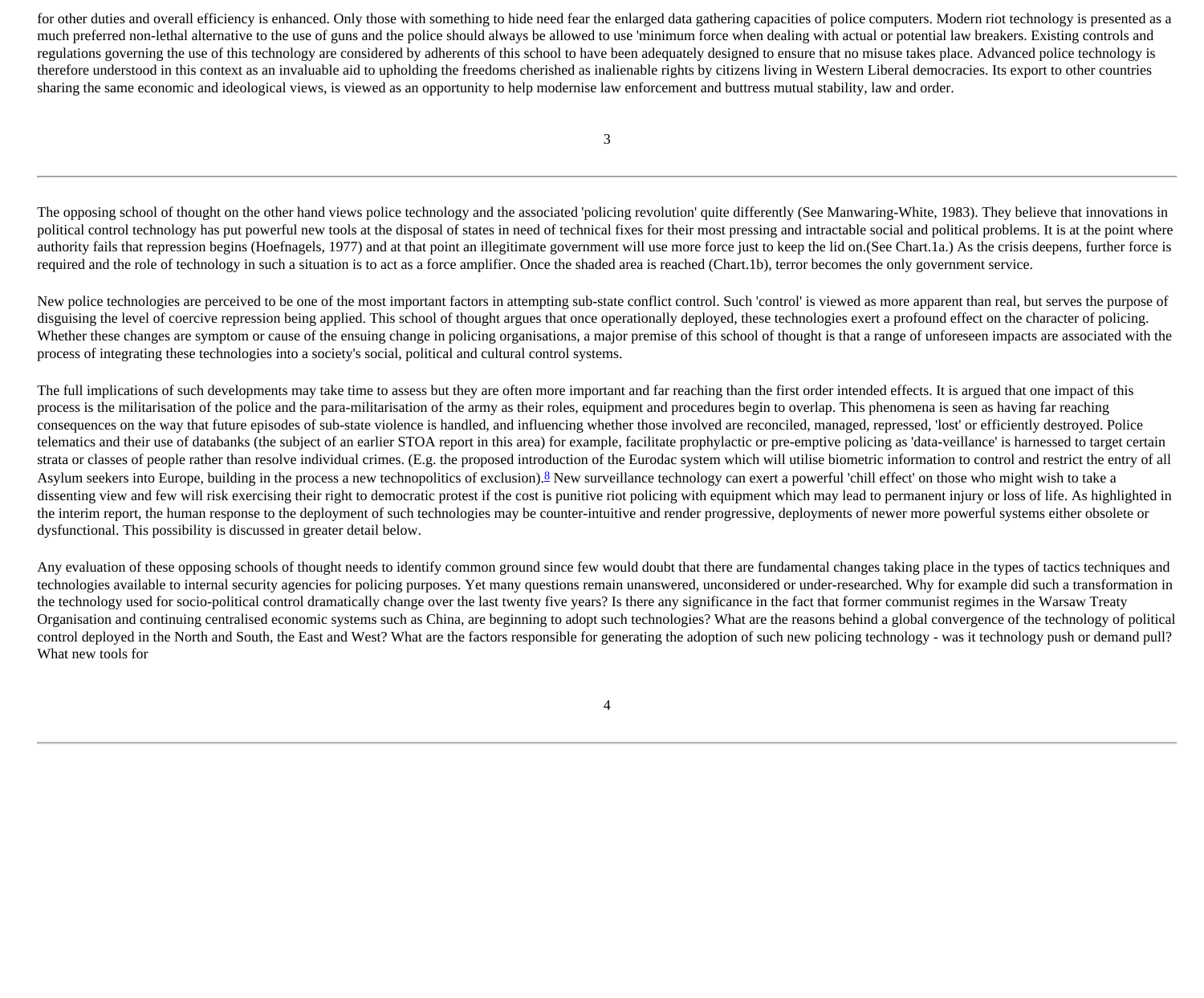for other duties and overall efficiency is enhanced. Only those with something to hide need fear the enlarged data gathering capacities of police computers. Modern riot technology is presented as a much preferred non-lethal alternative to the use of guns and the police should always be allowed to use 'minimum force when dealing with actual or potential law breakers. Existing controls and regulations governing the use of this technology are considered by adherents of this school to have been adequately designed to ensure that no misuse takes place. Advanced police technology is therefore understood in this context as an invaluable aid to upholding the freedoms cherished as inalienable rights by citizens living in Western Liberal democracies. Its export to other countries sharing the same economic and ideological views, is viewed as an opportunity to help modernise law enforcement and buttress mutual stability, law and order.

The opposing school of thought on the other hand views police technology and the associated 'policing revolution' quite differently (See Manwaring-White, 1983). They believe that innovations in political control technology has put powerful new tools at the disposal of states in need of technical fixes for their most pressing and intractable social and political problems. It is at the point where authority fails that repression begins (Hoefnagels, 1977) and at that point an illegitimate government will use more force just to keep the lid on.(See Chart.1a.) As the crisis deepens, further force is required and the role of technology in such a situation is to act as a force amplifier. Once the shaded area is reached (Chart.1b), terror becomes the only government service.

New police technologies are perceived to be one of the most important factors in attempting sub-state conflict control. Such 'control' is viewed as more apparent than real, but serves the purpose of disguising the level of coercive repression being applied. This school of thought argues that once operationally deployed, these technologies exert a profound effect on the character of policing. Whether these changes are symptom or cause of the ensuing change in policing organisations, a major premise of this school of thought is that a range of unforeseen impacts are associated with the process of integrating these technologies into a society's social, political and cultural control systems.

The full implications of such developments may take time to assess but they are often more important and far reaching than the first order intended effects. It is argued that one impact of this process is the militarisation of the police and the para-militarisation of the army as their roles, equipment and procedures begin to overlap. This phenomena is seen as having far reaching consequences on the way that future episodes of sub-state violence is handled, and influencing whether those involved are reconciled, managed, repressed, 'lost' or efficiently destroyed. Police telematics and their use of databanks (the subject of an earlier STOA report in this area) for example, facilitate prophylactic or pre-emptive policing as 'data-veillance' is harnessed to target certain strata or classes of people rather than resolve individual crimes. (E.g. the proposed introduction of the Eurodac system which will utilise biometric information to control and restrict the entry of all Asylum seekers into Europe, building in the process a new technopolitics of exclusion).[8] New surveillance technology can exert a powerful 'chill effect' on those who might wish to take a dissenting view and few will risk exercising their right to democratic protest if the cost is punitive riot policing with equipment which may lead to permanent injury or loss of life. As highlighted in the interim report, the human response to the deployment of such technologies may be counter-intuitive and render progressive, deployments of newer more powerful systems either obsolete or dysfunctional. This possibility is discussed in greater detail below.

Any evaluation of these opposing schools of thought needs to identify common ground since few would doubt that there are fundamental changes taking place in the types of tactics techniques and technologies available to internal security agencies for policing purposes. Yet many questions remain unanswered, unconsidered or under-researched. Why for example did such a transformation in the technology used for socio-political control dramatically change over the last twenty five years? Is there any significance in the fact that former communist regimes in the Warsaw Treaty Organisation and continuing centralised economic systems such as China, are beginning to adopt such technologies? What are the reasons behind a global convergence of the technology of political control deployed in the North and South, the East and West? What are the factors responsible for generating the adoption of such new policing technology - was it technology push or demand pull? What new tools for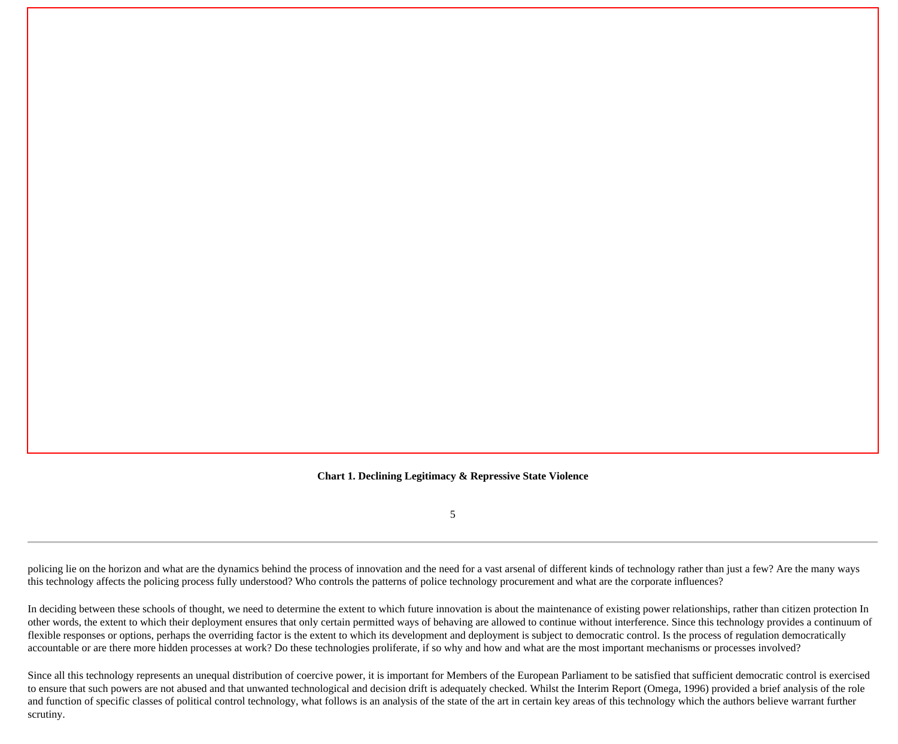**Chart 1. Declining Legitimacy & Repressive State Violence**

policing lie on the horizon and what are the dynamics behind the process of innovation and the need for a vast arsenal of different kinds of technology rather than just a few? Are the many ways this technology affects the policing process fully understood? Who controls the patterns of police technology procurement and what are the corporate influences?

In deciding between these schools of thought, we need to determine the extent to which future innovation is about the maintenance of existing power relationships, rather than citizen protection In other words, the extent to which their deployment ensures that only certain permitted ways of behaving are allowed to continue without interference. Since this technology provides a continuum of flexible responses or options, perhaps the overriding factor is the extent to which its development and deployment is subject to democratic control. Is the process of regulation democratically accountable or are there more hidden processes at work? Do these technologies proliferate, if so why and how and what are the most important mechanisms or processes involved?

Since all this technology represents an unequal distribution of coercive power, it is important for Members of the European Parliament to be satisfied that sufficient democratic control is exercised to ensure that such powers are not abused and that unwanted technological and decision drift is adequately checked. Whilst the Interim Report (Omega, 1996) provided a brief analysis of the role and function of specific classes of political control technology, what follows is an analysis of the state of the art in certain key areas of this technology which the authors believe warrant further scrutiny.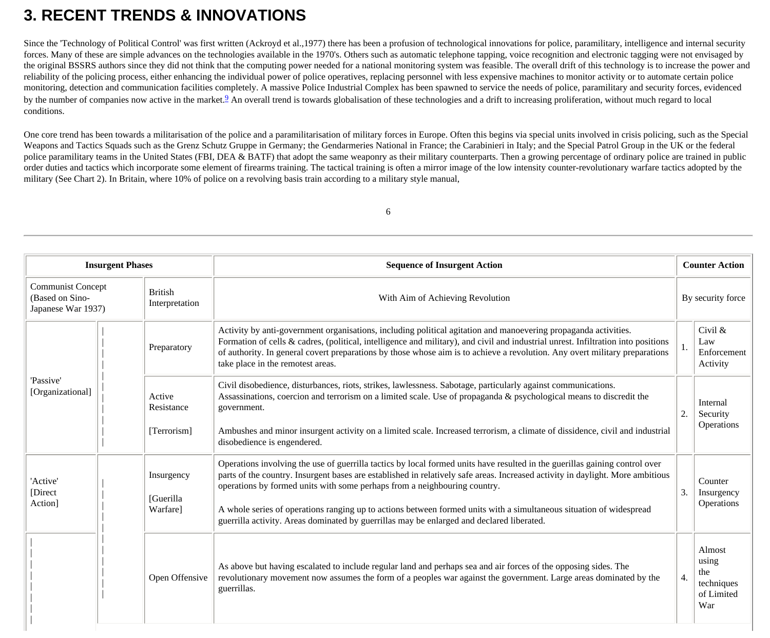# 3. RECENT TRENDS & INNOVATIONS

Since the 'Technology of Political Control' was first written (Ackroyd et al.,1977) there has been a profusion of technological innovations for police, paramilitary, intelligence and internal security forces. Many of these are simple advances on the technologies available in the 1970's. Others such as automatic telephone tapping, voice recognition and electronic tagging were not envisaged by the original BSSRS authors since they did not think that the computing power needed for a national monitoring system was feasible. The overall drift of this technology is to increase the power and reliability of the policing process, either enhancing the individual power of police operatives, replacing personnel with less expensive machines to monitor activity or to automate certain police monitoring, detection and communication facilities completely. A massive Police Industrial Complex has been spawned to service the needs of police, paramilitary and security forces, evidenced by the number of companies now active in the market.[9] An overall trend is towards globalisation of these technologies and a drift to increasing proliferation, without much regard to local conditions.

One core trend has been towards a militarisation of the police and a paramilitarisation of military forces in Europe. Often this begins via special units involved in crisis policing, such as the Special Weapons and Tactics Squads such as the Grenz Schutz Gruppe in Germany; the Gendarmeries National in France; the Carabinieri in Italy; and the Special Patrol Group in the UK or the federal police paramilitary teams in the United States (FBI, DEA & BATF) that adopt the same weaponry as their military counterparts. Then a growing percentage of ordinary police are trained in public order duties and tactics which incorporate some element of firearms training. The tactical training is often a mirror image of the low intensity counter-revolutionary warfare tactics adopted by the military (See Chart 2). In Britain, where 10% of police on a revolving basis train according to a military style manual,

| Insurgent Phases | | Sequence of Insurgent Action | Counter Action | |
|---|---|---|---|---|
| Communist Concept (Based on Sino-Japanese War 1937) | British Interpretation | With Aim of Achieving Revolution | By security force | |
| 'Passive' [Organizational] | Preparatory | Activity by anti-government organisations, including political agitation and manoevering propaganda activities. Formation of cells & cadres, (political, intelligence and military), and civil and industrial unrest. Infiltration into positions of authority. In general covert preparations by those whose aim is to achieve a revolution. Any overt military preparations take place in the remotest areas. | 1. | Civil & Law Enforcement Activity |
| | Active Resistance [Terrorism] | Civil disobedience, disturbances, riots, strikes, lawlessness. Sabotage, particularly against communications. Assassinations, coercion and terrorism on a limited scale. Use of propaganda & psychological means to discredit the government. Ambushes and minor insurgent activity on a limited scale. Increased terrorism, a climate of dissidence, civil and industrial disobedience is engendered. | 2. | Internal Security Operations |
| 'Active' [Direct Action] | Insurgency [Guerilla Warfare] | Operations involving the use of guerrilla tactics by local formed units have resulted in the guerillas gaining control over parts of the country. Insurgent bases are established in relatively safe areas. Increased activity in daylight. More ambitious operations by formed units with some perhaps from a neighbouring country. A whole series of operations ranging up to actions between formed units with a simultaneous situation of widespread guerrilla activity. Areas dominated by guerrillas may be enlarged and declared liberated. | 3. | Counter Insurgency Operations |
| | Open Offensive | As above but having escalated to include regular land and perhaps sea and air forces of the opposing sides. The revolutionary movement now assumes the form of a peoples war against the government. Large areas dominated by the guerrillas. | 4. | Almost using the techniques of Limited War |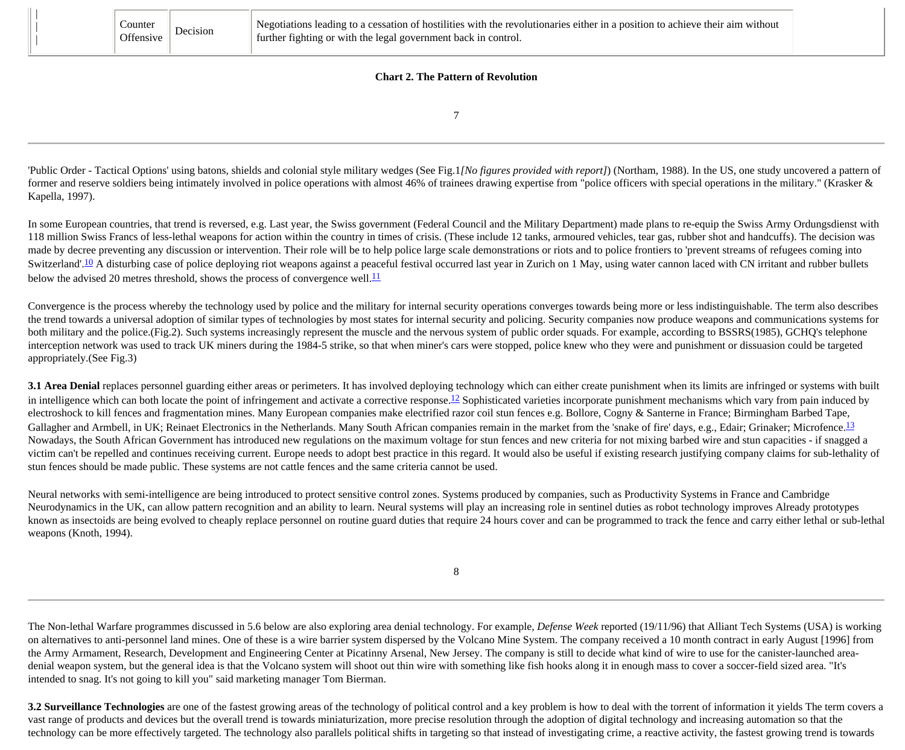| | Counter Offensive | Decision | Negotiations leading to a cessation of hostilities with the revolutionaries either in a position to achieve their aim without further fighting or with the legal government back in control. |
|---|---|---|---|

**Chart 2. The Pattern of Revolution**

'Public Order - Tactical Options' using batons, shields and colonial style military wedges (See Fig.1*[No figures provided with report]*) (Northam, 1988). In the US, one study uncovered a pattern of former and reserve soldiers being intimately involved in police operations with almost 46% of trainees drawing expertise from "police officers with special operations in the military." (Krasker & Kapella, 1997).

In some European countries, that trend is reversed, e.g. Last year, the Swiss government (Federal Council and the Military Department) made plans to re-equip the Swiss Army Ordungsdienst with 118 million Swiss Francs of less-lethal weapons for action within the country in times of crisis. (These include 12 tanks, armoured vehicles, tear gas, rubber shot and handcuffs). The decision was made by decree preventing any discussion or intervention. Their role will be to help police large scale demonstrations or riots and to police frontiers to 'prevent streams of refugees coming into Switzerland'.[10] A disturbing case of police deploying riot weapons against a peaceful festival occurred last year in Zurich on 1 May, using water cannon laced with CN irritant and rubber bullets below the advised 20 metres threshold, shows the process of convergence well.[11]

Convergence is the process whereby the technology used by police and the military for internal security operations converges towards being more or less indistinguishable. The term also describes the trend towards a universal adoption of similar types of technologies by most states for internal security and policing. Security companies now produce weapons and communications systems for both military and the police.(Fig.2). Such systems increasingly represent the muscle and the nervous system of public order squads. For example, according to BSSRS(1985), GCHQ's telephone interception network was used to track UK miners during the 1984-5 strike, so that when miner's cars were stopped, police knew who they were and punishment or dissuasion could be targeted appropriately.(See Fig.3)

**3.1 Area Denial** replaces personnel guarding either areas or perimeters. It has involved deploying technology which can either create punishment when its limits are infringed or systems with built in intelligence which can both locate the point of infringement and activate a corrective response.[12] Sophisticated varieties incorporate punishment mechanisms which vary from pain induced by electroshock to kill fences and fragmentation mines. Many European companies make electrified razor coil stun fences e.g. Bollore, Cogny & Santerne in France; Birmingham Barbed Tape, Gallagher and Armbell, in UK; Reinaet Electronics in the Netherlands. Many South African companies remain in the market from the 'snake of fire' days, e.g., Edair; Grinaker; Microfence.[13] Nowadays, the South African Government has introduced new regulations on the maximum voltage for stun fences and new criteria for not mixing barbed wire and stun capacities - if snagged a victim can't be repelled and continues receiving current. Europe needs to adopt best practice in this regard. It would also be useful if existing research justifying company claims for sub-lethality of stun fences should be made public. These systems are not cattle fences and the same criteria cannot be used.

Neural networks with semi-intelligence are being introduced to protect sensitive control zones. Systems produced by companies, such as Productivity Systems in France and Cambridge Neurodynamics in the UK, can allow pattern recognition and an ability to learn. Neural systems will play an increasing role in sentinel duties as robot technology improves Already prototypes known as insectoids are being evolved to cheaply replace personnel on routine guard duties that require 24 hours cover and can be programmed to track the fence and carry either lethal or sub-lethal weapons (Knoth, 1994).

The Non-lethal Warfare programmes discussed in 5.6 below are also exploring area denial technology. For example, *Defense Week* reported (19/11/96) that Alliant Tech Systems (USA) is working on alternatives to anti-personnel land mines. One of these is a wire barrier system dispersed by the Volcano Mine System. The company received a 10 month contract in early August [1996] from the Army Armament, Research, Development and Engineering Center at Picatinny Arsenal, New Jersey. The company is still to decide what kind of wire to use for the canister-launched area-denial weapon system, but the general idea is that the Volcano system will shoot out thin wire with something like fish hooks along it in enough mass to cover a soccer-field sized area. "It's intended to snag. It's not going to kill you" said marketing manager Tom Bierman.

**3.2 Surveillance Technologies** are one of the fastest growing areas of the technology of political control and a key problem is how to deal with the torrent of information it yields The term covers a vast range of products and devices but the overall trend is towards miniaturization, more precise resolution through the adoption of digital technology and increasing automation so that the technology can be more effectively targeted. The technology also parallels political shifts in targeting so that instead of investigating crime, a reactive activity, the fastest growing trend is towards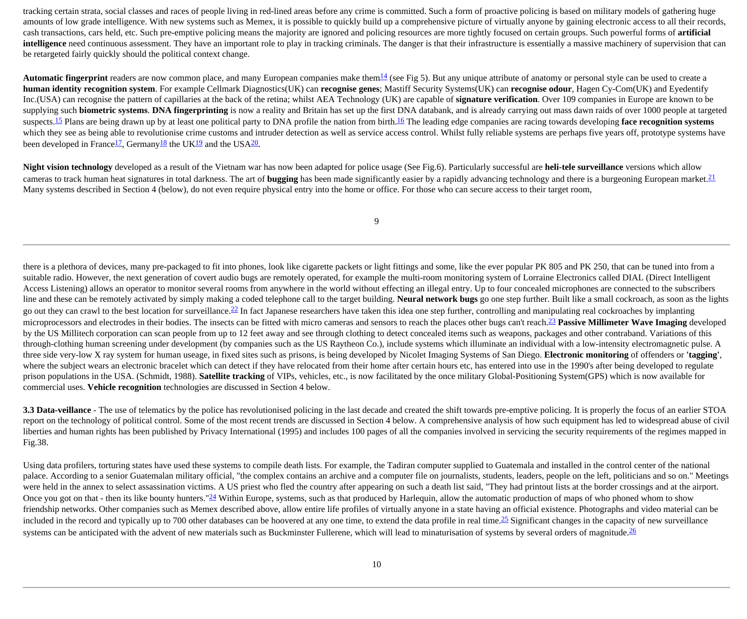tracking certain strata, social classes and races of people living in red-lined areas before any crime is committed. Such a form of proactive policing is based on military models of gathering huge amounts of low grade intelligence. With new systems such as Memex, it is possible to quickly build up a comprehensive picture of virtually anyone by gaining electronic access to all their records, cash transactions, cars held, etc. Such pre-emptive policing means the majority are ignored and policing resources are more tightly focused on certain groups. Such powerful forms of **artificial intelligence** need continuous assessment. They have an important role to play in tracking criminals. The danger is that their infrastructure is essentially a massive machinery of supervision that can be retargeted fairly quickly should the political context change.

**Automatic fingerprint** readers are now common place, and many European companies make them[14] (see Fig 5). But any unique attribute of anatomy or personal style can be used to create a **human identity recognition system**. For example Cellmark Diagnostics(UK) can **recognise genes**; Mastiff Security Systems(UK) can **recognise odour**, Hagen Cy-Com(UK) and Eyedentify Inc.(USA) can recognise the pattern of capillaries at the back of the retina; whilst AEA Technology (UK) are capable of **signature verification**. Over 109 companies in Europe are known to be supplying such **biometric systems**. **DNA fingerprinting** is now a reality and Britain has set up the first DNA databank, and is already carrying out mass dawn raids of over 1000 people at targeted suspects.[15] Plans are being drawn up by at least one political party to DNA profile the nation from birth.[16] The leading edge companies are racing towards developing **face recognition systems** which they see as being able to revolutionise crime customs and intruder detection as well as service access control. Whilst fully reliable systems are perhaps five years off, prototype systems have been developed in France[17], Germany[18] the UK[19] and the USA[20].

**Night vision technology** developed as a result of the Vietnam war has now been adapted for police usage (See Fig.6). Particularly successful are **heli-tele surveillance** versions which allow cameras to track human heat signatures in total darkness. The art of **bugging** has been made significantly easier by a rapidly advancing technology and there is a burgeoning European market.[21] Many systems described in Section 4 (below), do not even require physical entry into the home or office. For those who can secure access to their target room, there is a plethora of devices, many pre-packaged to fit into phones, look like cigarette packets or light fittings and some, like the ever popular PK 805 and PK 250, that can be tuned into from a suitable radio. However, the next generation of covert audio bugs are remotely operated, for example the multi-room monitoring system of Lorraine Electronics called DIAL (Direct Intelligent Access Listening) allows an operator to monitor several rooms from anywhere in the world without effecting an illegal entry. Up to four concealed microphones are connected to the subscribers line and these can be remotely activated by simply making a coded telephone call to the target building. **Neural network bugs** go one step further. Built like a small cockroach, as soon as the lights go out they can crawl to the best location for surveillance.[22] In fact Japanese researchers have taken this idea one step further, controlling and manipulating real cockroaches by implanting microprocessors and electrodes in their bodies. The insects can be fitted with micro cameras and sensors to reach the places other bugs can't reach.[23] **Passive Millimeter Wave Imaging** developed by the US Millitech corporation can scan people from up to 12 feet away and see through clothing to detect concealed items such as weapons, packages and other contraband. Variations of this through-clothing human screening under development (by companies such as the US Raytheon Co.), include systems which illuminate an individual with a low-intensity electromagnetic pulse. A three side very-low X ray system for human useage, in fixed sites such as prisons, is being developed by Nicolet Imaging Systems of San Diego. **Electronic monitoring** of offenders or **'tagging'**, where the subject wears an electronic bracelet which can detect if they have relocated from their home after certain hours etc, has entered into use in the 1990's after being developed to regulate prison populations in the USA. (Schmidt, 1988). **Satellite tracking** of VIPs, vehicles, etc., is now facilitated by the once military Global-Positioning System(GPS) which is now available for commercial uses. **Vehicle recognition** technologies are discussed in Section 4 below.

**3.3 Data-veillance** - The use of telematics by the police has revolutionised policing in the last decade and created the shift towards pre-emptive policing. It is properly the focus of an earlier STOA report on the technology of political control. Some of the most recent trends are discussed in Section 4 below. A comprehensive analysis of how such equipment has led to widespread abuse of civil liberties and human rights has been published by Privacy International (1995) and includes 100 pages of all the companies involved in servicing the security requirements of the regimes mapped in Fig.38.

Using data profilers, torturing states have used these systems to compile death lists. For example, the Tadiran computer supplied to Guatemala and installed in the control center of the national palace. According to a senior Guatemalan military official, "the complex contains an archive and a computer file on journalists, students, leaders, people on the left, politicians and so on." Meetings were held in the annex to select assassination victims. A US priest who fled the country after appearing on such a death list said, "They had printout lists at the border crossings and at the airport. Once you got on that - then its like bounty hunters."[24] Within Europe, systems, such as that produced by Harlequin, allow the automatic production of maps of who phoned whom to show friendship networks. Other companies such as Memex described above, allow entire life profiles of virtually anyone in a state having an official existence. Photographs and video material can be included in the record and typically up to 700 other databases can be hoovered at any one time, to extend the data profile in real time.[25] Significant changes in the capacity of new surveillance systems can be anticipated with the advent of new materials such as Buckminster Fullerene, which will lead to minaturisation of systems by several orders of magnitude.[26]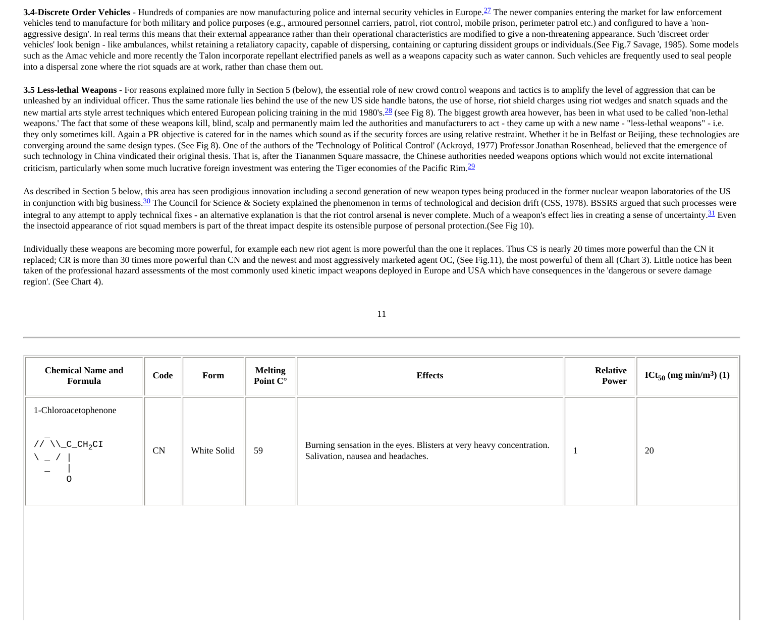**3.4-Discrete Order Vehicles** - Hundreds of companies are now manufacturing police and internal security vehicles in Europe.[27] The newer companies entering the market for law enforcement vehicles tend to manufacture for both military and police purposes (e.g., armoured personnel carriers, patrol, riot control, mobile prison, perimeter patrol etc.) and configured to have a 'non-aggressive design'. In real terms this means that their external appearance rather than their operational characteristics are modified to give a non-threatening appearance. Such 'discreet order vehicles' look benign - like ambulances, whilst retaining a retaliatory capacity, capable of dispersing, containing or capturing dissident groups or individuals.(See Fig.7 Savage, 1985). Some models such as the Amac vehicle and more recently the Talon incorporate repellant electrified panels as well as a weapons capacity such as water cannon. Such vehicles are frequently used to seal people into a dispersal zone where the riot squads are at work, rather than chase them out.

**3.5 Less-lethal Weapons** - For reasons explained more fully in Section 5 (below), the essential role of new crowd control weapons and tactics is to amplify the level of aggression that can be unleashed by an individual officer. Thus the same rationale lies behind the use of the new US side handle batons, the use of horse, riot shield charges using riot wedges and snatch squads and the new martial arts style arrest techniques which entered European policing training in the mid 1980's.[28] (see Fig 8). The biggest growth area however, has been in what used to be called 'non-lethal weapons.' The fact that some of these weapons kill, blind, scalp and permanently maim led the authorities and manufacturers to act - they came up with a new name - "less-lethal weapons" - i.e. they only sometimes kill. Again a PR objective is catered for in the names which sound as if the security forces are using relative restraint. Whether it be in Belfast or Beijing, these technologies are converging around the same design types. (See Fig 8). One of the authors of the 'Technology of Political Control' (Ackroyd, 1977) Professor Jonathan Rosenhead, believed that the emergence of such technology in China vindicated their original thesis. That is, after the Tiananmen Square massacre, the Chinese authorities needed weapons options which would not excite international criticism, particularly when some much lucrative foreign investment was entering the Tiger economies of the Pacific Rim.[29]

As described in Section 5 below, this area has seen prodigious innovation including a second generation of new weapon types being produced in the former nuclear weapon laboratories of the US in conjunction with big business.[30] The Council for Science & Society explained the phenomenon in terms of technological and decision drift (CSS, 1978). BSSRS argued that such processes were integral to any attempt to apply technical fixes - an alternative explanation is that the riot control arsenal is never complete. Much of a weapon's effect lies in creating a sense of uncertainty.[31] Even the insectoid appearance of riot squad members is part of the threat impact despite its ostensible purpose of personal protection.(See Fig 10).

Individually these weapons are becoming more powerful, for example each new riot agent is more powerful than the one it replaces. Thus CS is nearly 20 times more powerful than the CN it replaced; CR is more than 30 times more powerful than CN and the newest and most aggressively marketed agent OC, (See Fig.11), the most powerful of them all (Chart 3). Little notice has been taken of the professional hazard assessments of the most commonly used kinetic impact weapons deployed in Europe and USA which have consequences in the 'dangerous or severe damage region'. (See Chart 4).

| Chemical Name and Formula | Code | Form | Melting Point C° | Effects | Relative Power | $ICt_{50}$ (mg min/m$^3$) (1) |
|---|---|---|---|---|---|---|
| 1-Chloroacetophenone <br> `// \\_C_CH2CI` <br> `\ _ / |` <br> `O` | CN | White Solid | 59 | Burning sensation in the eyes. Blisters at very heavy concentration. Salivation, nausea and headaches. | 1 | 20 |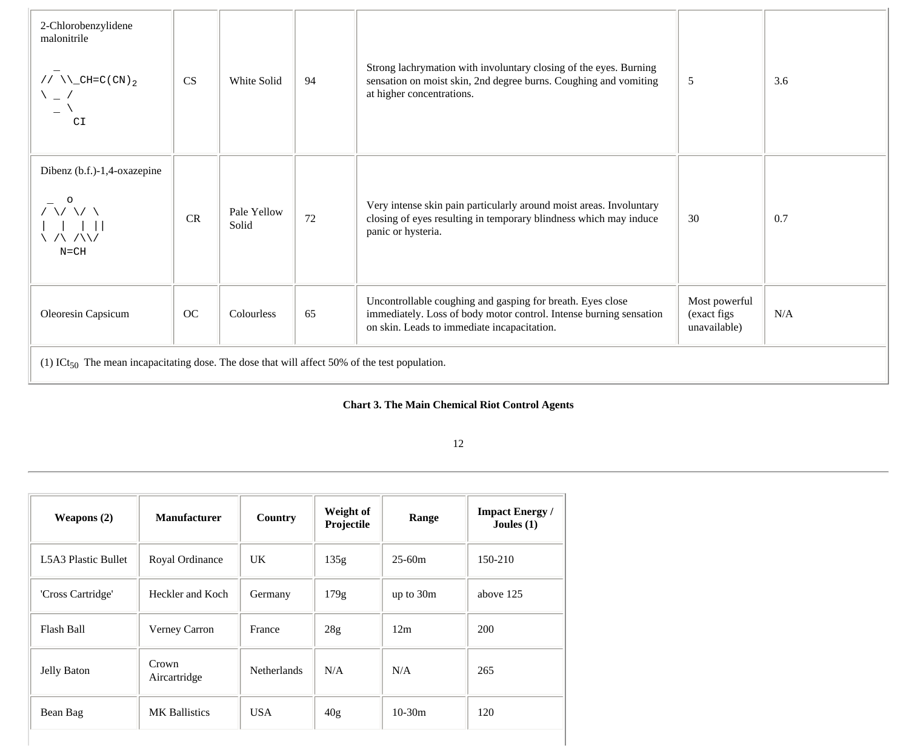| 2-Chlorobenzylidene malonitrile<br>`_`<br>`// \\_CH=C(CN)2`<br>`\ _ /`<br>`_ \`<br>`CI` | CS | White Solid | 94 | Strong lachrymation with involuntary closing of the eyes. Burning sensation on moist skin, 2nd degree burns. Coughing and vomiting at higher concentrations. | 5 | 3.6 |
|---|---|---|---|---|---|---|
| Dibenz (b.f.)-1,4-oxazepine<br>`_ O`<br>`/ \/ \/ \`<br>`\| \| \| \|\|`<br>`\ /\ /\\/`<br>`N=CH` | CR | Pale Yellow Solid | 72 | Very intense skin pain particularly around moist areas. Involuntary closing of eyes resulting in temporary blindness which may induce panic or hysteria. | 30 | 0.7 |
| Oleoresin Capsicum | OC | Colourless | 65 | Uncontrollable coughing and gasping for breath. Eyes close immediately. Loss of body motor control. Intense burning sensation on skin. Leads to immediate incapacitation. | Most powerful (exact figs unavailable) | N/A |
| (1) $ICt_{50}$ The mean incapacitating dose. The dose that will affect 50% of the test population. | | | | | | |

**Chart 3. The Main Chemical Riot Control Agents**

| Weapons (2) | Manufacturer | Country | Weight of Projectile | Range | Impact Energy / Joules (1) |
|---|---|---|---|---|---|
| L5A3 Plastic Bullet | Royal Ordinance | UK | 135g | 25-60m | 150-210 |
| 'Cross Cartridge' | Heckler and Koch | Germany | 179g | up to 30m | above 125 |
| Flash Ball | Verney Carron | France | 28g | 12m | 200 |
| Jelly Baton | Crown Aircartridge | Netherlands | N/A | N/A | 265 |
| Bean Bag | MK Ballistics | USA | 40g | 10-30m | 120 |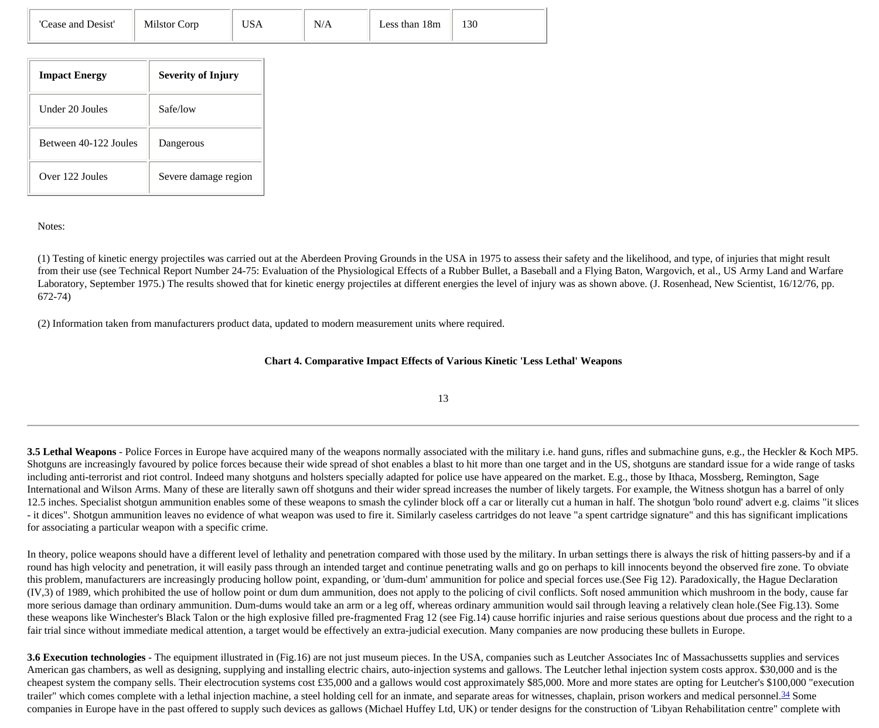| 'Cease and Desist' | Milstor Corp | USA | N/A | Less than 18m | 130 |
|---|---|---|---|---|---|

| Impact Energy | Severity of Injury |
|---|---|
| Under 20 Joules | Safe/low |
| Between 40-122 Joules | Dangerous |
| Over 122 Joules | Severe damage region |

Notes:

(1) Testing of kinetic energy projectiles was carried out at the Aberdeen Proving Grounds in the USA in 1975 to assess their safety and the likelihood, and type, of injuries that might result from their use (see Technical Report Number 24-75: Evaluation of the Physiological Effects of a Rubber Bullet, a Baseball and a Flying Baton, Wargovich, et al., US Army Land and Warfare Laboratory, September 1975.) The results showed that for kinetic energy projectiles at different energies the level of injury was as shown above. (J. Rosenhead, New Scientist, 16/12/76, pp. 672-74)

(2) Information taken from manufacturers product data, updated to modern measurement units where required.

**Chart 4. Comparative Impact Effects of Various Kinetic 'Less Lethal' Weapons**

---

**3.5 Lethal Weapons** - Police Forces in Europe have acquired many of the weapons normally associated with the military i.e. hand guns, rifles and submachine guns, e.g., the Heckler & Koch MP5. Shotguns are increasingly favoured by police forces because their wide spread of shot enables a blast to hit more than one target and in the US, shotguns are standard issue for a wide range of tasks including anti-terrorist and riot control. Indeed many shotguns and holsters specially adapted for police use have appeared on the market. E.g., those by Ithaca, Mossberg, Remington, Sage International and Wilson Arms. Many of these are literally sawn off shotguns and their wider spread increases the number of likely targets. For example, the Witness shotgun has a barrel of only 12.5 inches. Specialist shotgun ammunition enables some of these weapons to smash the cylinder block off a car or literally cut a human in half. The shotgun 'bolo round' advert e.g. claims "it slices - it dices". Shotgun ammunition leaves no evidence of what weapon was used to fire it. Similarly caseless cartridges do not leave "a spent cartridge signature" and this has significant implications for associating a particular weapon with a specific crime.

In theory, police weapons should have a different level of lethality and penetration compared with those used by the military. In urban settings there is always the risk of hitting passers-by and if a round has high velocity and penetration, it will easily pass through an intended target and continue penetrating walls and go on perhaps to kill innocents beyond the observed fire zone. To obviate this problem, manufacturers are increasingly producing hollow point, expanding, or 'dum-dum' ammunition for police and special forces use.(See Fig 12). Paradoxically, the Hague Declaration (IV,3) of 1989, which prohibited the use of hollow point or dum dum ammunition, does not apply to the policing of civil conflicts. Soft nosed ammunition which mushroom in the body, cause far more serious damage than ordinary ammunition. Dum-dums would take an arm or a leg off, whereas ordinary ammunition would sail through leaving a relatively clean hole.(See Fig.13). Some these weapons like Winchester's Black Talon or the high explosive filled pre-fragmented Frag 12 (see Fig.14) cause horrific injuries and raise serious questions about due process and the right to a fair trial since without immediate medical attention, a target would be effectively an extra-judicial execution. Many companies are now producing these bullets in Europe.

**3.6 Execution technologies** - The equipment illustrated in (Fig.16) are not just museum pieces. In the USA, companies such as Leutcher Associates Inc of Massachussetts supplies and services American gas chambers, as well as designing, supplying and installing electric chairs, auto-injection systems and gallows. The Leutcher lethal injection system costs approx. $30,000 and is the cheapest system the company sells. Their electrocution systems cost £35,000 and a gallows would cost approximately $85,000. More and more states are opting for Leutcher's $100,000 "execution trailer" which comes complete with a lethal injection machine, a steel holding cell for an inmate, and separate areas for witnesses, chaplain, prison workers and medical personnel.[34] Some companies in Europe have in the past offered to supply such devices as gallows (Michael Huffey Ltd, UK) or tender designs for the construction of 'Libyan Rehabilitation centre" complete with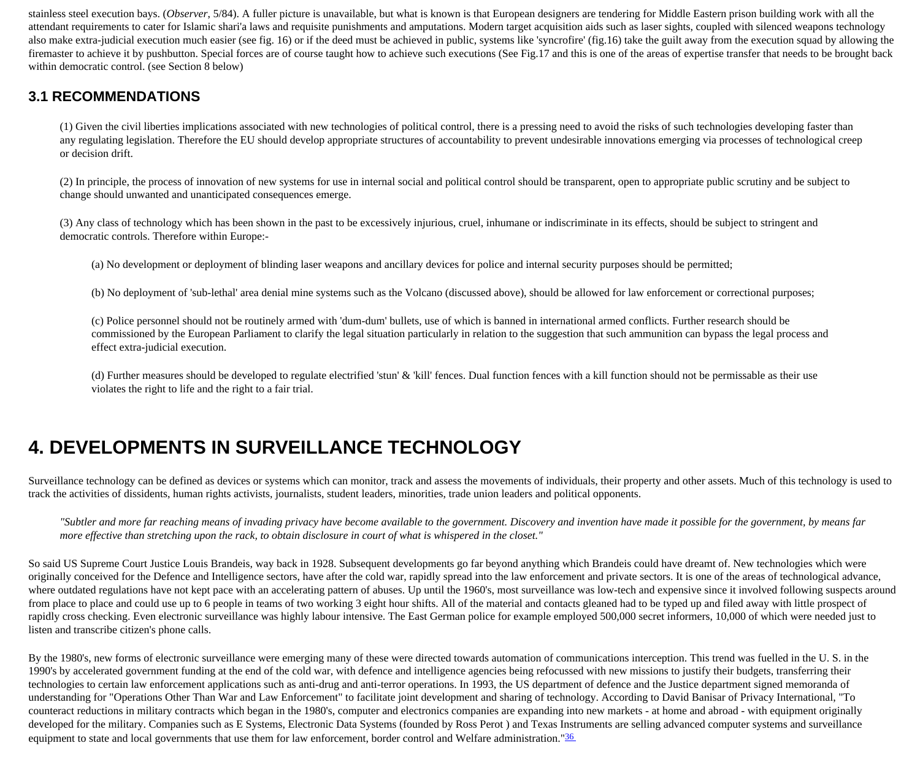stainless steel execution bays. (*Observer*, 5/84). A fuller picture is unavailable, but what is known is that European designers are tendering for Middle Eastern prison building work with all the attendant requirements to cater for Islamic shari'a laws and requisite punishments and amputations. Modern target acquisition aids such as laser sights, coupled with silenced weapons technology also make extra-judicial execution much easier (see fig. 16) or if the deed must be achieved in public, systems like 'syncrofire' (fig.16) take the guilt away from the execution squad by allowing the firemaster to achieve it by pushbutton. Special forces are of course taught how to achieve such executions (See Fig.17 and this is one of the areas of expertise transfer that needs to be brought back within democratic control. (see Section 8 below)

### 3.1 RECOMMENDATIONS

> (1) Given the civil liberties implications associated with new technologies of political control, there is a pressing need to avoid the risks of such technologies developing faster than any regulating legislation. Therefore the EU should develop appropriate structures of accountability to prevent undesirable innovations emerging via processes of technological creep or decision drift.
>
> (2) In principle, the process of innovation of new systems for use in internal social and political control should be transparent, open to appropriate public scrutiny and be subject to change should unwanted and unanticipated consequences emerge.
>
> (3) Any class of technology which has been shown in the past to be excessively injurious, cruel, inhumane or indiscriminate in its effects, should be subject to stringent and democratic controls. Therefore within Europe:-
>
> > (a) No development or deployment of blinding laser weapons and ancillary devices for police and internal security purposes should be permitted;
> >
> > (b) No deployment of 'sub-lethal' area denial mine systems such as the Volcano (discussed above), should be allowed for law enforcement or correctional purposes;
> >
> > (c) Police personnel should not be routinely armed with 'dum-dum' bullets, use of which is banned in international armed conflicts. Further research should be commissioned by the European Parliament to clarify the legal situation particularly in relation to the suggestion that such ammunition can bypass the legal process and effect extra-judicial execution.
> >
> > (d) Further measures should be developed to regulate electrified 'stun' & 'kill' fences. Dual function fences with a kill function should not be permissable as their use violates the right to life and the right to a fair trial.

## 4. DEVELOPMENTS IN SURVEILLANCE TECHNOLOGY

Surveillance technology can be defined as devices or systems which can monitor, track and assess the movements of individuals, their property and other assets. Much of this technology is used to track the activities of dissidents, human rights activists, journalists, student leaders, minorities, trade union leaders and political opponents.

> *"Subtler and more far reaching means of invading privacy have become available to the government. Discovery and invention have made it possible for the government, by means far more effective than stretching upon the rack, to obtain disclosure in court of what is whispered in the closet."*

So said US Supreme Court Justice Louis Brandeis, way back in 1928. Subsequent developments go far beyond anything which Brandeis could have dreamt of. New technologies which were originally conceived for the Defence and Intelligence sectors, have after the cold war, rapidly spread into the law enforcement and private sectors. It is one of the areas of technological advance, where outdated regulations have not kept pace with an accelerating pattern of abuses. Up until the 1960's, most surveillance was low-tech and expensive since it involved following suspects around from place to place and could use up to 6 people in teams of two working 3 eight hour shifts. All of the material and contacts gleaned had to be typed up and filed away with little prospect of rapidly cross checking. Even electronic surveillance was highly labour intensive. The East German police for example employed 500,000 secret informers, 10,000 of which were needed just to listen and transcribe citizen's phone calls.

By the 1980's, new forms of electronic surveillance were emerging many of these were directed towards automation of communications interception. This trend was fuelled in the U. S. in the 1990's by accelerated government funding at the end of the cold war, with defence and intelligence agencies being refocussed with new missions to justify their budgets, transferring their technologies to certain law enforcement applications such as anti-drug and anti-terror operations. In 1993, the US department of defence and the Justice department signed memoranda of understanding for "Operations Other Than War and Law Enforcement" to facilitate joint development and sharing of technology. According to David Banisar of Privacy International, "To counteract reductions in military contracts which began in the 1980's, computer and electronics companies are expanding into new markets - at home and abroad - with equipment originally developed for the military. Companies such as E Systems, Electronic Data Systems (founded by Ross Perot ) and Texas Instruments are selling advanced computer systems and surveillance equipment to state and local governments that use them for law enforcement, border control and Welfare administration."[36]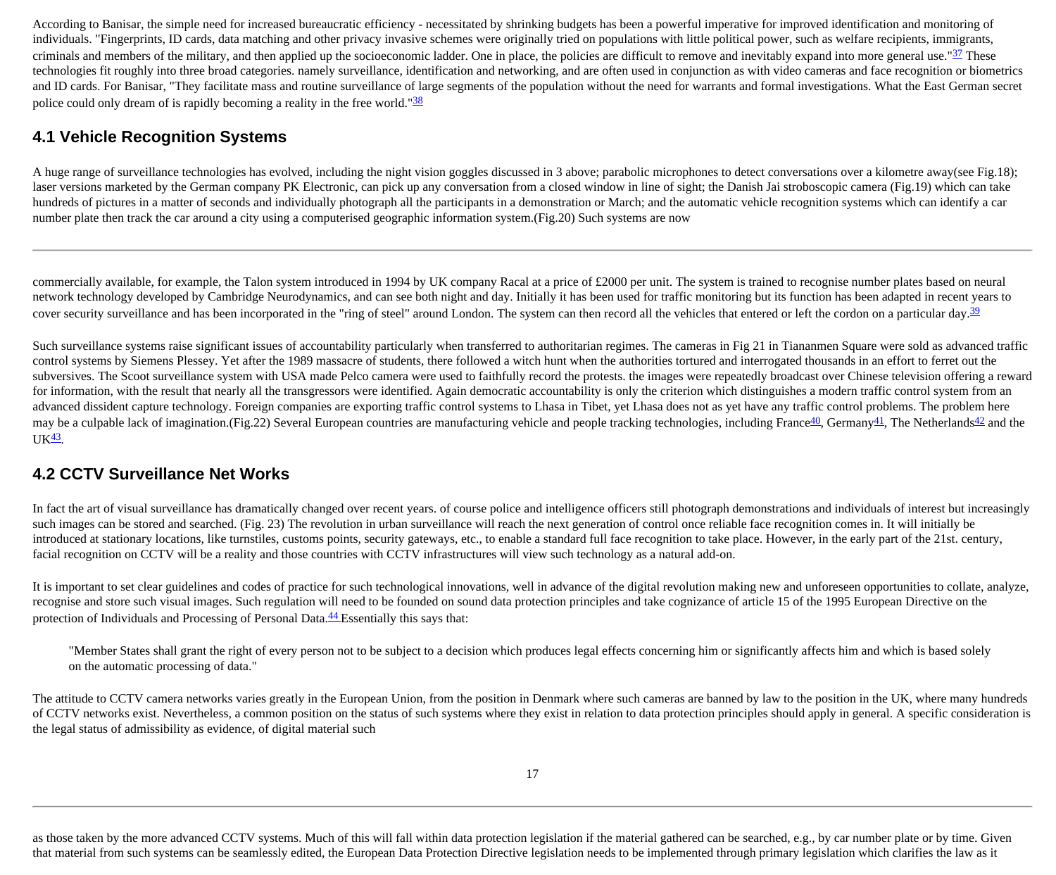According to Banisar, the simple need for increased bureaucratic efficiency - necessitated by shrinking budgets has been a powerful imperative for improved identification and monitoring of individuals. "Fingerprints, ID cards, data matching and other privacy invasive schemes were originally tried on populations with little political power, such as welfare recipients, immigrants, criminals and members of the military, and then applied up the socioeconomic ladder. One in place, the policies are difficult to remove and inevitably expand into more general use."[37] These technologies fit roughly into three broad categories. namely surveillance, identification and networking, and are often used in conjunction as with video cameras and face recognition or biometrics and ID cards. For Banisar, "They facilitate mass and routine surveillance of large segments of the population without the need for warrants and formal investigations. What the East German secret police could only dream of is rapidly becoming a reality in the free world."[38]

## 4.1 Vehicle Recognition Systems

A huge range of surveillance technologies has evolved, including the night vision goggles discussed in 3 above; parabolic microphones to detect conversations over a kilometre away(see Fig.18); laser versions marketed by the German company PK Electronic, can pick up any conversation from a closed window in line of sight; the Danish Jai stroboscopic camera (Fig.19) which can take hundreds of pictures in a matter of seconds and individually photograph all the participants in a demonstration or March; and the automatic vehicle recognition systems which can identify a car number plate then track the car around a city using a computerised geographic information system.(Fig.20) Such systems are now commercially available, for example, the Talon system introduced in 1994 by UK company Racal at a price of £2000 per unit. The system is trained to recognise number plates based on neural network technology developed by Cambridge Neurodynamics, and can see both night and day. Initially it has been used for traffic monitoring but its function has been adapted in recent years to cover security surveillance and has been incorporated in the "ring of steel" around London. The system can then record all the vehicles that entered or left the cordon on a particular day.[39]

Such surveillance systems raise significant issues of accountability particularly when transferred to authoritarian regimes. The cameras in Fig 21 in Tiananmen Square were sold as advanced traffic control systems by Siemens Plessey. Yet after the 1989 massacre of students, there followed a witch hunt when the authorities tortured and interrogated thousands in an effort to ferret out the subversives. The Scoot surveillance system with USA made Pelco camera were used to faithfully record the protests. the images were repeatedly broadcast over Chinese television offering a reward for information, with the result that nearly all the transgressors were identified. Again democratic accountability is only the criterion which distinguishes a modern traffic control system from an advanced dissident capture technology. Foreign companies are exporting traffic control systems to Lhasa in Tibet, yet Lhasa does not as yet have any traffic control problems. The problem here may be a culpable lack of imagination.(Fig.22) Several European countries are manufacturing vehicle and people tracking technologies, including France[40], Germany[41], The Netherlands[42] and the UK[43].

## 4.2 CCTV Surveillance Net Works

In fact the art of visual surveillance has dramatically changed over recent years. of course police and intelligence officers still photograph demonstrations and individuals of interest but increasingly such images can be stored and searched. (Fig. 23) The revolution in urban surveillance will reach the next generation of control once reliable face recognition comes in. It will initially be introduced at stationary locations, like turnstiles, customs points, security gateways, etc., to enable a standard full face recognition to take place. However, in the early part of the 21st. century, facial recognition on CCTV will be a reality and those countries with CCTV infrastructures will view such technology as a natural add-on.

It is important to set clear guidelines and codes of practice for such technological innovations, well in advance of the digital revolution making new and unforeseen opportunities to collate, analyze, recognise and store such visual images. Such regulation will need to be founded on sound data protection principles and take cognizance of article 15 of the 1995 European Directive on the protection of Individuals and Processing of Personal Data.[44] Essentially this says that:

> "Member States shall grant the right of every person not to be subject to a decision which produces legal effects concerning him or significantly affects him and which is based solely on the automatic processing of data."

The attitude to CCTV camera networks varies greatly in the European Union, from the position in Denmark where such cameras are banned by law to the position in the UK, where many hundreds of CCTV networks exist. Nevertheless, a common position on the status of such systems where they exist in relation to data protection principles should apply in general. A specific consideration is the legal status of admissibility as evidence, of digital material such as those taken by the more advanced CCTV systems. Much of this will fall within data protection legislation if the material gathered can be searched, e.g., by car number plate or by time. Given that material from such systems can be seamlessly edited, the European Data Protection Directive legislation needs to be implemented through primary legislation which clarifies the law as it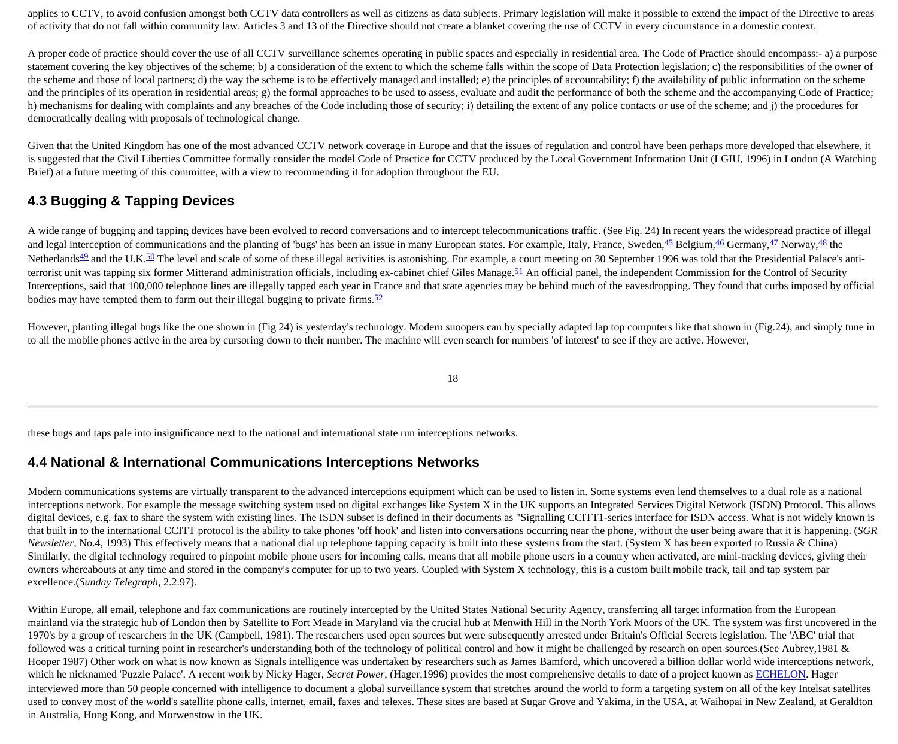applies to CCTV, to avoid confusion amongst both CCTV data controllers as well as citizens as data subjects. Primary legislation will make it possible to extend the impact of the Directive to areas of activity that do not fall within community law. Articles 3 and 13 of the Directive should not create a blanket covering the use of CCTV in every circumstance in a domestic context.

A proper code of practice should cover the use of all CCTV surveillance schemes operating in public spaces and especially in residential area. The Code of Practice should encompass:- a) a purpose statement covering the key objectives of the scheme; b) a consideration of the extent to which the scheme falls within the scope of Data Protection legislation; c) the responsibilities of the owner of the scheme and those of local partners; d) the way the scheme is to be effectively managed and installed; e) the principles of accountability; f) the availability of public information on the scheme and the principles of its operation in residential areas; g) the formal approaches to be used to assess, evaluate and audit the performance of both the scheme and the accompanying Code of Practice; h) mechanisms for dealing with complaints and any breaches of the Code including those of security; i) detailing the extent of any police contacts or use of the scheme; and j) the procedures for democratically dealing with proposals of technological change.

Given that the United Kingdom has one of the most advanced CCTV network coverage in Europe and that the issues of regulation and control have been perhaps more developed that elsewhere, it is suggested that the Civil Liberties Committee formally consider the model Code of Practice for CCTV produced by the Local Government Information Unit (LGIU, 1996) in London (A Watching Brief) at a future meeting of this committee, with a view to recommending it for adoption throughout the EU.

## 4.3 Bugging & Tapping Devices

A wide range of bugging and tapping devices have been evolved to record conversations and to intercept telecommunications traffic. (See Fig. 24) In recent years the widespread practice of illegal and legal interception of communications and the planting of 'bugs' has been an issue in many European states. For example, Italy, France, Sweden,[45] Belgium,[46] Germany,[47] Norway,[48] the Netherlands[49] and the U.K.[50] The level and scale of some of these illegal activities is astonishing. For example, a court meeting on 30 September 1996 was told that the Presidential Palace's anti-terrorist unit was tapping six former Mitterand administration officials, including ex-cabinet chief Giles Manage.[51] An official panel, the independent Commission for the Control of Security Interceptions, said that 100,000 telephone lines are illegally tapped each year in France and that state agencies may be behind much of the eavesdropping. They found that curbs imposed by official bodies may have tempted them to farm out their illegal bugging to private firms.[52]

However, planting illegal bugs like the one shown in (Fig 24) is yesterday's technology. Modern snoopers can by specially adapted lap top computers like that shown in (Fig.24), and simply tune in to all the mobile phones active in the area by cursoring down to their number. The machine will even search for numbers 'of interest' to see if they are active. However, these bugs and taps pale into insignificance next to the national and international state run interceptions networks.

## 4.4 National & International Communications Interceptions Networks

Modern communications systems are virtually transparent to the advanced interceptions equipment which can be used to listen in. Some systems even lend themselves to a dual role as a national interceptions network. For example the message switching system used on digital exchanges like System X in the UK supports an Integrated Services Digital Network (ISDN) Protocol. This allows digital devices, e.g. fax to share the system with existing lines. The ISDN subset is defined in their documents as "Signalling CCITT1-series interface for ISDN access. What is not widely known is that built in to the international CCITT protocol is the ability to take phones 'off hook' and listen into conversations occurring near the phone, without the user being aware that it is happening. (*SGR Newsletter*, No.4, 1993) This effectively means that a national dial up telephone tapping capacity is built into these systems from the start. (System X has been exported to Russia & China) Similarly, the digital technology required to pinpoint mobile phone users for incoming calls, means that all mobile phone users in a country when activated, are mini-tracking devices, giving their owners whereabouts at any time and stored in the company's computer for up to two years. Coupled with System X technology, this is a custom built mobile track, tail and tap system par excellence.(*Sunday Telegraph*, 2.2.97).

Within Europe, all email, telephone and fax communications are routinely intercepted by the United States National Security Agency, transferring all target information from the European mainland via the strategic hub of London then by Satellite to Fort Meade in Maryland via the crucial hub at Menwith Hill in the North York Moors of the UK. The system was first uncovered in the 1970's by a group of researchers in the UK (Campbell, 1981). The researchers used open sources but were subsequently arrested under Britain's Official Secrets legislation. The 'ABC' trial that followed was a critical turning point in researcher's understanding both of the technology of political control and how it might be challenged by research on open sources.(See Aubrey,1981 & Hooper 1987) Other work on what is now known as Signals intelligence was undertaken by researchers such as James Bamford, which uncovered a billion dollar world wide interceptions network, which he nicknamed 'Puzzle Palace'. A recent work by Nicky Hager, *Secret Power*, (Hager,1996) provides the most comprehensive details to date of a project known as ECHELON. Hager interviewed more than 50 people concerned with intelligence to document a global surveillance system that stretches around the world to form a targeting system on all of the key Intelsat satellites used to convey most of the world's satellite phone calls, internet, email, faxes and telexes. These sites are based at Sugar Grove and Yakima, in the USA, at Waihopai in New Zealand, at Geraldton in Australia, Hong Kong, and Morwenstow in the UK.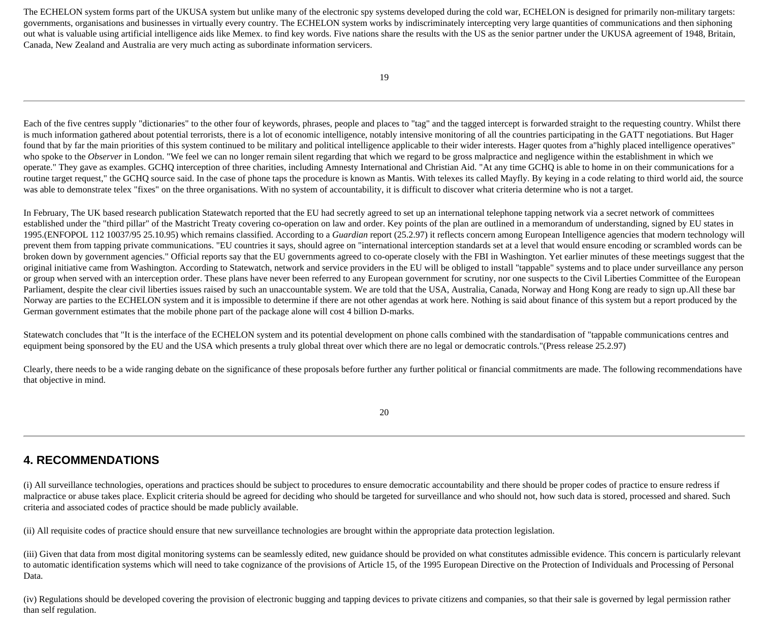The ECHELON system forms part of the UKUSA system but unlike many of the electronic spy systems developed during the cold war, ECHELON is designed for primarily non-military targets: governments, organisations and businesses in virtually every country. The ECHELON system works by indiscriminately intercepting very large quantities of communications and then siphoning out what is valuable using artificial intelligence aids like Memex. to find key words. Five nations share the results with the US as the senior partner under the UKUSA agreement of 1948, Britain, Canada, New Zealand and Australia are very much acting as subordinate information servicers.

Each of the five centres supply "dictionaries" to the other four of keywords, phrases, people and places to "tag" and the tagged intercept is forwarded straight to the requesting country. Whilst there is much information gathered about potential terrorists, there is a lot of economic intelligence, notably intensive monitoring of all the countries participating in the GATT negotiations. But Hager found that by far the main priorities of this system continued to be military and political intelligence applicable to their wider interests. Hager quotes from a"highly placed intelligence operatives" who spoke to the *Observer* in London. "We feel we can no longer remain silent regarding that which we regard to be gross malpractice and negligence within the establishment in which we operate." They gave as examples. GCHQ interception of three charities, including Amnesty International and Christian Aid. "At any time GCHQ is able to home in on their communications for a routine target request," the GCHQ source said. In the case of phone taps the procedure is known as Mantis. With telexes its called Mayfly. By keying in a code relating to third world aid, the source was able to demonstrate telex "fixes" on the three organisations. With no system of accountability, it is difficult to discover what criteria determine who is not a target.

In February, The UK based research publication Statewatch reported that the EU had secretly agreed to set up an international telephone tapping network via a secret network of committees established under the "third pillar" of the Mastricht Treaty covering co-operation on law and order. Key points of the plan are outlined in a memorandum of understanding, signed by EU states in 1995.(ENFOPOL 112 10037/95 25.10.95) which remains classified. According to a *Guardian* report (25.2.97) it reflects concern among European Intelligence agencies that modern technology will prevent them from tapping private communications. "EU countries it says, should agree on "international interception standards set at a level that would ensure encoding or scrambled words can be broken down by government agencies." Official reports say that the EU governments agreed to co-operate closely with the FBI in Washington. Yet earlier minutes of these meetings suggest that the original initiative came from Washington. According to Statewatch, network and service providers in the EU will be obliged to install "tappable" systems and to place under surveillance any person or group when served with an interception order. These plans have never been referred to any European government for scrutiny, nor one suspects to the Civil Liberties Committee of the European Parliament, despite the clear civil liberties issues raised by such an unaccountable system. We are told that the USA, Australia, Canada, Norway and Hong Kong are ready to sign up.All these bar Norway are parties to the ECHELON system and it is impossible to determine if there are not other agendas at work here. Nothing is said about finance of this system but a report produced by the German government estimates that the mobile phone part of the package alone will cost 4 billion D-marks.

Statewatch concludes that "It is the interface of the ECHELON system and its potential development on phone calls combined with the standardisation of "tappable communications centres and equipment being sponsored by the EU and the USA which presents a truly global threat over which there are no legal or democratic controls."(Press release 25.2.97)

Clearly, there needs to be a wide ranging debate on the significance of these proposals before further any further political or financial commitments are made. The following recommendations have that objective in mind.

## 4. RECOMMENDATIONS

(i) All surveillance technologies, operations and practices should be subject to procedures to ensure democratic accountability and there should be proper codes of practice to ensure redress if malpractice or abuse takes place. Explicit criteria should be agreed for deciding who should be targeted for surveillance and who should not, how such data is stored, processed and shared. Such criteria and associated codes of practice should be made publicly available.

(ii) All requisite codes of practice should ensure that new surveillance technologies are brought within the appropriate data protection legislation.

(iii) Given that data from most digital monitoring systems can be seamlessly edited, new guidance should be provided on what constitutes admissible evidence. This concern is particularly relevant to automatic identification systems which will need to take cognizance of the provisions of Article 15, of the 1995 European Directive on the Protection of Individuals and Processing of Personal Data.

(iv) Regulations should be developed covering the provision of electronic bugging and tapping devices to private citizens and companies, so that their sale is governed by legal permission rather than self regulation.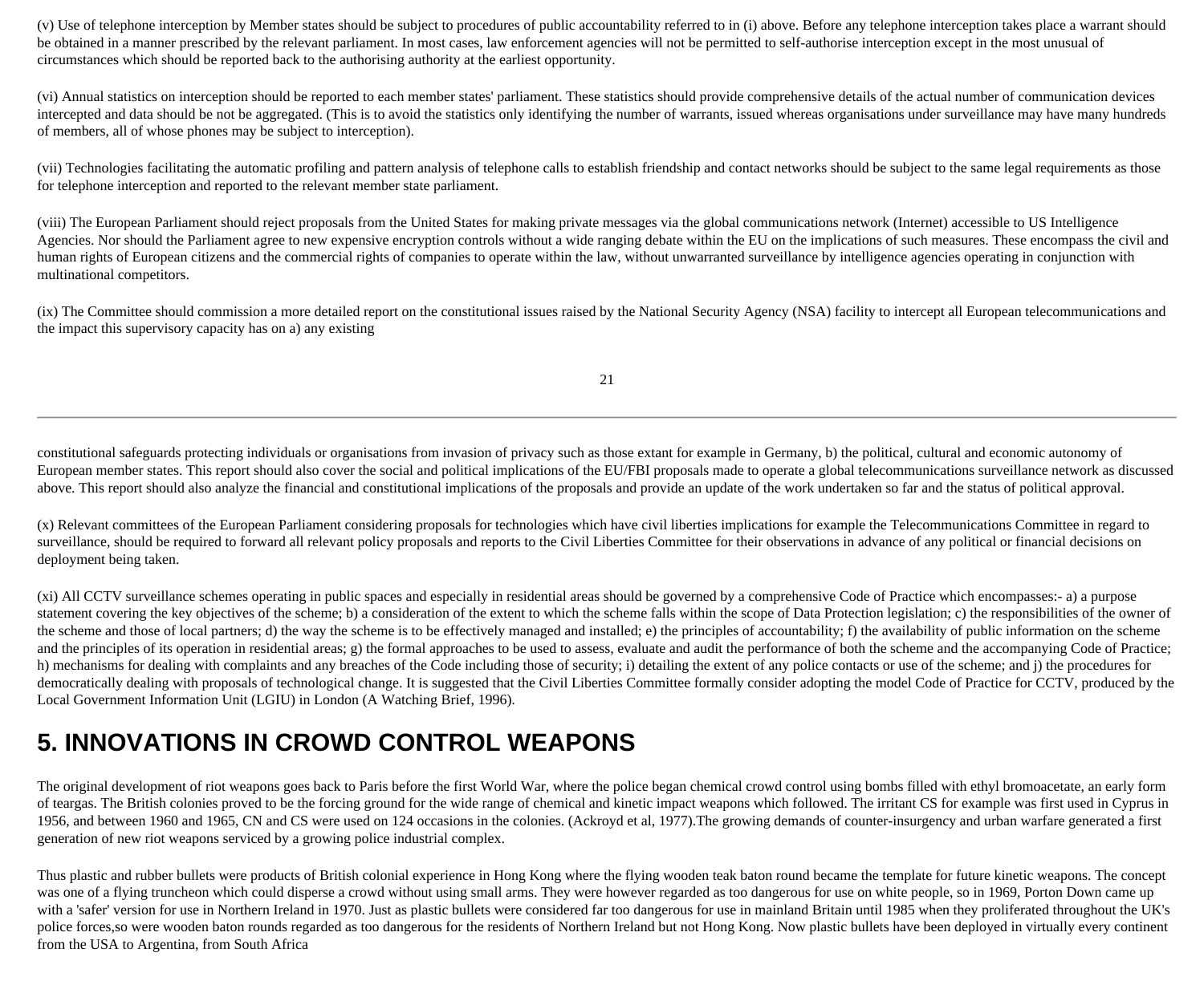(v) Use of telephone interception by Member states should be subject to procedures of public accountability referred to in (i) above. Before any telephone interception takes place a warrant should be obtained in a manner prescribed by the relevant parliament. In most cases, law enforcement agencies will not be permitted to self-authorise interception except in the most unusual of circumstances which should be reported back to the authorising authority at the earliest opportunity.

(vi) Annual statistics on interception should be reported to each member states' parliament. These statistics should provide comprehensive details of the actual number of communication devices intercepted and data should be not be aggregated. (This is to avoid the statistics only identifying the number of warrants, issued whereas organisations under surveillance may have many hundreds of members, all of whose phones may be subject to interception).

(vii) Technologies facilitating the automatic profiling and pattern analysis of telephone calls to establish friendship and contact networks should be subject to the same legal requirements as those for telephone interception and reported to the relevant member state parliament.

(viii) The European Parliament should reject proposals from the United States for making private messages via the global communications network (Internet) accessible to US Intelligence Agencies. Nor should the Parliament agree to new expensive encryption controls without a wide ranging debate within the EU on the implications of such measures. These encompass the civil and human rights of European citizens and the commercial rights of companies to operate within the law, without unwarranted surveillance by intelligence agencies operating in conjunction with multinational competitors.

(ix) The Committee should commission a more detailed report on the constitutional issues raised by the National Security Agency (NSA) facility to intercept all European telecommunications and the impact this supervisory capacity has on a) any existing constitutional safeguards protecting individuals or organisations from invasion of privacy such as those extant for example in Germany, b) the political, cultural and economic autonomy of European member states. This report should also cover the social and political implications of the EU/FBI proposals made to operate a global telecommunications surveillance network as discussed above. This report should also analyze the financial and constitutional implications of the proposals and provide an update of the work undertaken so far and the status of political approval.

(x) Relevant committees of the European Parliament considering proposals for technologies which have civil liberties implications for example the Telecommunications Committee in regard to surveillance, should be required to forward all relevant policy proposals and reports to the Civil Liberties Committee for their observations in advance of any political or financial decisions on deployment being taken.

(xi) All CCTV surveillance schemes operating in public spaces and especially in residential areas should be governed by a comprehensive Code of Practice which encompasses:- a) a purpose statement covering the key objectives of the scheme; b) a consideration of the extent to which the scheme falls within the scope of Data Protection legislation; c) the responsibilities of the owner of the scheme and those of local partners; d) the way the scheme is to be effectively managed and installed; e) the principles of accountability; f) the availability of public information on the scheme and the principles of its operation in residential areas; g) the formal approaches to be used to assess, evaluate and audit the performance of both the scheme and the accompanying Code of Practice; h) mechanisms for dealing with complaints and any breaches of the Code including those of security; i) detailing the extent of any police contacts or use of the scheme; and j) the procedures for democratically dealing with proposals of technological change. It is suggested that the Civil Liberties Committee formally consider adopting the model Code of Practice for CCTV, produced by the Local Government Information Unit (LGIU) in London (A Watching Brief, 1996).

# 5. INNOVATIONS IN CROWD CONTROL WEAPONS

The original development of riot weapons goes back to Paris before the first World War, where the police began chemical crowd control using bombs filled with ethyl bromoacetate, an early form of teargas. The British colonies proved to be the forcing ground for the wide range of chemical and kinetic impact weapons which followed. The irritant CS for example was first used in Cyprus in 1956, and between 1960 and 1965, CN and CS were used on 124 occasions in the colonies. (Ackroyd et al, 1977).The growing demands of counter-insurgency and urban warfare generated a first generation of new riot weapons serviced by a growing police industrial complex.

Thus plastic and rubber bullets were products of British colonial experience in Hong Kong where the flying wooden teak baton round became the template for future kinetic weapons. The concept was one of a flying truncheon which could disperse a crowd without using small arms. They were however regarded as too dangerous for use on white people, so in 1969, Porton Down came up with a 'safer' version for use in Northern Ireland in 1970. Just as plastic bullets were considered far too dangerous for use in mainland Britain until 1985 when they proliferated throughout the UK's police forces,so were wooden baton rounds regarded as too dangerous for the residents of Northern Ireland but not Hong Kong. Now plastic bullets have been deployed in virtually every continent from the USA to Argentina, from South Africa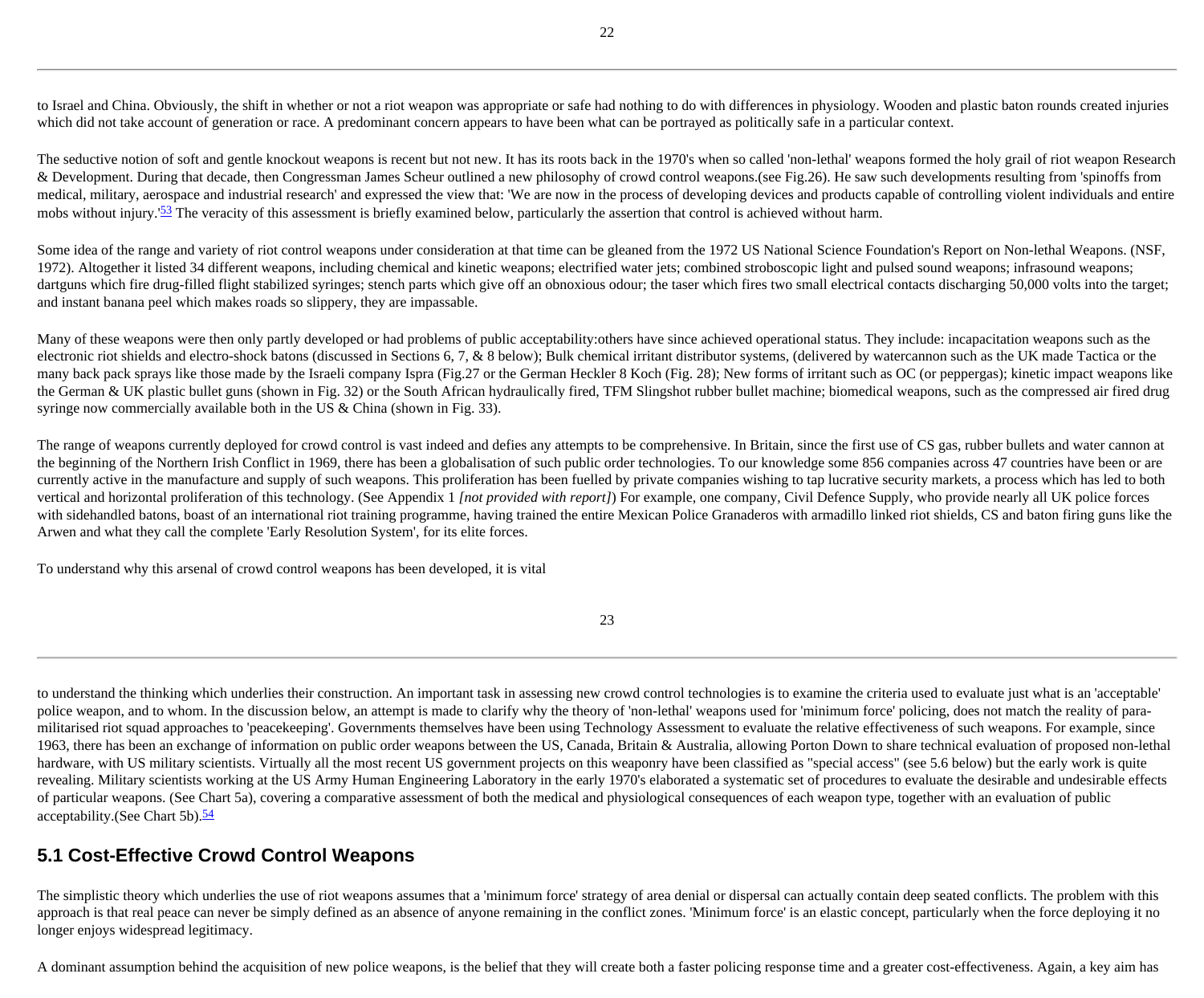to Israel and China. Obviously, the shift in whether or not a riot weapon was appropriate or safe had nothing to do with differences in physiology. Wooden and plastic baton rounds created injuries which did not take account of generation or race. A predominant concern appears to have been what can be portrayed as politically safe in a particular context.

The seductive notion of soft and gentle knockout weapons is recent but not new. It has its roots back in the 1970's when so called 'non-lethal' weapons formed the holy grail of riot weapon Research & Development. During that decade, then Congressman James Scheur outlined a new philosophy of crowd control weapons.(see Fig.26). He saw such developments resulting from 'spinoffs from medical, military, aerospace and industrial research' and expressed the view that: 'We are now in the process of developing devices and products capable of controlling violent individuals and entire mobs without injury.'[53] The veracity of this assessment is briefly examined below, particularly the assertion that control is achieved without harm.

Some idea of the range and variety of riot control weapons under consideration at that time can be gleaned from the 1972 US National Science Foundation's Report on Non-lethal Weapons. (NSF, 1972). Altogether it listed 34 different weapons, including chemical and kinetic weapons; electrified water jets; combined stroboscopic light and pulsed sound weapons; infrasound weapons; dartguns which fire drug-filled flight stabilized syringes; stench parts which give off an obnoxious odour; the taser which fires two small electrical contacts discharging 50,000 volts into the target; and instant banana peel which makes roads so slippery, they are impassable.

Many of these weapons were then only partly developed or had problems of public acceptability:others have since achieved operational status. They include: incapacitation weapons such as the electronic riot shields and electro-shock batons (discussed in Sections 6, 7, & 8 below); Bulk chemical irritant distributor systems, (delivered by watercannon such as the UK made Tactica or the many back pack sprays like those made by the Israeli company Ispra (Fig.27 or the German Heckler 8 Koch (Fig. 28); New forms of irritant such as OC (or peppergas); kinetic impact weapons like the German & UK plastic bullet guns (shown in Fig. 32) or the South African hydraulically fired, TFM Slingshot rubber bullet machine; biomedical weapons, such as the compressed air fired drug syringe now commercially available both in the US & China (shown in Fig. 33).

The range of weapons currently deployed for crowd control is vast indeed and defies any attempts to be comprehensive. In Britain, since the first use of CS gas, rubber bullets and water cannon at the beginning of the Northern Irish Conflict in 1969, there has been a globalisation of such public order technologies. To our knowledge some 856 companies across 47 countries have been or are currently active in the manufacture and supply of such weapons. This proliferation has been fuelled by private companies wishing to tap lucrative security markets, a process which has led to both vertical and horizontal proliferation of this technology. (See Appendix 1 *[not provided with report]*) For example, one company, Civil Defence Supply, who provide nearly all UK police forces with sidehandled batons, boast of an international riot training programme, having trained the entire Mexican Police Granaderos with armadillo linked riot shields, CS and baton firing guns like the Arwen and what they call the complete 'Early Resolution System', for its elite forces.

To understand why this arsenal of crowd control weapons has been developed, it is vital to understand the thinking which underlies their construction. An important task in assessing new crowd control technologies is to examine the criteria used to evaluate just what is an 'acceptable' police weapon, and to whom. In the discussion below, an attempt is made to clarify why the theory of 'non-lethal' weapons used for 'minimum force' policing, does not match the reality of para-militarised riot squad approaches to 'peacekeeping'. Governments themselves have been using Technology Assessment to evaluate the relative effectiveness of such weapons. For example, since 1963, there has been an exchange of information on public order weapons between the US, Canada, Britain & Australia, allowing Porton Down to share technical evaluation of proposed non-lethal hardware, with US military scientists. Virtually all the most recent US government projects on this weaponry have been classified as "special access" (see 5.6 below) but the early work is quite revealing. Military scientists working at the US Army Human Engineering Laboratory in the early 1970's elaborated a systematic set of procedures to evaluate the desirable and undesirable effects of particular weapons. (See Chart 5a), covering a comparative assessment of both the medical and physiological consequences of each weapon type, together with an evaluation of public acceptability.(See Chart 5b).[54]

## 5.1 Cost-Effective Crowd Control Weapons

The simplistic theory which underlies the use of riot weapons assumes that a 'minimum force' strategy of area denial or dispersal can actually contain deep seated conflicts. The problem with this approach is that real peace can never be simply defined as an absence of anyone remaining in the conflict zones. 'Minimum force' is an elastic concept, particularly when the force deploying it no longer enjoys widespread legitimacy.

A dominant assumption behind the acquisition of new police weapons, is the belief that they will create both a faster policing response time and a greater cost-effectiveness. Again, a key aim has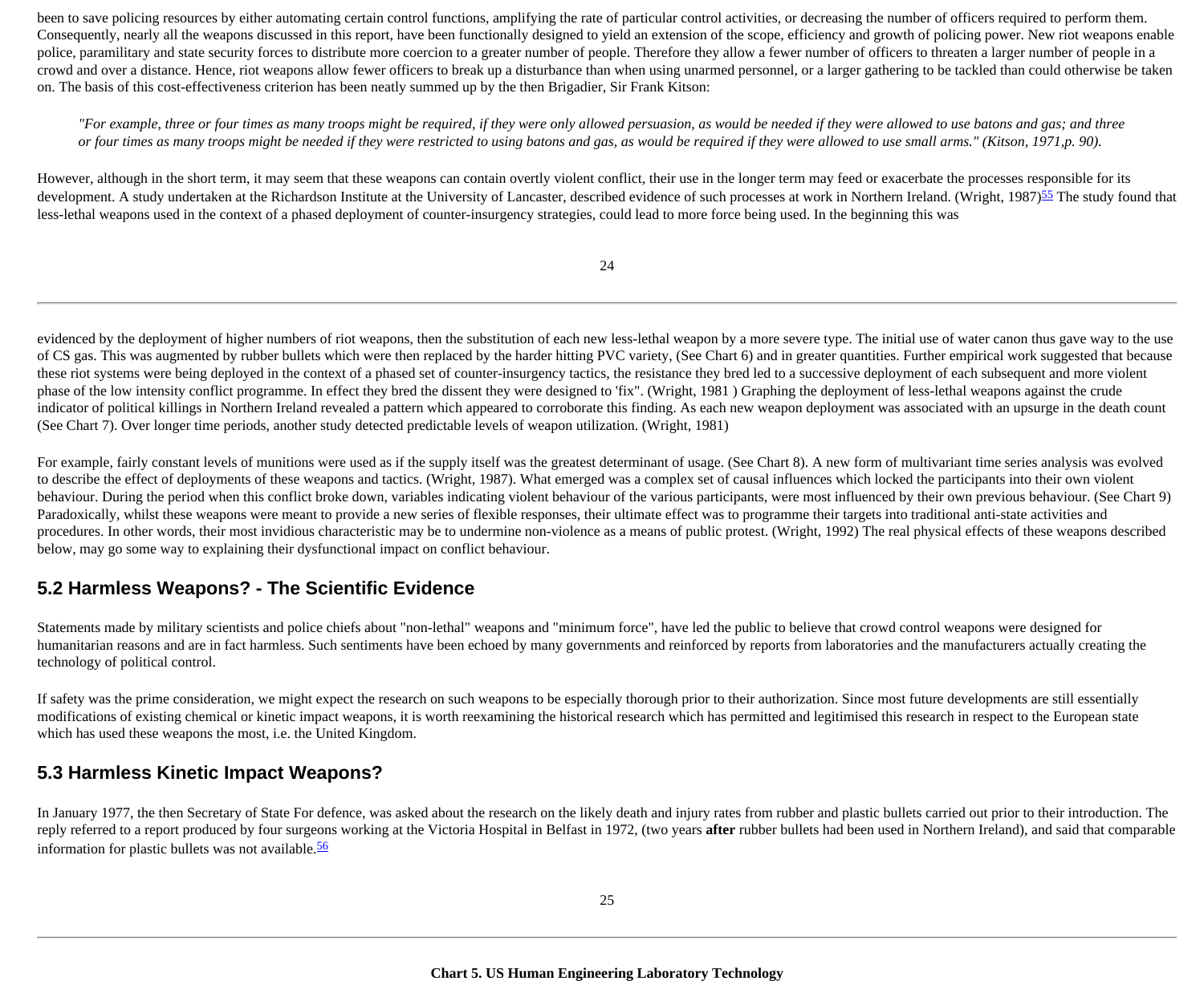been to save policing resources by either automating certain control functions, amplifying the rate of particular control activities, or decreasing the number of officers required to perform them. Consequently, nearly all the weapons discussed in this report, have been functionally designed to yield an extension of the scope, efficiency and growth of policing power. New riot weapons enable police, paramilitary and state security forces to distribute more coercion to a greater number of people. Therefore they allow a fewer number of officers to threaten a larger number of people in a crowd and over a distance. Hence, riot weapons allow fewer officers to break up a disturbance than when using unarmed personnel, or a larger gathering to be tackled than could otherwise be taken on. The basis of this cost-effectiveness criterion has been neatly summed up by the then Brigadier, Sir Frank Kitson:

> *"For example, three or four times as many troops might be required, if they were only allowed persuasion, as would be needed if they were allowed to use batons and gas; and three or four times as many troops might be needed if they were restricted to using batons and gas, as would be required if they were allowed to use small arms." (Kitson, 1971,p. 90).*

However, although in the short term, it may seem that these weapons can contain overtly violent conflict, their use in the longer term may feed or exacerbate the processes responsible for its development. A study undertaken at the Richardson Institute at the University of Lancaster, described evidence of such processes at work in Northern Ireland. (Wright, 1987)[55] The study found that less-lethal weapons used in the context of a phased deployment of counter-insurgency strategies, could lead to more force being used. In the beginning this was

evidenced by the deployment of higher numbers of riot weapons, then the substitution of each new less-lethal weapon by a more severe type. The initial use of water canon thus gave way to the use of CS gas. This was augmented by rubber bullets which were then replaced by the harder hitting PVC variety, (See Chart 6) and in greater quantities. Further empirical work suggested that because these riot systems were being deployed in the context of a phased set of counter-insurgency tactics, the resistance they bred led to a successive deployment of each subsequent and more violent phase of the low intensity conflict programme. In effect they bred the dissent they were designed to 'fix". (Wright, 1981 ) Graphing the deployment of less-lethal weapons against the crude indicator of political killings in Northern Ireland revealed a pattern which appeared to corroborate this finding. As each new weapon deployment was associated with an upsurge in the death count (See Chart 7). Over longer time periods, another study detected predictable levels of weapon utilization. (Wright, 1981)

For example, fairly constant levels of munitions were used as if the supply itself was the greatest determinant of usage. (See Chart 8). A new form of multivariant time series analysis was evolved to describe the effect of deployments of these weapons and tactics. (Wright, 1987). What emerged was a complex set of causal influences which locked the participants into their own violent behaviour. During the period when this conflict broke down, variables indicating violent behaviour of the various participants, were most influenced by their own previous behaviour. (See Chart 9) Paradoxically, whilst these weapons were meant to provide a new series of flexible responses, their ultimate effect was to programme their targets into traditional anti-state activities and procedures. In other words, their most invidious characteristic may be to undermine non-violence as a means of public protest. (Wright, 1992) The real physical effects of these weapons described below, may go some way to explaining their dysfunctional impact on conflict behaviour.

## 5.2 Harmless Weapons? - The Scientific Evidence

Statements made by military scientists and police chiefs about "non-lethal" weapons and "minimum force", have led the public to believe that crowd control weapons were designed for humanitarian reasons and are in fact harmless. Such sentiments have been echoed by many governments and reinforced by reports from laboratories and the manufacturers actually creating the technology of political control.

If safety was the prime consideration, we might expect the research on such weapons to be especially thorough prior to their authorization. Since most future developments are still essentially modifications of existing chemical or kinetic impact weapons, it is worth reexamining the historical research which has permitted and legitimised this research in respect to the European state which has used these weapons the most, i.e. the United Kingdom.

## 5.3 Harmless Kinetic Impact Weapons?

In January 1977, the then Secretary of State For defence, was asked about the research on the likely death and injury rates from rubber and plastic bullets carried out prior to their introduction. The reply referred to a report produced by four surgeons working at the Victoria Hospital in Belfast in 1972, (two years **after** rubber bullets had been used in Northern Ireland), and said that comparable information for plastic bullets was not available.[56]

**Chart 5. US Human Engineering Laboratory Technology**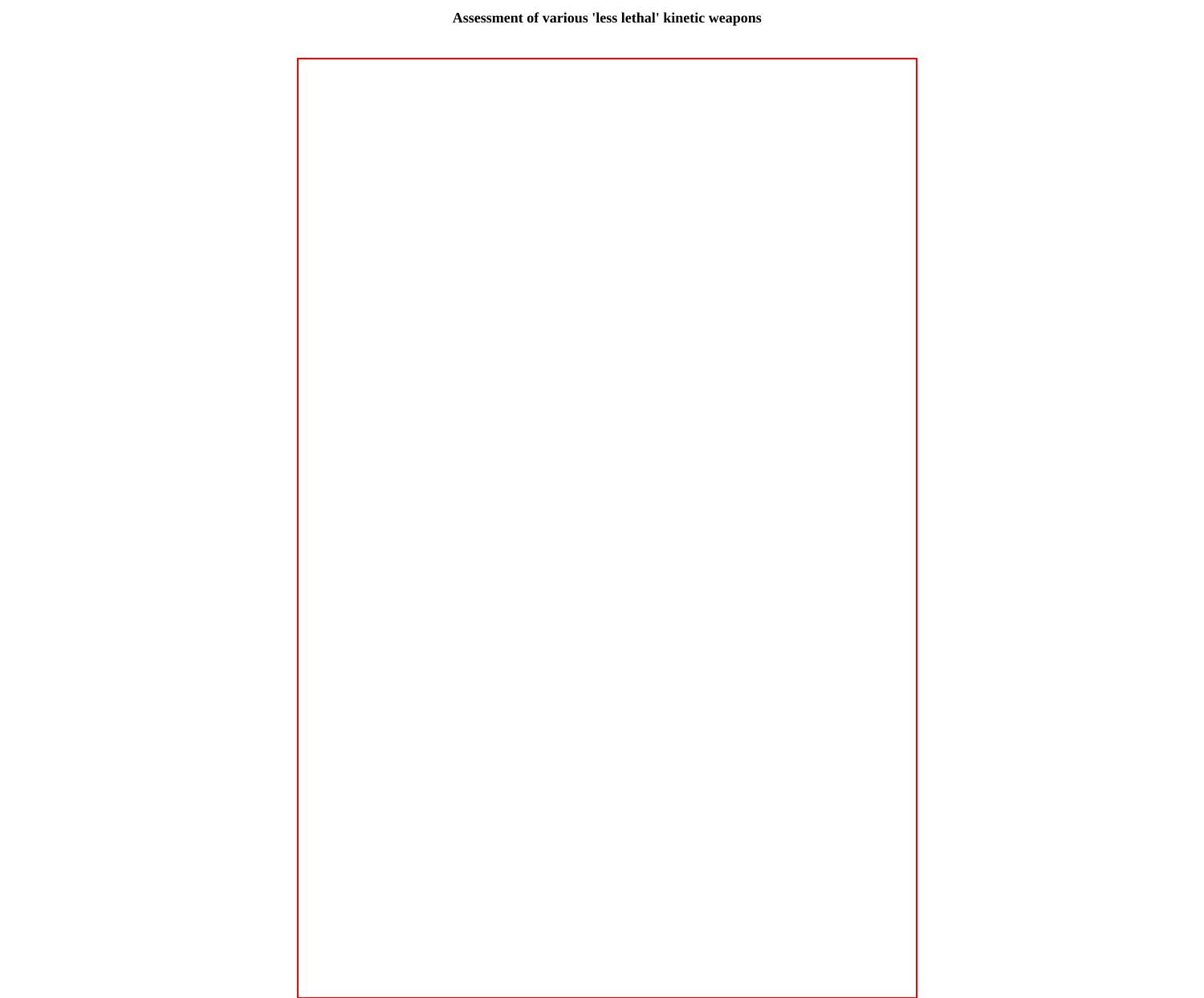**Assessment of various 'less lethal' kinetic weapons**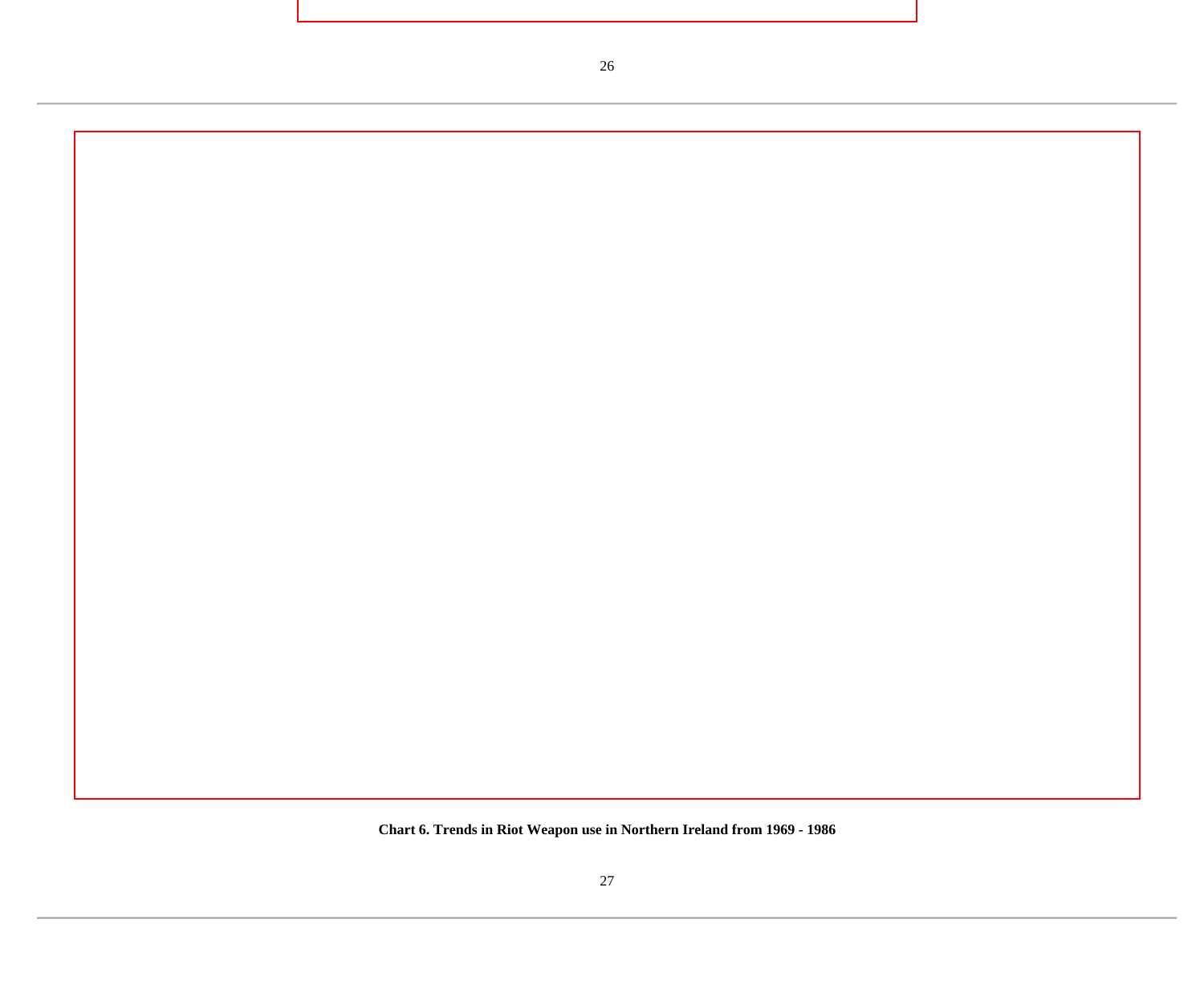**Chart 6. Trends in Riot Weapon use in Northern Ireland from 1969 - 1986**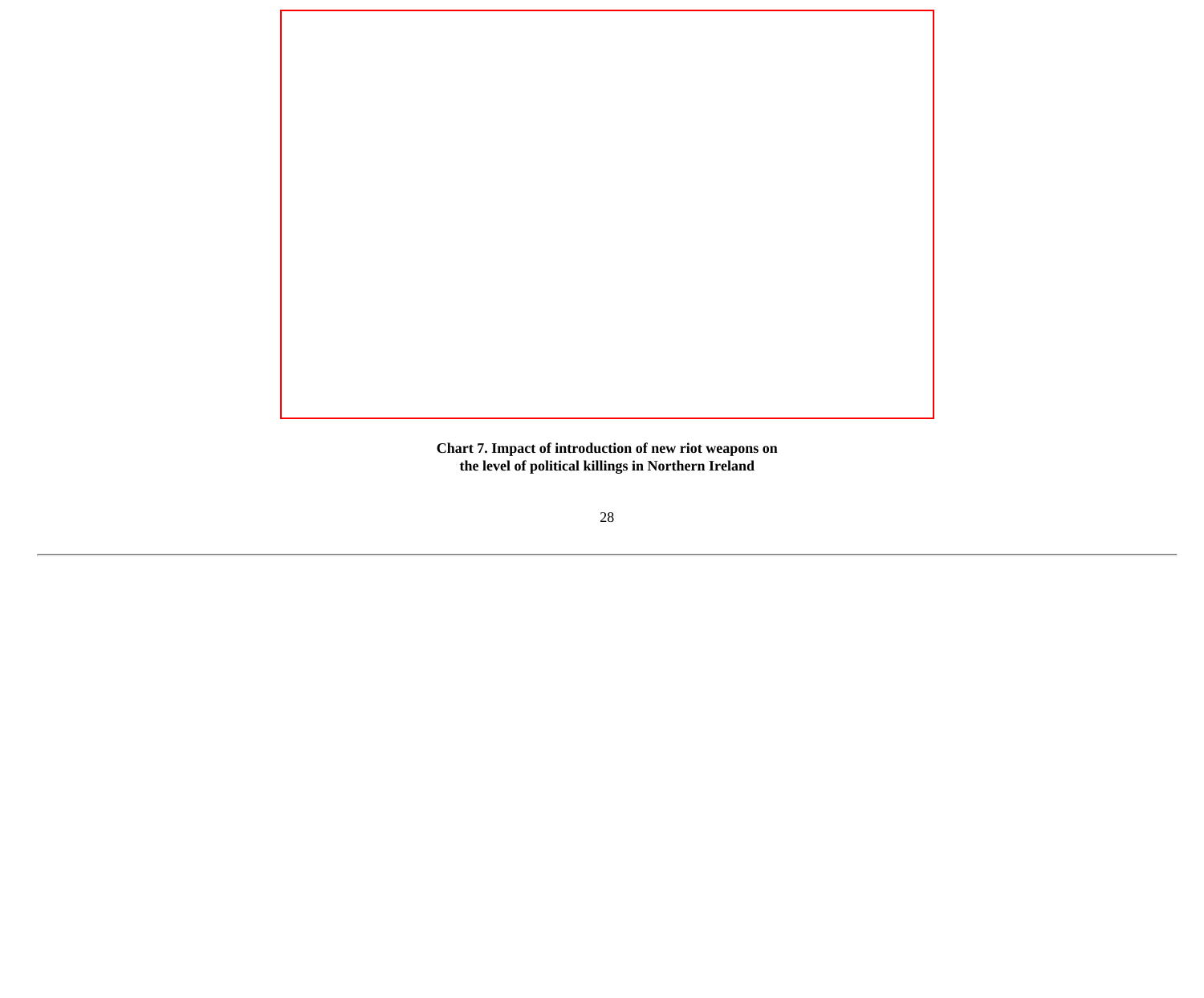**Chart 7. Impact of introduction of new riot weapons on the level of political killings in Northern Ireland**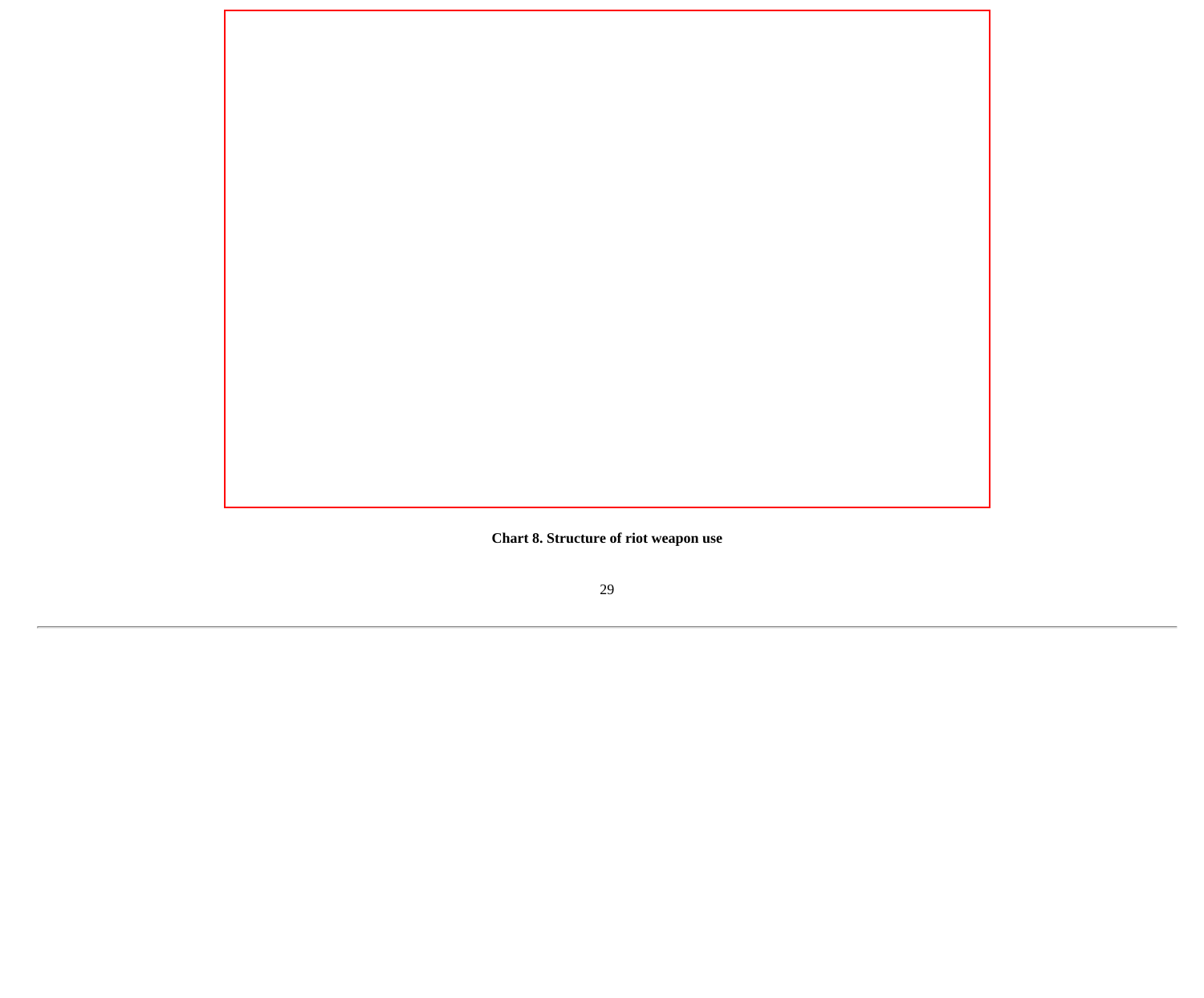**Chart 8. Structure of riot weapon use**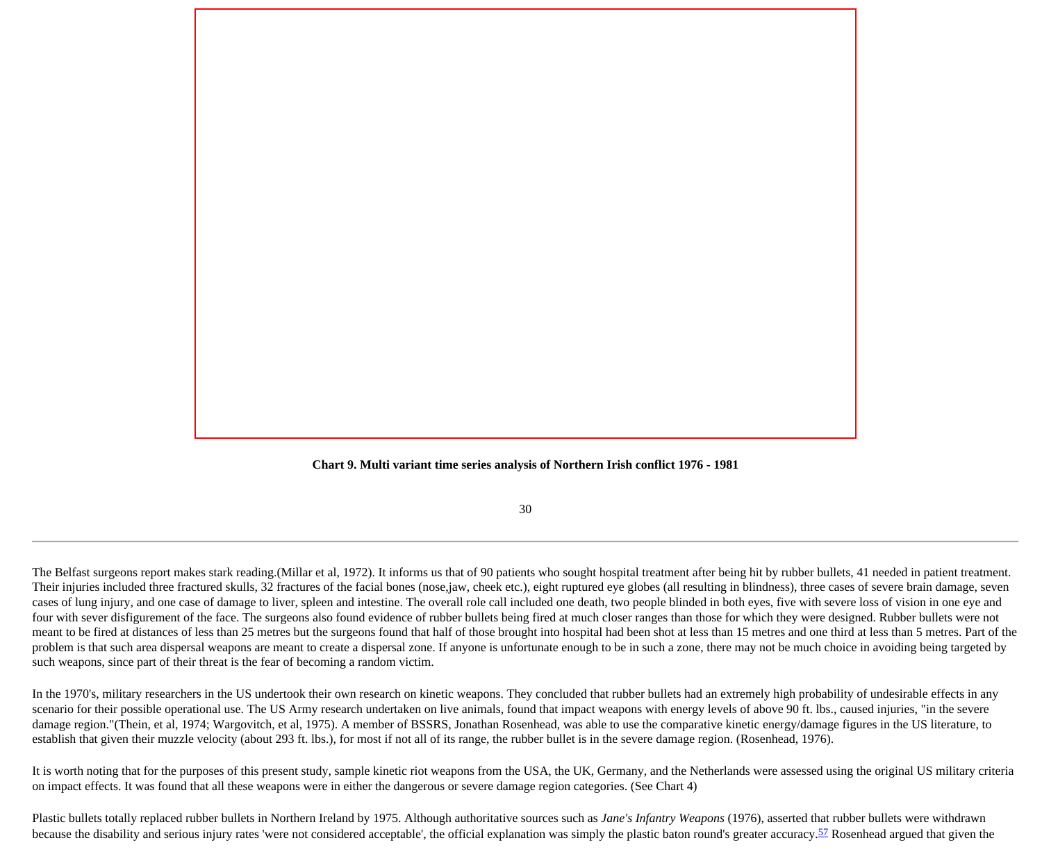**Chart 9. Multi variant time series analysis of Northern Irish conflict 1976 - 1981**

---

The Belfast surgeons report makes stark reading.(Millar et al, 1972). It informs us that of 90 patients who sought hospital treatment after being hit by rubber bullets, 41 needed in patient treatment. Their injuries included three fractured skulls, 32 fractures of the facial bones (nose,jaw, cheek etc.), eight ruptured eye globes (all resulting in blindness), three cases of severe brain damage, seven cases of lung injury, and one case of damage to liver, spleen and intestine. The overall role call included one death, two people blinded in both eyes, five with severe loss of vision in one eye and four with sever disfigurement of the face. The surgeons also found evidence of rubber bullets being fired at much closer ranges than those for which they were designed. Rubber bullets were not meant to be fired at distances of less than 25 metres but the surgeons found that half of those brought into hospital had been shot at less than 15 metres and one third at less than 5 metres. Part of the problem is that such area dispersal weapons are meant to create a dispersal zone. If anyone is unfortunate enough to be in such a zone, there may not be much choice in avoiding being targeted by such weapons, since part of their threat is the fear of becoming a random victim.

In the 1970's, military researchers in the US undertook their own research on kinetic weapons. They concluded that rubber bullets had an extremely high probability of undesirable effects in any scenario for their possible operational use. The US Army research undertaken on live animals, found that impact weapons with energy levels of above 90 ft. lbs., caused injuries, "in the severe damage region."(Thein, et al, 1974; Wargovitch, et al, 1975). A member of BSSRS, Jonathan Rosenhead, was able to use the comparative kinetic energy/damage figures in the US literature, to establish that given their muzzle velocity (about 293 ft. lbs.), for most if not all of its range, the rubber bullet is in the severe damage region. (Rosenhead, 1976).

It is worth noting that for the purposes of this present study, sample kinetic riot weapons from the USA, the UK, Germany, and the Netherlands were assessed using the original US military criteria on impact effects. It was found that all these weapons were in either the dangerous or severe damage region categories. (See Chart 4)

Plastic bullets totally replaced rubber bullets in Northern Ireland by 1975. Although authoritative sources such as *Jane's Infantry Weapons* (1976), asserted that rubber bullets were withdrawn because the disability and serious injury rates 'were not considered acceptable', the official explanation was simply the plastic baton round's greater accuracy.[57] Rosenhead argued that given the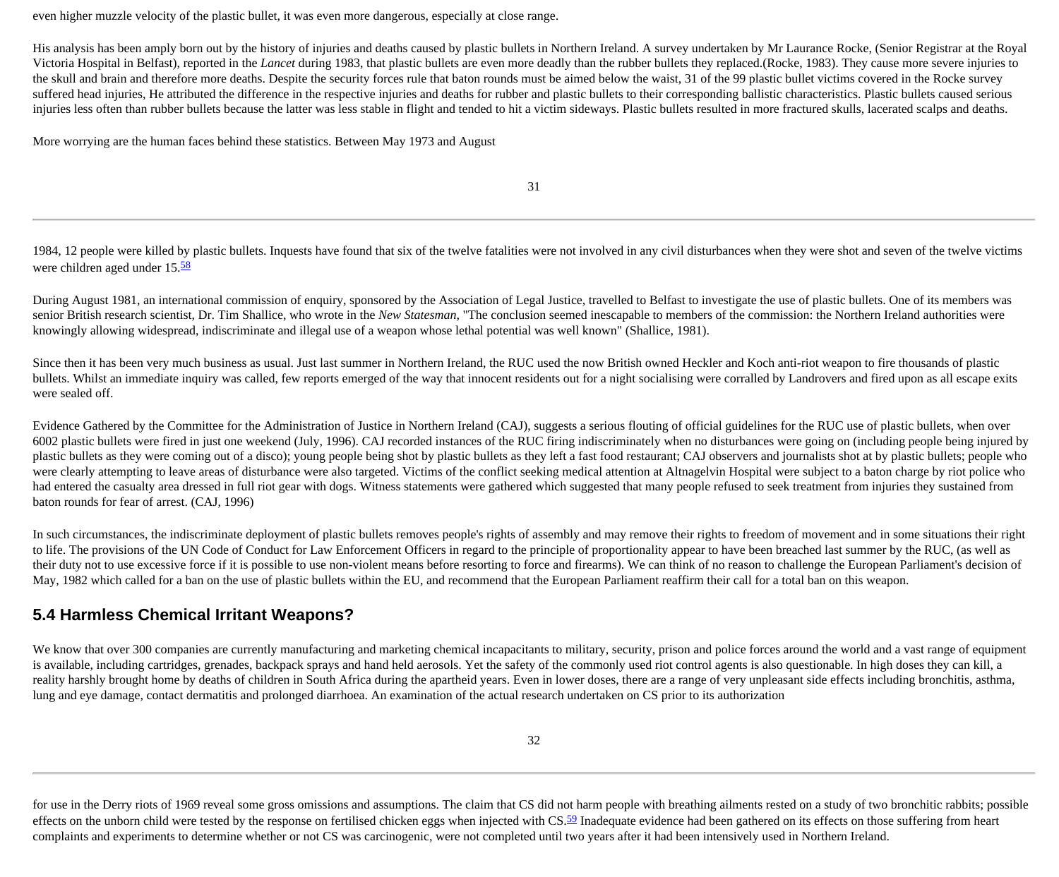even higher muzzle velocity of the plastic bullet, it was even more dangerous, especially at close range.

His analysis has been amply born out by the history of injuries and deaths caused by plastic bullets in Northern Ireland. A survey undertaken by Mr Laurance Rocke, (Senior Registrar at the Royal Victoria Hospital in Belfast), reported in the *Lancet* during 1983, that plastic bullets are even more deadly than the rubber bullets they replaced.(Rocke, 1983). They cause more severe injuries to the skull and brain and therefore more deaths. Despite the security forces rule that baton rounds must be aimed below the waist, 31 of the 99 plastic bullet victims covered in the Rocke survey suffered head injuries, He attributed the difference in the respective injuries and deaths for rubber and plastic bullets to their corresponding ballistic characteristics. Plastic bullets caused serious injuries less often than rubber bullets because the latter was less stable in flight and tended to hit a victim sideways. Plastic bullets resulted in more fractured skulls, lacerated scalps and deaths.

More worrying are the human faces behind these statistics. Between May 1973 and August 1984, 12 people were killed by plastic bullets. Inquests have found that six of the twelve fatalities were not involved in any civil disturbances when they were shot and seven of the twelve victims were children aged under 15.[58]

During August 1981, an international commission of enquiry, sponsored by the Association of Legal Justice, travelled to Belfast to investigate the use of plastic bullets. One of its members was senior British research scientist, Dr. Tim Shallice, who wrote in the *New Statesman*, "The conclusion seemed inescapable to members of the commission: the Northern Ireland authorities were knowingly allowing widespread, indiscriminate and illegal use of a weapon whose lethal potential was well known" (Shallice, 1981).

Since then it has been very much business as usual. Just last summer in Northern Ireland, the RUC used the now British owned Heckler and Koch anti-riot weapon to fire thousands of plastic bullets. Whilst an immediate inquiry was called, few reports emerged of the way that innocent residents out for a night socialising were corralled by Landrovers and fired upon as all escape exits were sealed off.

Evidence Gathered by the Committee for the Administration of Justice in Northern Ireland (CAJ), suggests a serious flouting of official guidelines for the RUC use of plastic bullets, when over 6002 plastic bullets were fired in just one weekend (July, 1996). CAJ recorded instances of the RUC firing indiscriminately when no disturbances were going on (including people being injured by plastic bullets as they were coming out of a disco); young people being shot by plastic bullets as they left a fast food restaurant; CAJ observers and journalists shot at by plastic bullets; people who were clearly attempting to leave areas of disturbance were also targeted. Victims of the conflict seeking medical attention at Altnagelvin Hospital were subject to a baton charge by riot police who had entered the casualty area dressed in full riot gear with dogs. Witness statements were gathered which suggested that many people refused to seek treatment from injuries they sustained from baton rounds for fear of arrest. (CAJ, 1996)

In such circumstances, the indiscriminate deployment of plastic bullets removes people's rights of assembly and may remove their rights to freedom of movement and in some situations their right to life. The provisions of the UN Code of Conduct for Law Enforcement Officers in regard to the principle of proportionality appear to have been breached last summer by the RUC, (as well as their duty not to use excessive force if it is possible to use non-violent means before resorting to force and firearms). We can think of no reason to challenge the European Parliament's decision of May, 1982 which called for a ban on the use of plastic bullets within the EU, and recommend that the European Parliament reaffirm their call for a total ban on this weapon.

## 5.4 Harmless Chemical Irritant Weapons?

We know that over 300 companies are currently manufacturing and marketing chemical incapacitants to military, security, prison and police forces around the world and a vast range of equipment is available, including cartridges, grenades, backpack sprays and hand held aerosols. Yet the safety of the commonly used riot control agents is also questionable. In high doses they can kill, a reality harshly brought home by deaths of children in South Africa during the apartheid years. Even in lower doses, there are a range of very unpleasant side effects including bronchitis, asthma, lung and eye damage, contact dermatitis and prolonged diarrhoea. An examination of the actual research undertaken on CS prior to its authorization for use in the Derry riots of 1969 reveal some gross omissions and assumptions. The claim that CS did not harm people with breathing ailments rested on a study of two bronchitic rabbits; possible effects on the unborn child were tested by the response on fertilised chicken eggs when injected with CS.[59] Inadequate evidence had been gathered on its effects on those suffering from heart complaints and experiments to determine whether or not CS was carcinogenic, were not completed until two years after it had been intensively used in Northern Ireland.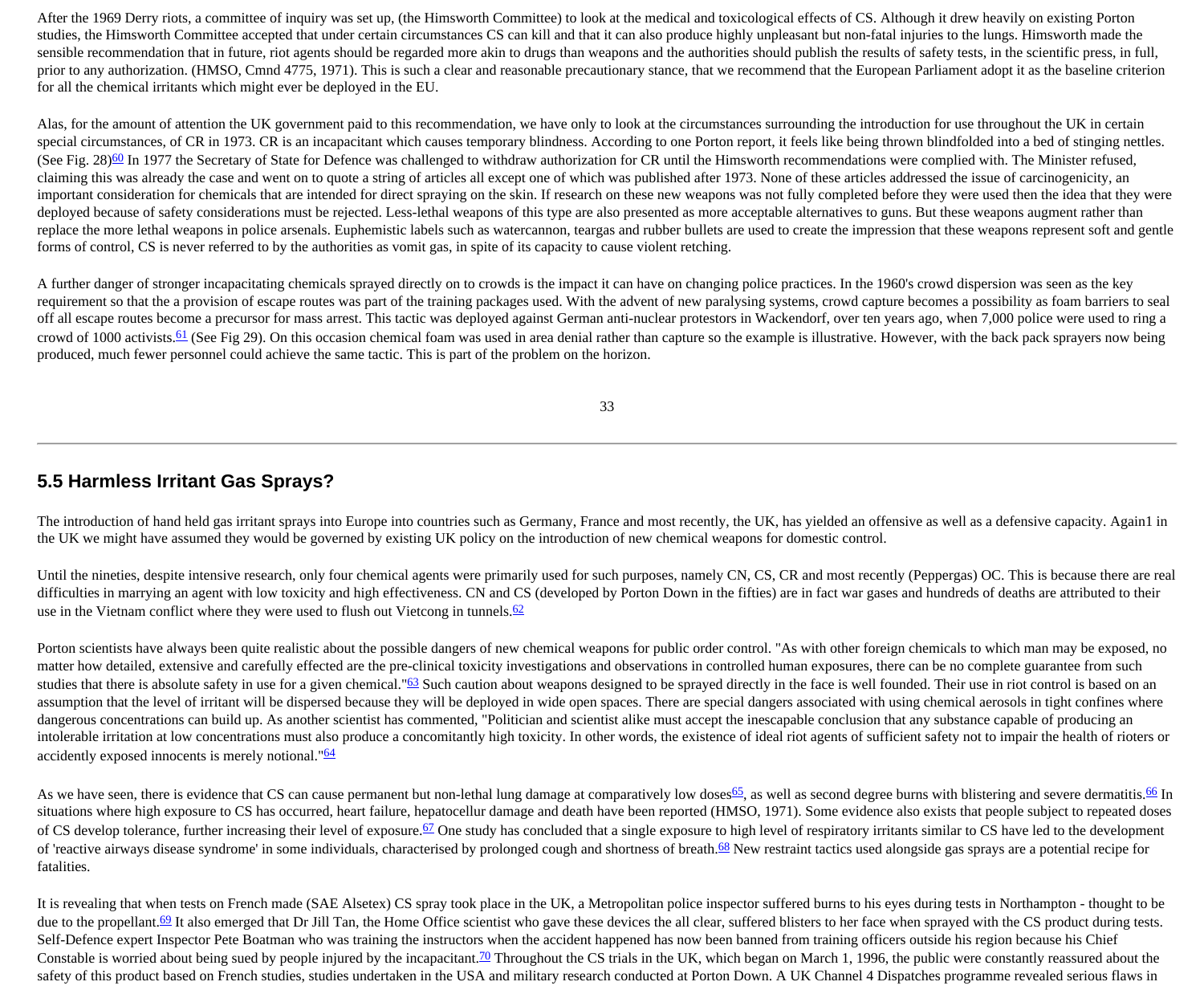After the 1969 Derry riots, a committee of inquiry was set up, (the Himsworth Committee) to look at the medical and toxicological effects of CS. Although it drew heavily on existing Porton studies, the Himsworth Committee accepted that under certain circumstances CS can kill and that it can also produce highly unpleasant but non-fatal injuries to the lungs. Himsworth made the sensible recommendation that in future, riot agents should be regarded more akin to drugs than weapons and the authorities should publish the results of safety tests, in the scientific press, in full, prior to any authorization. (HMSO, Cmnd 4775, 1971). This is such a clear and reasonable precautionary stance, that we recommend that the European Parliament adopt it as the baseline criterion for all the chemical irritants which might ever be deployed in the EU.

Alas, for the amount of attention the UK government paid to this recommendation, we have only to look at the circumstances surrounding the introduction for use throughout the UK in certain special circumstances, of CR in 1973. CR is an incapacitant which causes temporary blindness. According to one Porton report, it feels like being thrown blindfolded into a bed of stinging nettles. (See Fig. 28)[60] In 1977 the Secretary of State for Defence was challenged to withdraw authorization for CR until the Himsworth recommendations were complied with. The Minister refused, claiming this was already the case and went on to quote a string of articles all except one of which was published after 1973. None of these articles addressed the issue of carcinogenicity, an important consideration for chemicals that are intended for direct spraying on the skin. If research on these new weapons was not fully completed before they were used then the idea that they were deployed because of safety considerations must be rejected. Less-lethal weapons of this type are also presented as more acceptable alternatives to guns. But these weapons augment rather than replace the more lethal weapons in police arsenals. Euphemistic labels such as watercannon, teargas and rubber bullets are used to create the impression that these weapons represent soft and gentle forms of control, CS is never referred to by the authorities as vomit gas, in spite of its capacity to cause violent retching.

A further danger of stronger incapacitating chemicals sprayed directly on to crowds is the impact it can have on changing police practices. In the 1960's crowd dispersion was seen as the key requirement so that the a provision of escape routes was part of the training packages used. With the advent of new paralysing systems, crowd capture becomes a possibility as foam barriers to seal off all escape routes become a precursor for mass arrest. This tactic was deployed against German anti-nuclear protestors in Wackendorf, over ten years ago, when 7,000 police were used to ring a crowd of 1000 activists.[61] (See Fig 29). On this occasion chemical foam was used in area denial rather than capture so the example is illustrative. However, with the back pack sprayers now being produced, much fewer personnel could achieve the same tactic. This is part of the problem on the horizon.

## 5.5 Harmless Irritant Gas Sprays?

The introduction of hand held gas irritant sprays into Europe into countries such as Germany, France and most recently, the UK, has yielded an offensive as well as a defensive capacity. Again1 in the UK we might have assumed they would be governed by existing UK policy on the introduction of new chemical weapons for domestic control.

Until the nineties, despite intensive research, only four chemical agents were primarily used for such purposes, namely CN, CS, CR and most recently (Peppergas) OC. This is because there are real difficulties in marrying an agent with low toxicity and high effectiveness. CN and CS (developed by Porton Down in the fifties) are in fact war gases and hundreds of deaths are attributed to their use in the Vietnam conflict where they were used to flush out Vietcong in tunnels.[62]

Porton scientists have always been quite realistic about the possible dangers of new chemical weapons for public order control. "As with other foreign chemicals to which man may be exposed, no matter how detailed, extensive and carefully effected are the pre-clinical toxicity investigations and observations in controlled human exposures, there can be no complete guarantee from such studies that there is absolute safety in use for a given chemical."[63] Such caution about weapons designed to be sprayed directly in the face is well founded. Their use in riot control is based on an assumption that the level of irritant will be dispersed because they will be deployed in wide open spaces. There are special dangers associated with using chemical aerosols in tight confines where dangerous concentrations can build up. As another scientist has commented, "Politician and scientist alike must accept the inescapable conclusion that any substance capable of producing an intolerable irritation at low concentrations must also produce a concomitantly high toxicity. In other words, the existence of ideal riot agents of sufficient safety not to impair the health of rioters or accidently exposed innocents is merely notional."[64]

As we have seen, there is evidence that CS can cause permanent but non-lethal lung damage at comparatively low doses[65], as well as second degree burns with blistering and severe dermatitis.[66] In situations where high exposure to CS has occurred, heart failure, hepatocellur damage and death have been reported (HMSO, 1971). Some evidence also exists that people subject to repeated doses of CS develop tolerance, further increasing their level of exposure.[67] One study has concluded that a single exposure to high level of respiratory irritants similar to CS have led to the development of 'reactive airways disease syndrome' in some individuals, characterised by prolonged cough and shortness of breath.[68] New restraint tactics used alongside gas sprays are a potential recipe for fatalities.

It is revealing that when tests on French made (SAE Alsetex) CS spray took place in the UK, a Metropolitan police inspector suffered burns to his eyes during tests in Northampton - thought to be due to the propellant.[69] It also emerged that Dr Jill Tan, the Home Office scientist who gave these devices the all clear, suffered blisters to her face when sprayed with the CS product during tests. Self-Defence expert Inspector Pete Boatman who was training the instructors when the accident happened has now been banned from training officers outside his region because his Chief Constable is worried about being sued by people injured by the incapacitant.[70] Throughout the CS trials in the UK, which began on March 1, 1996, the public were constantly reassured about the safety of this product based on French studies, studies undertaken in the USA and military research conducted at Porton Down. A UK Channel 4 Dispatches programme revealed serious flaws in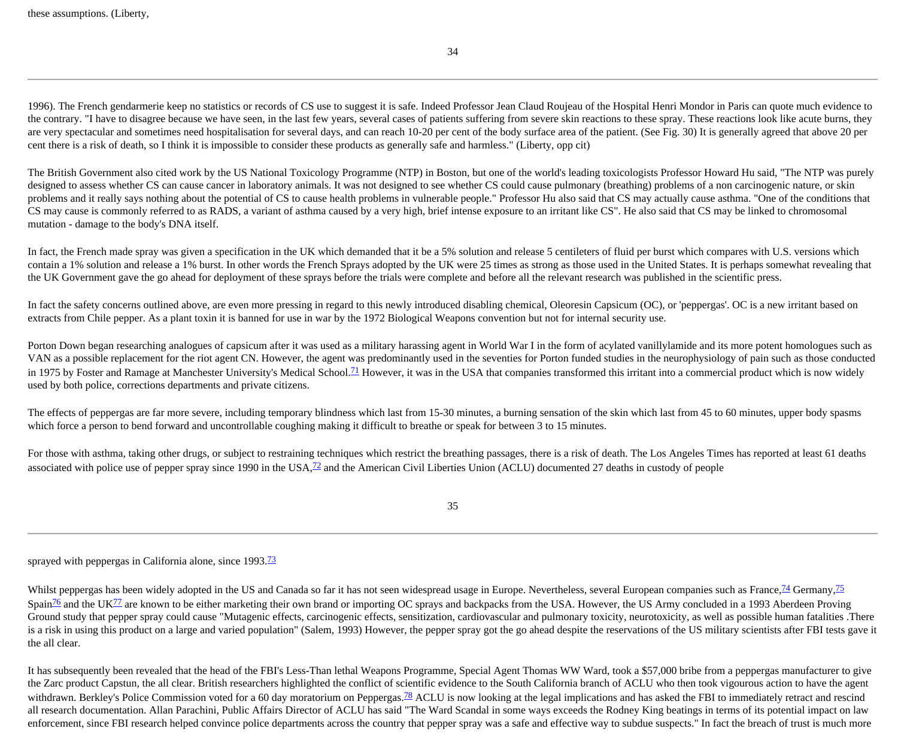these assumptions. (Liberty, 1996). The French gendarmerie keep no statistics or records of CS use to suggest it is safe. Indeed Professor Jean Claud Roujeau of the Hospital Henri Mondor in Paris can quote much evidence to the contrary. "I have to disagree because we have seen, in the last few years, several cases of patients suffering from severe skin reactions to these spray. These reactions look like acute burns, they are very spectacular and sometimes need hospitalisation for several days, and can reach 10-20 per cent of the body surface area of the patient. (See Fig. 30) It is generally agreed that above 20 per cent there is a risk of death, so I think it is impossible to consider these products as generally safe and harmless." (Liberty, opp cit)

The British Government also cited work by the US National Toxicology Programme (NTP) in Boston, but one of the world's leading toxicologists Professor Howard Hu said, "The NTP was purely designed to assess whether CS can cause cancer in laboratory animals. It was not designed to see whether CS could cause pulmonary (breathing) problems of a non carcinogenic nature, or skin problems and it really says nothing about the potential of CS to cause health problems in vulnerable people." Professor Hu also said that CS may actually cause asthma. "One of the conditions that CS may cause is commonly referred to as RADS, a variant of asthma caused by a very high, brief intense exposure to an irritant like CS". He also said that CS may be linked to chromosomal mutation - damage to the body's DNA itself.

In fact, the French made spray was given a specification in the UK which demanded that it be a 5% solution and release 5 centileters of fluid per burst which compares with U.S. versions which contain a 1% solution and release a 1% burst. In other words the French Sprays adopted by the UK were 25 times as strong as those used in the United States. It is perhaps somewhat revealing that the UK Government gave the go ahead for deployment of these sprays before the trials were complete and before all the relevant research was published in the scientific press.

In fact the safety concerns outlined above, are even more pressing in regard to this newly introduced disabling chemical, Oleoresin Capsicum (OC), or 'peppergas'. OC is a new irritant based on extracts from Chile pepper. As a plant toxin it is banned for use in war by the 1972 Biological Weapons convention but not for internal security use.

Porton Down began researching analogues of capsicum after it was used as a military harassing agent in World War I in the form of acylated vanillylamide and its more potent homologues such as VAN as a possible replacement for the riot agent CN. However, the agent was predominantly used in the seventies for Porton funded studies in the neurophysiology of pain such as those conducted in 1975 by Foster and Ramage at Manchester University's Medical School.[71] However, it was in the USA that companies transformed this irritant into a commercial product which is now widely used by both police, corrections departments and private citizens.

The effects of peppergas are far more severe, including temporary blindness which last from 15-30 minutes, a burning sensation of the skin which last from 45 to 60 minutes, upper body spasms which force a person to bend forward and uncontrollable coughing making it difficult to breathe or speak for between 3 to 15 minutes.

For those with asthma, taking other drugs, or subject to restraining techniques which restrict the breathing passages, there is a risk of death. The Los Angeles Times has reported at least 61 deaths associated with police use of pepper spray since 1990 in the USA,[72] and the American Civil Liberties Union (ACLU) documented 27 deaths in custody of people sprayed with peppergas in California alone, since 1993.[73]

Whilst peppergas has been widely adopted in the US and Canada so far it has not seen widespread usage in Europe. Nevertheless, several European companies such as France,[74] Germany,[75] Spain[76] and the UK[77] are known to be either marketing their own brand or importing OC sprays and backpacks from the USA. However, the US Army concluded in a 1993 Aberdeen Proving Ground study that pepper spray could cause "Mutagenic effects, carcinogenic effects, sensitization, cardiovascular and pulmonary toxicity, neurotoxicity, as well as possible human fatalities .There is a risk in using this product on a large and varied population" (Salem, 1993) However, the pepper spray got the go ahead despite the reservations of the US military scientists after FBI tests gave it the all clear.

It has subsequently been revealed that the head of the FBI's Less-Than lethal Weapons Programme, Special Agent Thomas WW Ward, took a $57,000 bribe from a peppergas manufacturer to give the Zarc product Capstun, the all clear. British researchers highlighted the conflict of scientific evidence to the South California branch of ACLU who then took vigourous action to have the agent withdrawn. Berkley's Police Commission voted for a 60 day moratorium on Peppergas.[78] ACLU is now looking at the legal implications and has asked the FBI to immediately retract and rescind all research documentation. Allan Parachini, Public Affairs Director of ACLU has said "The Ward Scandal in some ways exceeds the Rodney King beatings in terms of its potential impact on law enforcement, since FBI research helped convince police departments across the country that pepper spray was a safe and effective way to subdue suspects." In fact the breach of trust is much more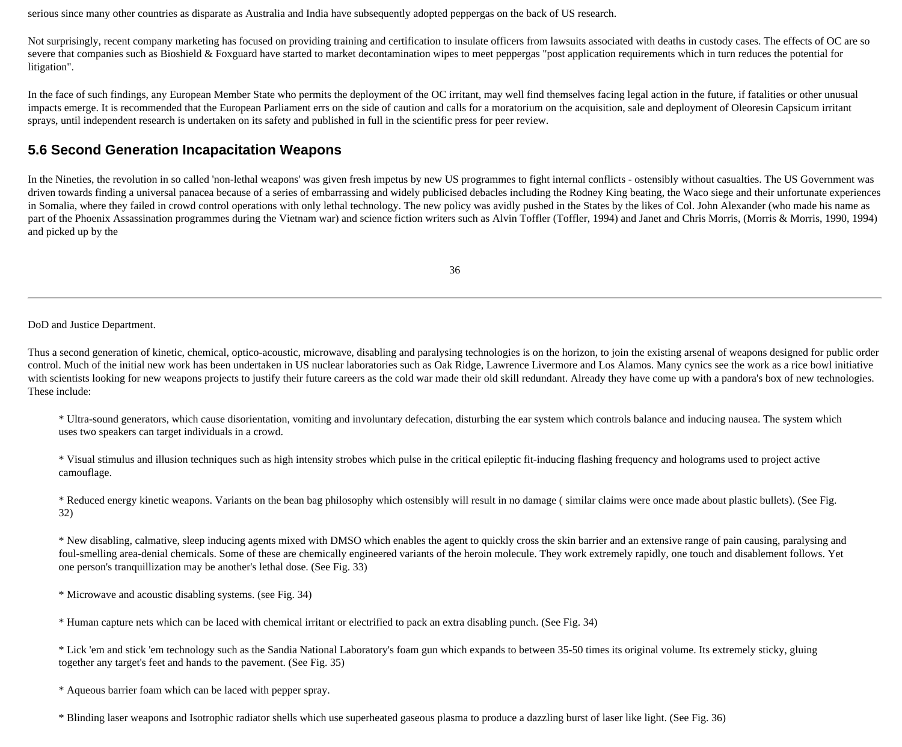serious since many other countries as disparate as Australia and India have subsequently adopted peppergas on the back of US research.

Not surprisingly, recent company marketing has focused on providing training and certification to insulate officers from lawsuits associated with deaths in custody cases. The effects of OC are so severe that companies such as Bioshield & Foxguard have started to market decontamination wipes to meet peppergas "post application requirements which in turn reduces the potential for litigation".

In the face of such findings, any European Member State who permits the deployment of the OC irritant, may well find themselves facing legal action in the future, if fatalities or other unusual impacts emerge. It is recommended that the European Parliament errs on the side of caution and calls for a moratorium on the acquisition, sale and deployment of Oleoresin Capsicum irritant sprays, until independent research is undertaken on its safety and published in full in the scientific press for peer review.

## 5.6 Second Generation Incapacitation Weapons

In the Nineties, the revolution in so called 'non-lethal weapons' was given fresh impetus by new US programmes to fight internal conflicts - ostensibly without casualties. The US Government was driven towards finding a universal panacea because of a series of embarrassing and widely publicised debacles including the Rodney King beating, the Waco siege and their unfortunate experiences in Somalia, where they failed in crowd control operations with only lethal technology. The new policy was avidly pushed in the States by the likes of Col. John Alexander (who made his name as part of the Phoenix Assassination programmes during the Vietnam war) and science fiction writers such as Alvin Toffler (Toffler, 1994) and Janet and Chris Morris, (Morris & Morris, 1990, 1994) and picked up by the DoD and Justice Department.

Thus a second generation of kinetic, chemical, optico-acoustic, microwave, disabling and paralysing technologies is on the horizon, to join the existing arsenal of weapons designed for public order control. Much of the initial new work has been undertaken in US nuclear laboratories such as Oak Ridge, Lawrence Livermore and Los Alamos. Many cynics see the work as a rice bowl initiative with scientists looking for new weapons projects to justify their future careers as the cold war made their old skill redundant. Already they have come up with a pandora's box of new technologies. These include:

- Ultra-sound generators, which cause disorientation, vomiting and involuntary defecation, disturbing the ear system which controls balance and inducing nausea. The system which uses two speakers can target individuals in a crowd.

- Visual stimulus and illusion techniques such as high intensity strobes which pulse in the critical epileptic fit-inducing flashing frequency and holograms used to project active camouflage.

- Reduced energy kinetic weapons. Variants on the bean bag philosophy which ostensibly will result in no damage ( similar claims were once made about plastic bullets). (See Fig. 32)

- New disabling, calmative, sleep inducing agents mixed with DMSO which enables the agent to quickly cross the skin barrier and an extensive range of pain causing, paralysing and foul-smelling area-denial chemicals. Some of these are chemically engineered variants of the heroin molecule. They work extremely rapidly, one touch and disablement follows. Yet one person's tranquillization may be another's lethal dose. (See Fig. 33)

- Microwave and acoustic disabling systems. (see Fig. 34)

- Human capture nets which can be laced with chemical irritant or electrified to pack an extra disabling punch. (See Fig. 34)

- Lick 'em and stick 'em technology such as the Sandia National Laboratory's foam gun which expands to between 35-50 times its original volume. Its extremely sticky, gluing together any target's feet and hands to the pavement. (See Fig. 35)

- Aqueous barrier foam which can be laced with pepper spray.

- Blinding laser weapons and Isotrophic radiator shells which use superheated gaseous plasma to produce a dazzling burst of laser like light. (See Fig. 36)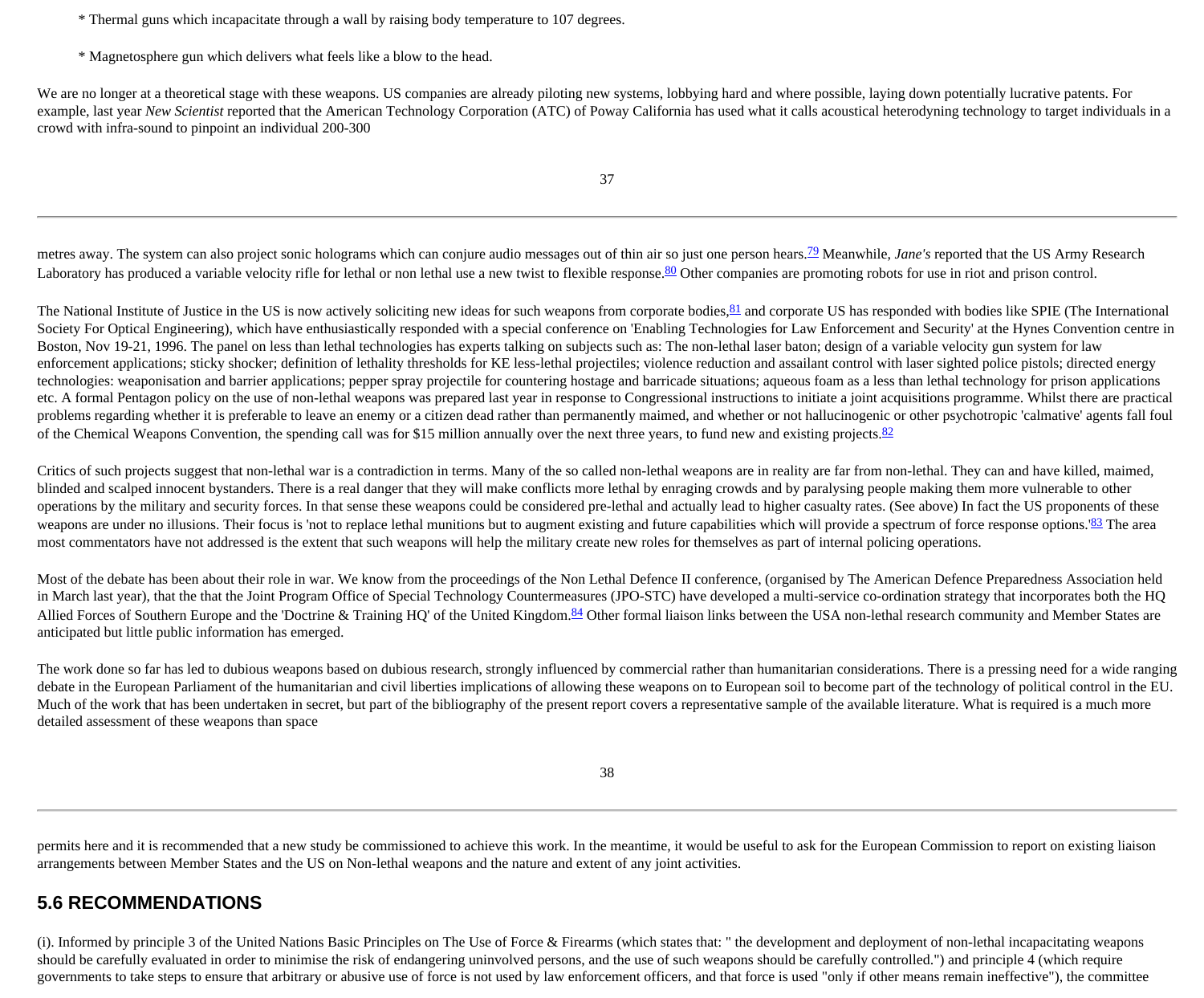* Thermal guns which incapacitate through a wall by raising body temperature to 107 degrees.

* Magnetosphere gun which delivers what feels like a blow to the head.

We are no longer at a theoretical stage with these weapons. US companies are already piloting new systems, lobbying hard and where possible, laying down potentially lucrative patents. For example, last year *New Scientist* reported that the American Technology Corporation (ATC) of Poway California has used what it calls acoustical heterodyning technology to target individuals in a crowd with infra-sound to pinpoint an individual 200-300 metres away. The system can also project sonic holograms which can conjure audio messages out of thin air so just one person hears.[79] Meanwhile, *Jane's* reported that the US Army Research Laboratory has produced a variable velocity rifle for lethal or non lethal use a new twist to flexible response.[80] Other companies are promoting robots for use in riot and prison control.

The National Institute of Justice in the US is now actively soliciting new ideas for such weapons from corporate bodies,[81] and corporate US has responded with bodies like SPIE (The International Society For Optical Engineering), which have enthusiastically responded with a special conference on 'Enabling Technologies for Law Enforcement and Security' at the Hynes Convention centre in Boston, Nov 19-21, 1996. The panel on less than lethal technologies has experts talking on subjects such as: The non-lethal laser baton; design of a variable velocity gun system for law enforcement applications; sticky shocker; definition of lethality thresholds for KE less-lethal projectiles; violence reduction and assailant control with laser sighted police pistols; directed energy technologies: weaponisation and barrier applications; pepper spray projectile for countering hostage and barricade situations; aqueous foam as a less than lethal technology for prison applications etc. A formal Pentagon policy on the use of non-lethal weapons was prepared last year in response to Congressional instructions to initiate a joint acquisitions programme. Whilst there are practical problems regarding whether it is preferable to leave an enemy or a citizen dead rather than permanently maimed, and whether or not hallucinogenic or other psychotropic 'calmative' agents fall foul of the Chemical Weapons Convention, the spending call was for $15 million annually over the next three years, to fund new and existing projects.[82]

Critics of such projects suggest that non-lethal war is a contradiction in terms. Many of the so called non-lethal weapons are in reality are far from non-lethal. They can and have killed, maimed, blinded and scalped innocent bystanders. There is a real danger that they will make conflicts more lethal by enraging crowds and by paralysing people making them more vulnerable to other operations by the military and security forces. In that sense these weapons could be considered pre-lethal and actually lead to higher casualty rates. (See above) In fact the US proponents of these weapons are under no illusions. Their focus is 'not to replace lethal munitions but to augment existing and future capabilities which will provide a spectrum of force response options.'[83] The area most commentators have not addressed is the extent that such weapons will help the military create new roles for themselves as part of internal policing operations.

Most of the debate has been about their role in war. We know from the proceedings of the Non Lethal Defence II conference, (organised by The American Defence Preparedness Association held in March last year), that the that the Joint Program Office of Special Technology Countermeasures (JPO-STC) have developed a multi-service co-ordination strategy that incorporates both the HQ Allied Forces of Southern Europe and the 'Doctrine & Training HQ' of the United Kingdom.[84] Other formal liaison links between the USA non-lethal research community and Member States are anticipated but little public information has emerged.

The work done so far has led to dubious weapons based on dubious research, strongly influenced by commercial rather than humanitarian considerations. There is a pressing need for a wide ranging debate in the European Parliament of the humanitarian and civil liberties implications of allowing these weapons on to European soil to become part of the technology of political control in the EU. Much of the work that has been undertaken in secret, but part of the bibliography of the present report covers a representative sample of the available literature. What is required is a much more detailed assessment of these weapons than space permits here and it is recommended that a new study be commissioned to achieve this work. In the meantime, it would be useful to ask for the European Commission to report on existing liaison arrangements between Member States and the US on Non-lethal weapons and the nature and extent of any joint activities.

## 5.6 RECOMMENDATIONS

(i). Informed by principle 3 of the United Nations Basic Principles on The Use of Force & Firearms (which states that: " the development and deployment of non-lethal incapacitating weapons should be carefully evaluated in order to minimise the risk of endangering uninvolved persons, and the use of such weapons should be carefully controlled.") and principle 4 (which require governments to take steps to ensure that arbitrary or abusive use of force is not used by law enforcement officers, and that force is used "only if other means remain ineffective"), the committee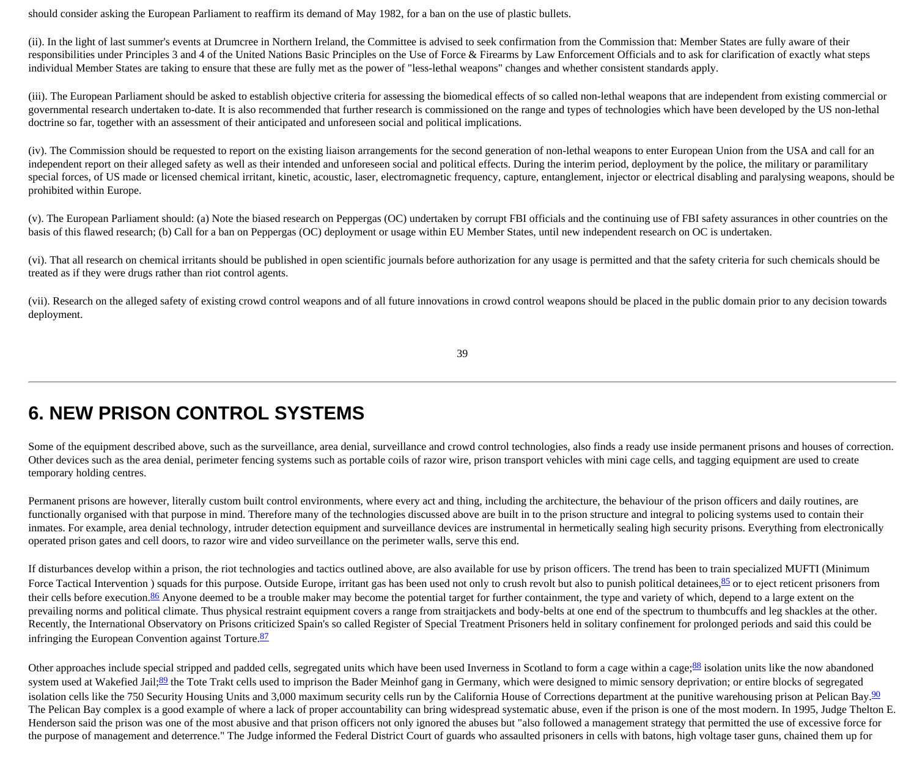should consider asking the European Parliament to reaffirm its demand of May 1982, for a ban on the use of plastic bullets.

(ii). In the light of last summer's events at Drumcree in Northern Ireland, the Committee is advised to seek confirmation from the Commission that: Member States are fully aware of their responsibilities under Principles 3 and 4 of the United Nations Basic Principles on the Use of Force & Firearms by Law Enforcement Officials and to ask for clarification of exactly what steps individual Member States are taking to ensure that these are fully met as the power of "less-lethal weapons" changes and whether consistent standards apply.

(iii). The European Parliament should be asked to establish objective criteria for assessing the biomedical effects of so called non-lethal weapons that are independent from existing commercial or governmental research undertaken to-date. It is also recommended that further research is commissioned on the range and types of technologies which have been developed by the US non-lethal doctrine so far, together with an assessment of their anticipated and unforeseen social and political implications.

(iv). The Commission should be requested to report on the existing liaison arrangements for the second generation of non-lethal weapons to enter European Union from the USA and call for an independent report on their alleged safety as well as their intended and unforeseen social and political effects. During the interim period, deployment by the police, the military or paramilitary special forces, of US made or licensed chemical irritant, kinetic, acoustic, laser, electromagnetic frequency, capture, entanglement, injector or electrical disabling and paralysing weapons, should be prohibited within Europe.

(v). The European Parliament should: (a) Note the biased research on Peppergas (OC) undertaken by corrupt FBI officials and the continuing use of FBI safety assurances in other countries on the basis of this flawed research; (b) Call for a ban on Peppergas (OC) deployment or usage within EU Member States, until new independent research on OC is undertaken.

(vi). That all research on chemical irritants should be published in open scientific journals before authorization for any usage is permitted and that the safety criteria for such chemicals should be treated as if they were drugs rather than riot control agents.

(vii). Research on the alleged safety of existing crowd control weapons and of all future innovations in crowd control weapons should be placed in the public domain prior to any decision towards deployment.

---

# 6. NEW PRISON CONTROL SYSTEMS

Some of the equipment described above, such as the surveillance, area denial, surveillance and crowd control technologies, also finds a ready use inside permanent prisons and houses of correction. Other devices such as the area denial, perimeter fencing systems such as portable coils of razor wire, prison transport vehicles with mini cage cells, and tagging equipment are used to create temporary holding centres.

Permanent prisons are however, literally custom built control environments, where every act and thing, including the architecture, the behaviour of the prison officers and daily routines, are functionally organised with that purpose in mind. Therefore many of the technologies discussed above are built in to the prison structure and integral to policing systems used to contain their inmates. For example, area denial technology, intruder detection equipment and surveillance devices are instrumental in hermetically sealing high security prisons. Everything from electronically operated prison gates and cell doors, to razor wire and video surveillance on the perimeter walls, serve this end.

If disturbances develop within a prison, the riot technologies and tactics outlined above, are also available for use by prison officers. The trend has been to train specialized MUFTI (Minimum Force Tactical Intervention ) squads for this purpose. Outside Europe, irritant gas has been used not only to crush revolt but also to punish political detainees,[85] or to eject reticent prisoners from their cells before execution.[86] Anyone deemed to be a trouble maker may become the potential target for further containment, the type and variety of which, depend to a large extent on the prevailing norms and political climate. Thus physical restraint equipment covers a range from straitjackets and body-belts at one end of the spectrum to thumbcuffs and leg shackles at the other. Recently, the International Observatory on Prisons criticized Spain's so called Register of Special Treatment Prisoners held in solitary confinement for prolonged periods and said this could be infringing the European Convention against Torture.[87]

Other approaches include special stripped and padded cells, segregated units which have been used Inverness in Scotland to form a cage within a cage;[88] isolation units like the now abandoned system used at Wakefied Jail;[89] the Tote Trakt cells used to imprison the Bader Meinhof gang in Germany, which were designed to mimic sensory deprivation; or entire blocks of segregated isolation cells like the 750 Security Housing Units and 3,000 maximum security cells run by the California House of Corrections department at the punitive warehousing prison at Pelican Bay.[90] The Pelican Bay complex is a good example of where a lack of proper accountability can bring widespread systematic abuse, even if the prison is one of the most modern. In 1995, Judge Thelton E. Henderson said the prison was one of the most abusive and that prison officers not only ignored the abuses but "also followed a management strategy that permitted the use of excessive force for the purpose of management and deterrence." The Judge informed the Federal District Court of guards who assaulted prisoners in cells with batons, high voltage taser guns, chained them up for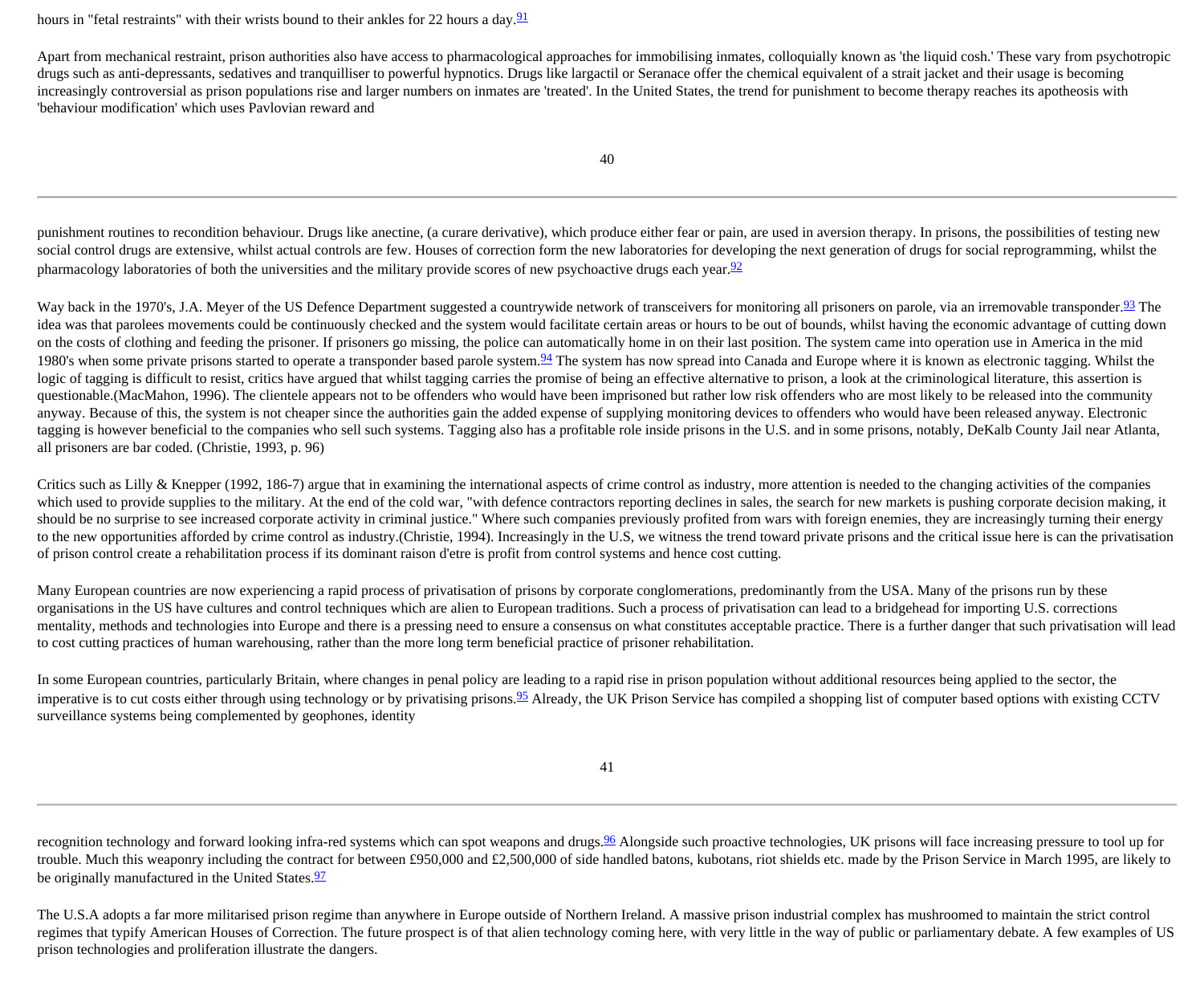hours in "fetal restraints" with their wrists bound to their ankles for 22 hours a day.[91]

Apart from mechanical restraint, prison authorities also have access to pharmacological approaches for immobilising inmates, colloquially known as 'the liquid cosh.' These vary from psychotropic drugs such as anti-depressants, sedatives and tranquilliser to powerful hypnotics. Drugs like largactil or Seranace offer the chemical equivalent of a strait jacket and their usage is becoming increasingly controversial as prison populations rise and larger numbers on inmates are 'treated'. In the United States, the trend for punishment to become therapy reaches its apotheosis with 'behaviour modification' which uses Pavlovian reward and punishment routines to recondition behaviour. Drugs like anectine, (a curare derivative), which produce either fear or pain, are used in aversion therapy. In prisons, the possibilities of testing new social control drugs are extensive, whilst actual controls are few. Houses of correction form the new laboratories for developing the next generation of drugs for social reprogramming, whilst the pharmacology laboratories of both the universities and the military provide scores of new psychoactive drugs each year.[92]

Way back in the 1970's, J.A. Meyer of the US Defence Department suggested a countrywide network of transceivers for monitoring all prisoners on parole, via an irremovable transponder.[93] The idea was that parolees movements could be continuously checked and the system would facilitate certain areas or hours to be out of bounds, whilst having the economic advantage of cutting down on the costs of clothing and feeding the prisoner. If prisoners go missing, the police can automatically home in on their last position. The system came into operation use in America in the mid 1980's when some private prisons started to operate a transponder based parole system.[94] The system has now spread into Canada and Europe where it is known as electronic tagging. Whilst the logic of tagging is difficult to resist, critics have argued that whilst tagging carries the promise of being an effective alternative to prison, a look at the criminological literature, this assertion is questionable.(MacMahon, 1996). The clientele appears not to be offenders who would have been imprisoned but rather low risk offenders who are most likely to be released into the community anyway. Because of this, the system is not cheaper since the authorities gain the added expense of supplying monitoring devices to offenders who would have been released anyway. Electronic tagging is however beneficial to the companies who sell such systems. Tagging also has a profitable role inside prisons in the U.S. and in some prisons, notably, DeKalb County Jail near Atlanta, all prisoners are bar coded. (Christie, 1993, p. 96)

Critics such as Lilly & Knepper (1992, 186-7) argue that in examining the international aspects of crime control as industry, more attention is needed to the changing activities of the companies which used to provide supplies to the military. At the end of the cold war, "with defence contractors reporting declines in sales, the search for new markets is pushing corporate decision making, it should be no surprise to see increased corporate activity in criminal justice." Where such companies previously profited from wars with foreign enemies, they are increasingly turning their energy to the new opportunities afforded by crime control as industry.(Christie, 1994). Increasingly in the U.S, we witness the trend toward private prisons and the critical issue here is can the privatisation of prison control create a rehabilitation process if its dominant raison d'etre is profit from control systems and hence cost cutting.

Many European countries are now experiencing a rapid process of privatisation of prisons by corporate conglomerations, predominantly from the USA. Many of the prisons run by these organisations in the US have cultures and control techniques which are alien to European traditions. Such a process of privatisation can lead to a bridgehead for importing U.S. corrections mentality, methods and technologies into Europe and there is a pressing need to ensure a consensus on what constitutes acceptable practice. There is a further danger that such privatisation will lead to cost cutting practices of human warehousing, rather than the more long term beneficial practice of prisoner rehabilitation.

In some European countries, particularly Britain, where changes in penal policy are leading to a rapid rise in prison population without additional resources being applied to the sector, the imperative is to cut costs either through using technology or by privatising prisons.[95] Already, the UK Prison Service has compiled a shopping list of computer based options with existing CCTV surveillance systems being complemented by geophones, identity recognition technology and forward looking infra-red systems which can spot weapons and drugs.[96] Alongside such proactive technologies, UK prisons will face increasing pressure to tool up for trouble. Much this weaponry including the contract for between £950,000 and £2,500,000 of side handled batons, kubotans, riot shields etc. made by the Prison Service in March 1995, are likely to be originally manufactured in the United States.[97]

The U.S.A adopts a far more militarised prison regime than anywhere in Europe outside of Northern Ireland. A massive prison industrial complex has mushroomed to maintain the strict control regimes that typify American Houses of Correction. The future prospect is of that alien technology coming here, with very little in the way of public or parliamentary debate. A few examples of US prison technologies and proliferation illustrate the dangers.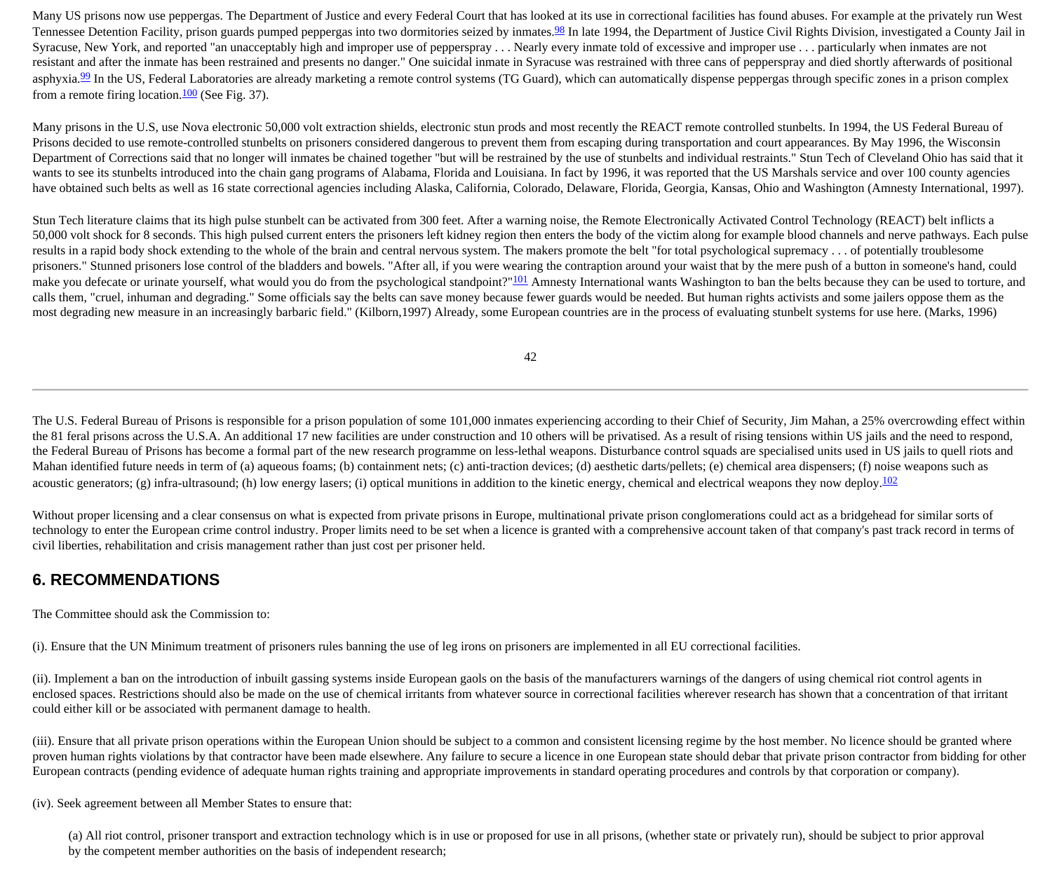Many US prisons now use peppergas. The Department of Justice and every Federal Court that has looked at its use in correctional facilities has found abuses. For example at the privately run West Tennessee Detention Facility, prison guards pumped peppergas into two dormitories seized by inmates.[98] In late 1994, the Department of Justice Civil Rights Division, investigated a County Jail in Syracuse, New York, and reported "an unacceptably high and improper use of pepperspray . . . Nearly every inmate told of excessive and improper use . . . particularly when inmates are not resistant and after the inmate has been restrained and presents no danger." One suicidal inmate in Syracuse was restrained with three cans of pepperspray and died shortly afterwards of positional asphyxia.[99] In the US, Federal Laboratories are already marketing a remote control systems (TG Guard), which can automatically dispense peppergas through specific zones in a prison complex from a remote firing location.[100] (See Fig. 37).

Many prisons in the U.S, use Nova electronic 50,000 volt extraction shields, electronic stun prods and most recently the REACT remote controlled stunbelts. In 1994, the US Federal Bureau of Prisons decided to use remote-controlled stunbelts on prisoners considered dangerous to prevent them from escaping during transportation and court appearances. By May 1996, the Wisconsin Department of Corrections said that no longer will inmates be chained together "but will be restrained by the use of stunbelts and individual restraints." Stun Tech of Cleveland Ohio has said that it wants to see its stunbelts introduced into the chain gang programs of Alabama, Florida and Louisiana. In fact by 1996, it was reported that the US Marshals service and over 100 county agencies have obtained such belts as well as 16 state correctional agencies including Alaska, California, Colorado, Delaware, Florida, Georgia, Kansas, Ohio and Washington (Amnesty International, 1997).

Stun Tech literature claims that its high pulse stunbelt can be activated from 300 feet. After a warning noise, the Remote Electronically Activated Control Technology (REACT) belt inflicts a 50,000 volt shock for 8 seconds. This high pulsed current enters the prisoners left kidney region then enters the body of the victim along for example blood channels and nerve pathways. Each pulse results in a rapid body shock extending to the whole of the brain and central nervous system. The makers promote the belt "for total psychological supremacy . . . of potentially troublesome prisoners." Stunned prisoners lose control of the bladders and bowels. "After all, if you were wearing the contraption around your waist that by the mere push of a button in someone's hand, could make you defecate or urinate yourself, what would you do from the psychological standpoint?"[101] Amnesty International wants Washington to ban the belts because they can be used to torture, and calls them, "cruel, inhuman and degrading." Some officials say the belts can save money because fewer guards would be needed. But human rights activists and some jailers oppose them as the most degrading new measure in an increasingly barbaric field." (Kilborn,1997) Already, some European countries are in the process of evaluating stunbelt systems for use here. (Marks, 1996)

The U.S. Federal Bureau of Prisons is responsible for a prison population of some 101,000 inmates experiencing according to their Chief of Security, Jim Mahan, a 25% overcrowding effect within the 81 feral prisons across the U.S.A. An additional 17 new facilities are under construction and 10 others will be privatised. As a result of rising tensions within US jails and the need to respond, the Federal Bureau of Prisons has become a formal part of the new research programme on less-lethal weapons. Disturbance control squads are specialised units used in US jails to quell riots and Mahan identified future needs in term of (a) aqueous foams; (b) containment nets; (c) anti-traction devices; (d) aesthetic darts/pellets; (e) chemical area dispensers; (f) noise weapons such as acoustic generators; (g) infra-ultrasound; (h) low energy lasers; (i) optical munitions in addition to the kinetic energy, chemical and electrical weapons they now deploy.[102]

Without proper licensing and a clear consensus on what is expected from private prisons in Europe, multinational private prison conglomerations could act as a bridgehead for similar sorts of technology to enter the European crime control industry. Proper limits need to be set when a licence is granted with a comprehensive account taken of that company's past track record in terms of civil liberties, rehabilitation and crisis management rather than just cost per prisoner held.

## 6. RECOMMENDATIONS

The Committee should ask the Commission to:

(i). Ensure that the UN Minimum treatment of prisoners rules banning the use of leg irons on prisoners are implemented in all EU correctional facilities.

(ii). Implement a ban on the introduction of inbuilt gassing systems inside European gaols on the basis of the manufacturers warnings of the dangers of using chemical riot control agents in enclosed spaces. Restrictions should also be made on the use of chemical irritants from whatever source in correctional facilities wherever research has shown that a concentration of that irritant could either kill or be associated with permanent damage to health.

(iii). Ensure that all private prison operations within the European Union should be subject to a common and consistent licensing regime by the host member. No licence should be granted where proven human rights violations by that contractor have been made elsewhere. Any failure to secure a licence in one European state should debar that private prison contractor from bidding for other European contracts (pending evidence of adequate human rights training and appropriate improvements in standard operating procedures and controls by that corporation or company).

(iv). Seek agreement between all Member States to ensure that:

> (a) All riot control, prisoner transport and extraction technology which is in use or proposed for use in all prisons, (whether state or privately run), should be subject to prior approval by the competent member authorities on the basis of independent research;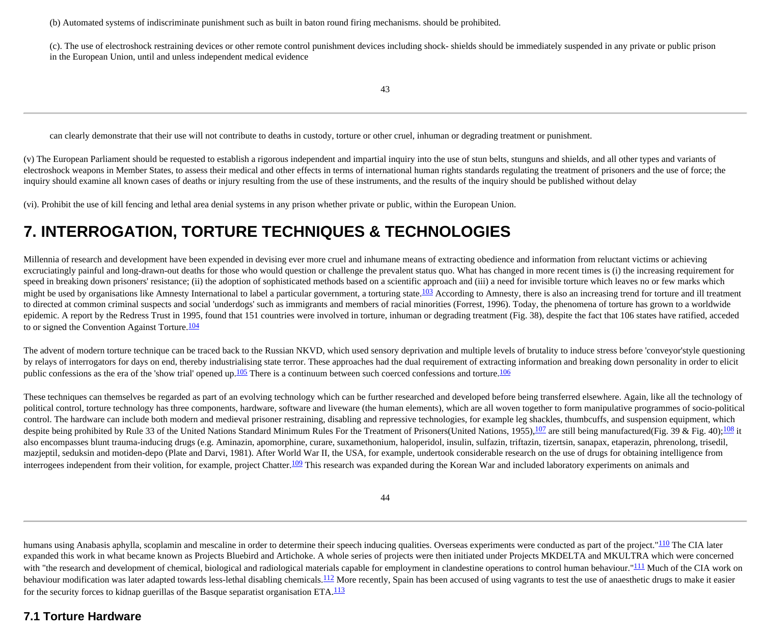(b) Automated systems of indiscriminate punishment such as built in baton round firing mechanisms. should be prohibited.

(c). The use of electroshock restraining devices or other remote control punishment devices including shock- shields should be immediately suspended in any private or public prison in the European Union, until and unless independent medical evidence can clearly demonstrate that their use will not contribute to deaths in custody, torture or other cruel, inhuman or degrading treatment or punishment.

(v) The European Parliament should be requested to establish a rigorous independent and impartial inquiry into the use of stun belts, stunguns and shields, and all other types and variants of electroshock weapons in Member States, to assess their medical and other effects in terms of international human rights standards regulating the treatment of prisoners and the use of force; the inquiry should examine all known cases of deaths or injury resulting from the use of these instruments, and the results of the inquiry should be published without delay

(vi). Prohibit the use of kill fencing and lethal area denial systems in any prison whether private or public, within the European Union.

# 7. INTERROGATION, TORTURE TECHNIQUES & TECHNOLOGIES

Millennia of research and development have been expended in devising ever more cruel and inhumane means of extracting obedience and information from reluctant victims or achieving excruciatingly painful and long-drawn-out deaths for those who would question or challenge the prevalent status quo. What has changed in more recent times is (i) the increasing requirement for speed in breaking down prisoners' resistance; (ii) the adoption of sophisticated methods based on a scientific approach and (iii) a need for invisible torture which leaves no or few marks which might be used by organisations like Amnesty International to label a particular government, a torturing state.[103] According to Amnesty, there is also an increasing trend for torture and ill treatment to directed at common criminal suspects and social 'underdogs' such as immigrants and members of racial minorities (Forrest, 1996). Today, the phenomena of torture has grown to a worldwide epidemic. A report by the Redress Trust in 1995, found that 151 countries were involved in torture, inhuman or degrading treatment (Fig. 38), despite the fact that 106 states have ratified, acceded to or signed the Convention Against Torture.[104]

The advent of modern torture technique can be traced back to the Russian NKVD, which used sensory deprivation and multiple levels of brutality to induce stress before 'conveyor'style questioning by relays of interrogators for days on end, thereby industrialising state terror. These approaches had the dual requirement of extracting information and breaking down personality in order to elicit public confessions as the era of the 'show trial' opened up.[105] There is a continuum between such coerced confessions and torture.[106]

These techniques can themselves be regarded as part of an evolving technology which can be further researched and developed before being transferred elsewhere. Again, like all the technology of political control, torture technology has three components, hardware, software and liveware (the human elements), which are all woven together to form manipulative programmes of socio-political control. The hardware can include both modern and medieval prisoner restraining, disabling and repressive technologies, for example leg shackles, thumbcuffs, and suspension equipment, which despite being prohibited by Rule 33 of the United Nations Standard Minimum Rules For the Treatment of Prisoners(United Nations, 1955),[107] are still being manufactured(Fig. 39 & Fig. 40);[108] it also encompasses blunt trauma-inducing drugs (e.g. Aminazin, apomorphine, curare, suxamethonium, haloperidol, insulin, sulfazin, triftazin, tizertsin, sanapax, etaperazin, phrenolong, trisedil, mazjeptil, seduksin and motiden-depo (Plate and Darvi, 1981). After World War II, the USA, for example, undertook considerable research on the use of drugs for obtaining intelligence from interrogees independent from their volition, for example, project Chatter.[109] This research was expanded during the Korean War and included laboratory experiments on animals and humans using Anabasis aphylla, scoplamin and mescaline in order to determine their speech inducing qualities. Overseas experiments were conducted as part of the project."[110] The CIA later expanded this work in what became known as Projects Bluebird and Artichoke. A whole series of projects were then initiated under Projects MKDELTA and MKULTRA which were concerned with "the research and development of chemical, biological and radiological materials capable for employment in clandestine operations to control human behaviour."[111] Much of the CIA work on behaviour modification was later adapted towards less-lethal disabling chemicals.[112] More recently, Spain has been accused of using vagrants to test the use of anaesthetic drugs to make it easier for the security forces to kidnap guerillas of the Basque separatist organisation ETA.[113]

## 7.1 Torture Hardware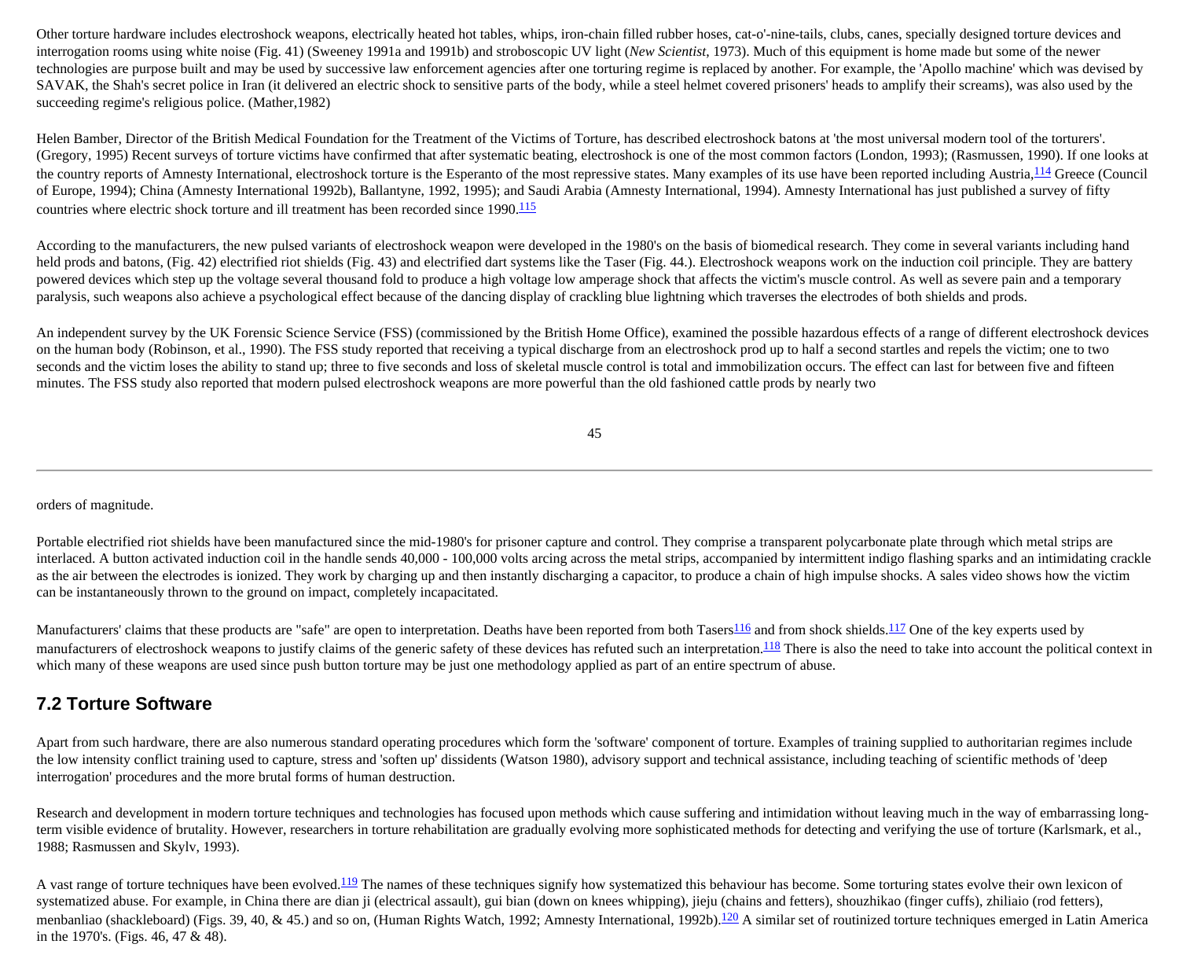Other torture hardware includes electroshock weapons, electrically heated hot tables, whips, iron-chain filled rubber hoses, cat-o'-nine-tails, clubs, canes, specially designed torture devices and interrogation rooms using white noise (Fig. 41) (Sweeney 1991a and 1991b) and stroboscopic UV light (*New Scientist*, 1973). Much of this equipment is home made but some of the newer technologies are purpose built and may be used by successive law enforcement agencies after one torturing regime is replaced by another. For example, the 'Apollo machine' which was devised by SAVAK, the Shah's secret police in Iran (it delivered an electric shock to sensitive parts of the body, while a steel helmet covered prisoners' heads to amplify their screams), was also used by the succeeding regime's religious police. (Mather,1982)

Helen Bamber, Director of the British Medical Foundation for the Treatment of the Victims of Torture, has described electroshock batons at 'the most universal modern tool of the torturers'. (Gregory, 1995) Recent surveys of torture victims have confirmed that after systematic beating, electroshock is one of the most common factors (London, 1993); (Rasmussen, 1990). If one looks at the country reports of Amnesty International, electroshock torture is the Esperanto of the most repressive states. Many examples of its use have been reported including Austria,[114] Greece (Council of Europe, 1994); China (Amnesty International 1992b), Ballantyne, 1992, 1995); and Saudi Arabia (Amnesty International, 1994). Amnesty International has just published a survey of fifty countries where electric shock torture and ill treatment has been recorded since 1990.[115]

According to the manufacturers, the new pulsed variants of electroshock weapon were developed in the 1980's on the basis of biomedical research. They come in several variants including hand held prods and batons, (Fig. 42) electrified riot shields (Fig. 43) and electrified dart systems like the Taser (Fig. 44.). Electroshock weapons work on the induction coil principle. They are battery powered devices which step up the voltage several thousand fold to produce a high voltage low amperage shock that affects the victim's muscle control. As well as severe pain and a temporary paralysis, such weapons also achieve a psychological effect because of the dancing display of crackling blue lightning which traverses the electrodes of both shields and prods.

An independent survey by the UK Forensic Science Service (FSS) (commissioned by the British Home Office), examined the possible hazardous effects of a range of different electroshock devices on the human body (Robinson, et al., 1990). The FSS study reported that receiving a typical discharge from an electroshock prod up to half a second startles and repels the victim; one to two seconds and the victim loses the ability to stand up; three to five seconds and loss of skeletal muscle control is total and immobilization occurs. The effect can last for between five and fifteen minutes. The FSS study also reported that modern pulsed electroshock weapons are more powerful than the old fashioned cattle prods by nearly two orders of magnitude.

Portable electrified riot shields have been manufactured since the mid-1980's for prisoner capture and control. They comprise a transparent polycarbonate plate through which metal strips are interlaced. A button activated induction coil in the handle sends 40,000 - 100,000 volts arcing across the metal strips, accompanied by intermittent indigo flashing sparks and an intimidating crackle as the air between the electrodes is ionized. They work by charging up and then instantly discharging a capacitor, to produce a chain of high impulse shocks. A sales video shows how the victim can be instantaneously thrown to the ground on impact, completely incapacitated.

Manufacturers' claims that these products are "safe" are open to interpretation. Deaths have been reported from both Tasers[116] and from shock shields.[117] One of the key experts used by manufacturers of electroshock weapons to justify claims of the generic safety of these devices has refuted such an interpretation.[118] There is also the need to take into account the political context in which many of these weapons are used since push button torture may be just one methodology applied as part of an entire spectrum of abuse.

## 7.2 Torture Software

Apart from such hardware, there are also numerous standard operating procedures which form the 'software' component of torture. Examples of training supplied to authoritarian regimes include the low intensity conflict training used to capture, stress and 'soften up' dissidents (Watson 1980), advisory support and technical assistance, including teaching of scientific methods of 'deep interrogation' procedures and the more brutal forms of human destruction.

Research and development in modern torture techniques and technologies has focused upon methods which cause suffering and intimidation without leaving much in the way of embarrassing long-term visible evidence of brutality. However, researchers in torture rehabilitation are gradually evolving more sophisticated methods for detecting and verifying the use of torture (Karlsmark, et al., 1988; Rasmussen and Skylv, 1993).

A vast range of torture techniques have been evolved.[119] The names of these techniques signify how systematized this behaviour has become. Some torturing states evolve their own lexicon of systematized abuse. For example, in China there are dian ji (electrical assault), gui bian (down on knees whipping), jieju (chains and fetters), shouzhikao (finger cuffs), zhiliaio (rod fetters), menbanliao (shackleboard) (Figs. 39, 40, & 45.) and so on, (Human Rights Watch, 1992; Amnesty International, 1992b).[120] A similar set of routinized torture techniques emerged in Latin America in the 1970's. (Figs. 46, 47 & 48).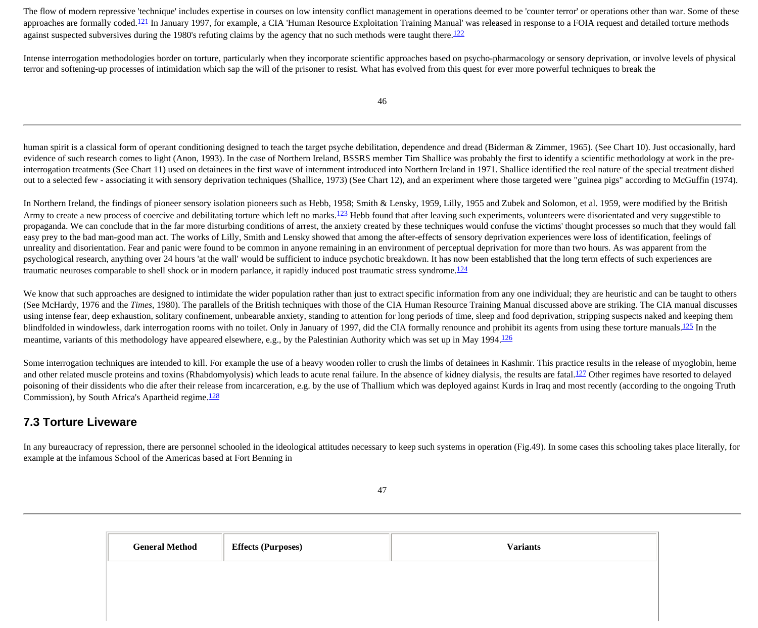The flow of modern repressive 'technique' includes expertise in courses on low intensity conflict management in operations deemed to be 'counter terror' or operations other than war. Some of these approaches are formally coded.[121] In January 1997, for example, a CIA 'Human Resource Exploitation Training Manual' was released in response to a FOIA request and detailed torture methods against suspected subversives during the 1980's refuting claims by the agency that no such methods were taught there.[122]

Intense interrogation methodologies border on torture, particularly when they incorporate scientific approaches based on psycho-pharmacology or sensory deprivation, or involve levels of physical terror and softening-up processes of intimidation which sap the will of the prisoner to resist. What has evolved from this quest for ever more powerful techniques to break the human spirit is a classical form of operant conditioning designed to teach the target psyche debilitation, dependence and dread (Biderman & Zimmer, 1965). (See Chart 10). Just occasionally, hard evidence of such research comes to light (Anon, 1993). In the case of Northern Ireland, BSSRS member Tim Shallice was probably the first to identify a scientific methodology at work in the pre-interrogation treatments (See Chart 11) used on detainees in the first wave of internment introduced into Northern Ireland in 1971. Shallice identified the real nature of the special treatment dished out to a selected few - associating it with sensory deprivation techniques (Shallice, 1973) (See Chart 12), and an experiment where those targeted were "guinea pigs" according to McGuffin (1974).

In Northern Ireland, the findings of pioneer sensory isolation pioneers such as Hebb, 1958; Smith & Lensky, 1959, Lilly, 1955 and Zubek and Solomon, et al. 1959, were modified by the British Army to create a new process of coercive and debilitating torture which left no marks.[123] Hebb found that after leaving such experiments, volunteers were disorientated and very suggestible to propaganda. We can conclude that in the far more disturbing conditions of arrest, the anxiety created by these techniques would confuse the victims' thought processes so much that they would fall easy prey to the bad man-good man act. The works of Lilly, Smith and Lensky showed that among the after-effects of sensory deprivation experiences were loss of identification, feelings of unreality and disorientation. Fear and panic were found to be common in anyone remaining in an environment of perceptual deprivation for more than two hours. As was apparent from the psychological research, anything over 24 hours 'at the wall' would be sufficient to induce psychotic breakdown. It has now been established that the long term effects of such experiences are traumatic neuroses comparable to shell shock or in modern parlance, it rapidly induced post traumatic stress syndrome.[124]

We know that such approaches are designed to intimidate the wider population rather than just to extract specific information from any one individual; they are heuristic and can be taught to others (See McHardy, 1976 and the *Times*, 1980). The parallels of the British techniques with those of the CIA Human Resource Training Manual discussed above are striking. The CIA manual discusses using intense fear, deep exhaustion, solitary confinement, unbearable anxiety, standing to attention for long periods of time, sleep and food deprivation, stripping suspects naked and keeping them blindfolded in windowless, dark interrogation rooms with no toilet. Only in January of 1997, did the CIA formally renounce and prohibit its agents from using these torture manuals.[125] In the meantime, variants of this methodology have appeared elsewhere, e.g., by the Palestinian Authority which was set up in May 1994.[126]

Some interrogation techniques are intended to kill. For example the use of a heavy wooden roller to crush the limbs of detainees in Kashmir. This practice results in the release of myoglobin, heme and other related muscle proteins and toxins (Rhabdomyolysis) which leads to acute renal failure. In the absence of kidney dialysis, the results are fatal.[127] Other regimes have resorted to delayed poisoning of their dissidents who die after their release from incarceration, e.g. by the use of Thallium which was deployed against Kurds in Iraq and most recently (according to the ongoing Truth Commission), by South Africa's Apartheid regime.[128]

## 7.3 Torture Liveware

In any bureaucracy of repression, there are personnel schooled in the ideological attitudes necessary to keep such systems in operation (Fig.49). In some cases this schooling takes place literally, for example at the infamous School of the Americas based at Fort Benning in

| General Method | Effects (Purposes) | Variants |
|---|---|---|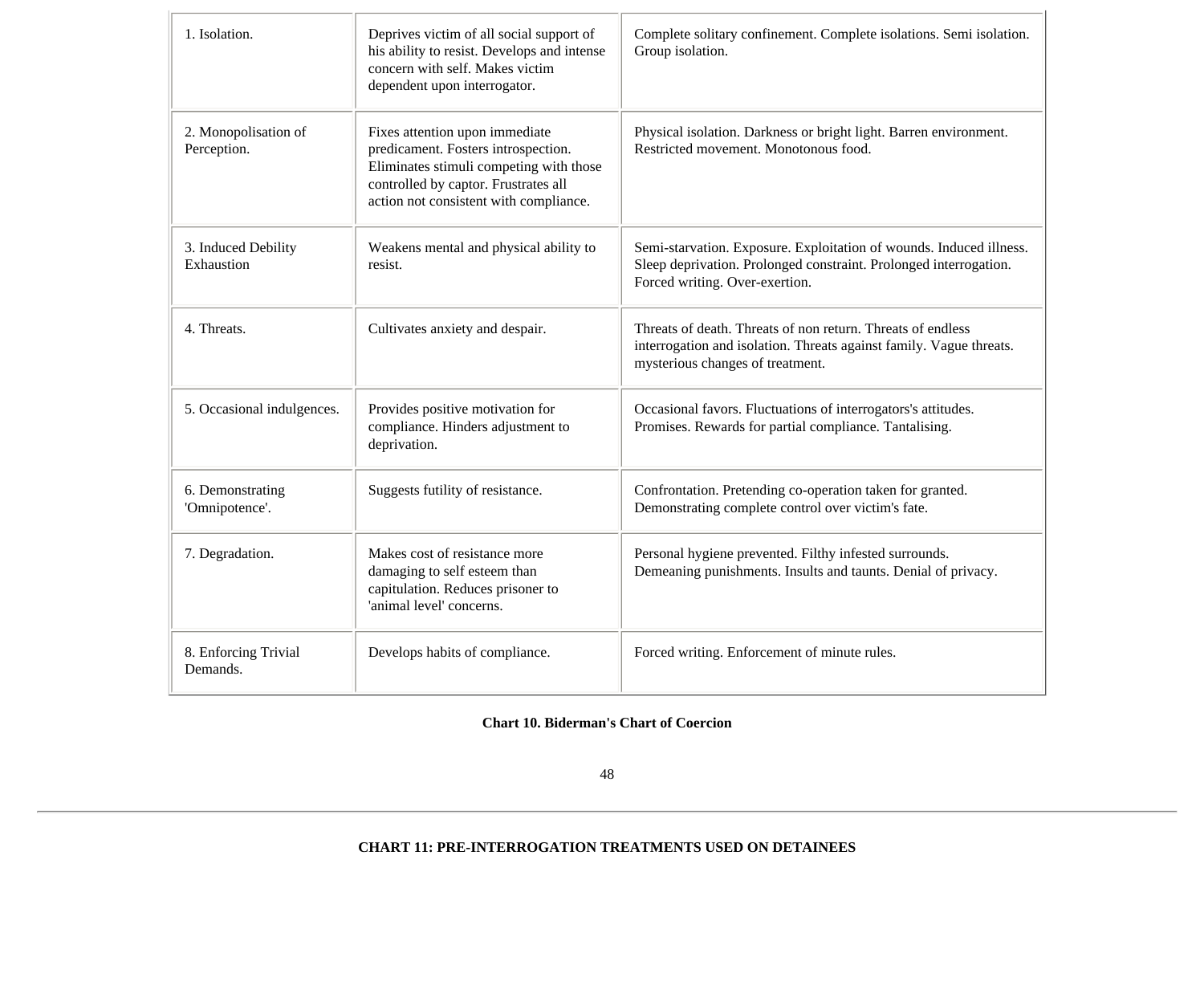| 1. Isolation. | Deprives victim of all social support of his ability to resist. Develops and intense concern with self. Makes victim dependent upon interrogator. | Complete solitary confinement. Complete isolations. Semi isolation. Group isolation. |
|---|---|---|
| 2. Monopolisation of Perception. | Fixes attention upon immediate predicament. Fosters introspection. Eliminates stimuli competing with those controlled by captor. Frustrates all action not consistent with compliance. | Physical isolation. Darkness or bright light. Barren environment. Restricted movement. Monotonous food. |
| 3. Induced Debility Exhaustion | Weakens mental and physical ability to resist. | Semi-starvation. Exposure. Exploitation of wounds. Induced illness. Sleep deprivation. Prolonged constraint. Prolonged interrogation. Forced writing. Over-exertion. |
| 4. Threats. | Cultivates anxiety and despair. | Threats of death. Threats of non return. Threats of endless interrogation and isolation. Threats against family. Vague threats. mysterious changes of treatment. |
| 5. Occasional indulgences. | Provides positive motivation for compliance. Hinders adjustment to deprivation. | Occasional favors. Fluctuations of interrogators's attitudes. Promises. Rewards for partial compliance. Tantalising. |
| 6. Demonstrating 'Omnipotence'. | Suggests futility of resistance. | Confrontation. Pretending co-operation taken for granted. Demonstrating complete control over victim's fate. |
| 7. Degradation. | Makes cost of resistance more damaging to self esteem than capitulation. Reduces prisoner to 'animal level' concerns. | Personal hygiene prevented. Filthy infested surrounds. Demeaning punishments. Insults and taunts. Denial of privacy. |
| 8. Enforcing Trivial Demands. | Develops habits of compliance. | Forced writing. Enforcement of minute rules. |

**Chart 10. Biderman's Chart of Coercion**

---

**CHART 11: PRE-INTERROGATION TREATMENTS USED ON DETAINEES**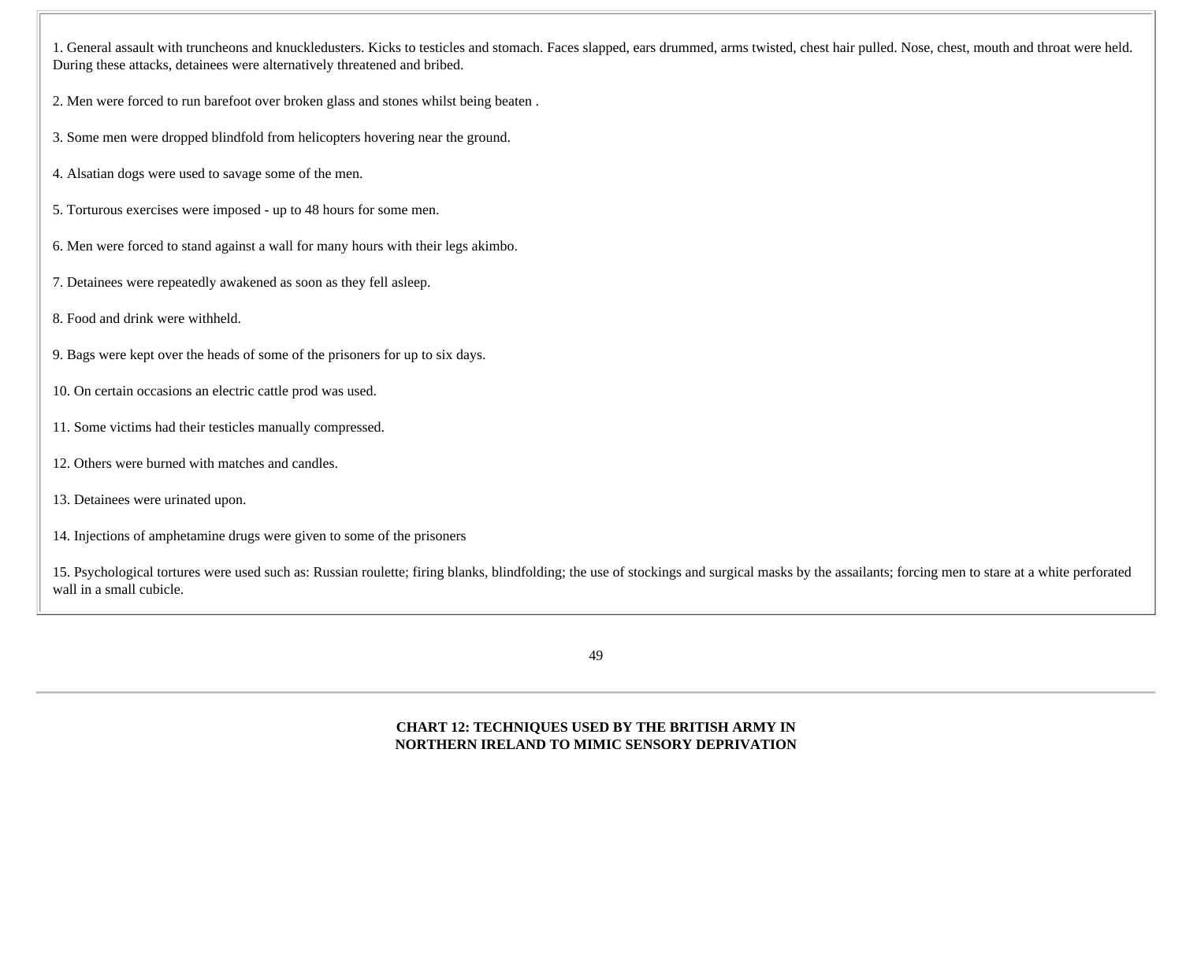1. General assault with truncheons and knuckledusters. Kicks to testicles and stomach. Faces slapped, ears drummed, arms twisted, chest hair pulled. Nose, chest, mouth and throat were held. During these attacks, detainees were alternatively threatened and bribed.

2. Men were forced to run barefoot over broken glass and stones whilst being beaten .

3. Some men were dropped blindfold from helicopters hovering near the ground.

4. Alsatian dogs were used to savage some of the men.

5. Torturous exercises were imposed - up to 48 hours for some men.

6. Men were forced to stand against a wall for many hours with their legs akimbo.

7. Detainees were repeatedly awakened as soon as they fell asleep.

8. Food and drink were withheld.

9. Bags were kept over the heads of some of the prisoners for up to six days.

10. On certain occasions an electric cattle prod was used.

11. Some victims had their testicles manually compressed.

12. Others were burned with matches and candles.

13. Detainees were urinated upon.

14. Injections of amphetamine drugs were given to some of the prisoners

15. Psychological tortures were used such as: Russian roulette; firing blanks, blindfolding; the use of stockings and surgical masks by the assailants; forcing men to stare at a white perforated wall in a small cubicle.

**CHART 12: TECHNIQUES USED BY THE BRITISH ARMY IN NORTHERN IRELAND TO MIMIC SENSORY DEPRIVATION**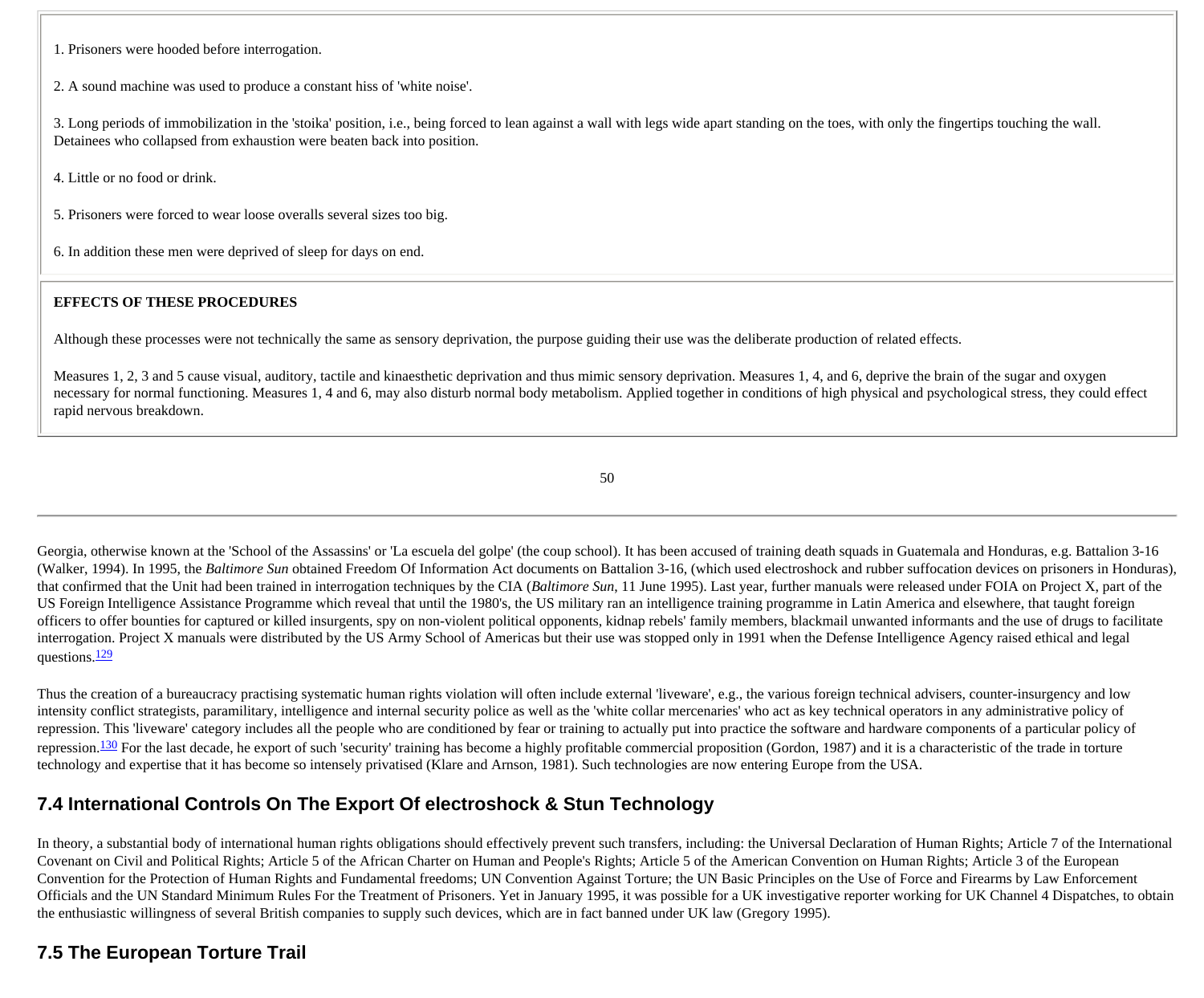1. Prisoners were hooded before interrogation.

2. A sound machine was used to produce a constant hiss of 'white noise'.

3. Long periods of immobilization in the 'stoika' position, i.e., being forced to lean against a wall with legs wide apart standing on the toes, with only the fingertips touching the wall. Detainees who collapsed from exhaustion were beaten back into position.

4. Little or no food or drink.

5. Prisoners were forced to wear loose overalls several sizes too big.

6. In addition these men were deprived of sleep for days on end.

**EFFECTS OF THESE PROCEDURES**

Although these processes were not technically the same as sensory deprivation, the purpose guiding their use was the deliberate production of related effects.

Measures 1, 2, 3 and 5 cause visual, auditory, tactile and kinaesthetic deprivation and thus mimic sensory deprivation. Measures 1, 4, and 6, deprive the brain of the sugar and oxygen necessary for normal functioning. Measures 1, 4 and 6, may also disturb normal body metabolism. Applied together in conditions of high physical and psychological stress, they could effect rapid nervous breakdown.

Georgia, otherwise known at the 'School of the Assassins' or 'La escuela del golpe' (the coup school). It has been accused of training death squads in Guatemala and Honduras, e.g. Battalion 3-16 (Walker, 1994). In 1995, the *Baltimore Sun* obtained Freedom Of Information Act documents on Battalion 3-16, (which used electroshock and rubber suffocation devices on prisoners in Honduras), that confirmed that the Unit had been trained in interrogation techniques by the CIA (*Baltimore Sun*, 11 June 1995). Last year, further manuals were released under FOIA on Project X, part of the US Foreign Intelligence Assistance Programme which reveal that until the 1980's, the US military ran an intelligence training programme in Latin America and elsewhere, that taught foreign officers to offer bounties for captured or killed insurgents, spy on non-violent political opponents, kidnap rebels' family members, blackmail unwanted informants and the use of drugs to facilitate interrogation. Project X manuals were distributed by the US Army School of Americas but their use was stopped only in 1991 when the Defense Intelligence Agency raised ethical and legal questions.[129]

Thus the creation of a bureaucracy practising systematic human rights violation will often include external 'liveware', e.g., the various foreign technical advisers, counter-insurgency and low intensity conflict strategists, paramilitary, intelligence and internal security police as well as the 'white collar mercenaries' who act as key technical operators in any administrative policy of repression. This 'liveware' category includes all the people who are conditioned by fear or training to actually put into practice the software and hardware components of a particular policy of repression.[130] For the last decade, he export of such 'security' training has become a highly profitable commercial proposition (Gordon, 1987) and it is a characteristic of the trade in torture technology and expertise that it has become so intensely privatised (Klare and Arnson, 1981). Such technologies are now entering Europe from the USA.

## 7.4 International Controls On The Export Of electroshock & Stun Technology

In theory, a substantial body of international human rights obligations should effectively prevent such transfers, including: the Universal Declaration of Human Rights; Article 7 of the International Covenant on Civil and Political Rights; Article 5 of the African Charter on Human and People's Rights; Article 5 of the American Convention on Human Rights; Article 3 of the European Convention for the Protection of Human Rights and Fundamental freedoms; UN Convention Against Torture; the UN Basic Principles on the Use of Force and Firearms by Law Enforcement Officials and the UN Standard Minimum Rules For the Treatment of Prisoners. Yet in January 1995, it was possible for a UK investigative reporter working for UK Channel 4 Dispatches, to obtain the enthusiastic willingness of several British companies to supply such devices, which are in fact banned under UK law (Gregory 1995).

## 7.5 The European Torture Trail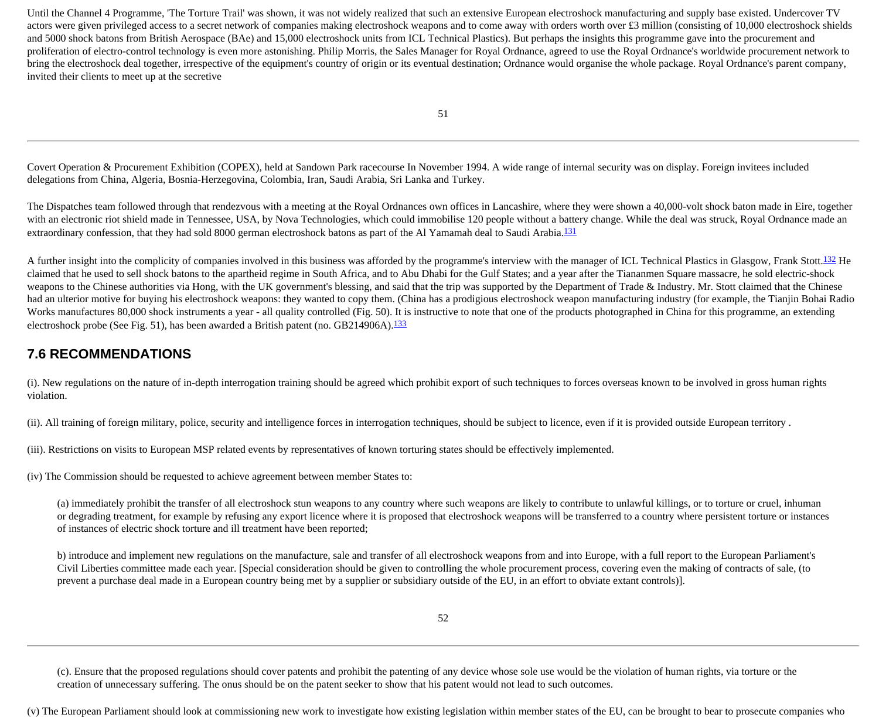Until the Channel 4 Programme, 'The Torture Trail' was shown, it was not widely realized that such an extensive European electroshock manufacturing and supply base existed. Undercover TV actors were given privileged access to a secret network of companies making electroshock weapons and to come away with orders worth over £3 million (consisting of 10,000 electroshock shields and 5000 shock batons from British Aerospace (BAe) and 15,000 electroshock units from ICL Technical Plastics). But perhaps the insights this programme gave into the procurement and proliferation of electro-control technology is even more astonishing. Philip Morris, the Sales Manager for Royal Ordnance, agreed to use the Royal Ordnance's worldwide procurement network to bring the electroshock deal together, irrespective of the equipment's country of origin or its eventual destination; Ordnance would organise the whole package. Royal Ordnance's parent company, invited their clients to meet up at the secretive Covert Operation & Procurement Exhibition (COPEX), held at Sandown Park racecourse In November 1994. A wide range of internal security was on display. Foreign invitees included delegations from China, Algeria, Bosnia-Herzegovina, Colombia, Iran, Saudi Arabia, Sri Lanka and Turkey.

The Dispatches team followed through that rendezvous with a meeting at the Royal Ordnances own offices in Lancashire, where they were shown a 40,000-volt shock baton made in Eire, together with an electronic riot shield made in Tennessee, USA, by Nova Technologies, which could immobilise 120 people without a battery change. While the deal was struck, Royal Ordnance made an extraordinary confession, that they had sold 8000 german electroshock batons as part of the Al Yamamah deal to Saudi Arabia.[131]

A further insight into the complicity of companies involved in this business was afforded by the programme's interview with the manager of ICL Technical Plastics in Glasgow, Frank Stott.[132] He claimed that he used to sell shock batons to the apartheid regime in South Africa, and to Abu Dhabi for the Gulf States; and a year after the Tiananmen Square massacre, he sold electric-shock weapons to the Chinese authorities via Hong, with the UK government's blessing, and said that the trip was supported by the Department of Trade & Industry. Mr. Stott claimed that the Chinese had an ulterior motive for buying his electroshock weapons: they wanted to copy them. (China has a prodigious electroshock weapon manufacturing industry (for example, the Tianjin Bohai Radio Works manufactures 80,000 shock instruments a year - all quality controlled (Fig. 50). It is instructive to note that one of the products photographed in China for this programme, an extending electroshock probe (See Fig. 51), has been awarded a British patent (no. GB214906A).[133]

## 7.6 RECOMMENDATIONS

(i). New regulations on the nature of in-depth interrogation training should be agreed which prohibit export of such techniques to forces overseas known to be involved in gross human rights violation.

(ii). All training of foreign military, police, security and intelligence forces in interrogation techniques, should be subject to licence, even if it is provided outside European territory .

(iii). Restrictions on visits to European MSP related events by representatives of known torturing states should be effectively implemented.

(iv) The Commission should be requested to achieve agreement between member States to:

> (a) immediately prohibit the transfer of all electroshock stun weapons to any country where such weapons are likely to contribute to unlawful killings, or to torture or cruel, inhuman or degrading treatment, for example by refusing any export licence where it is proposed that electroshock weapons will be transferred to a country where persistent torture or instances of instances of electric shock torture and ill treatment have been reported;
>
> b) introduce and implement new regulations on the manufacture, sale and transfer of all electroshock weapons from and into Europe, with a full report to the European Parliament's Civil Liberties committee made each year. [Special consideration should be given to controlling the whole procurement process, covering even the making of contracts of sale, (to prevent a purchase deal made in a European country being met by a supplier or subsidiary outside of the EU, in an effort to obviate extant controls)].
>
> (c). Ensure that the proposed regulations should cover patents and prohibit the patenting of any device whose sole use would be the violation of human rights, via torture or the creation of unnecessary suffering. The onus should be on the patent seeker to show that his patent would not lead to such outcomes.

(v) The European Parliament should look at commissioning new work to investigate how existing legislation within member states of the EU, can be brought to bear to prosecute companies who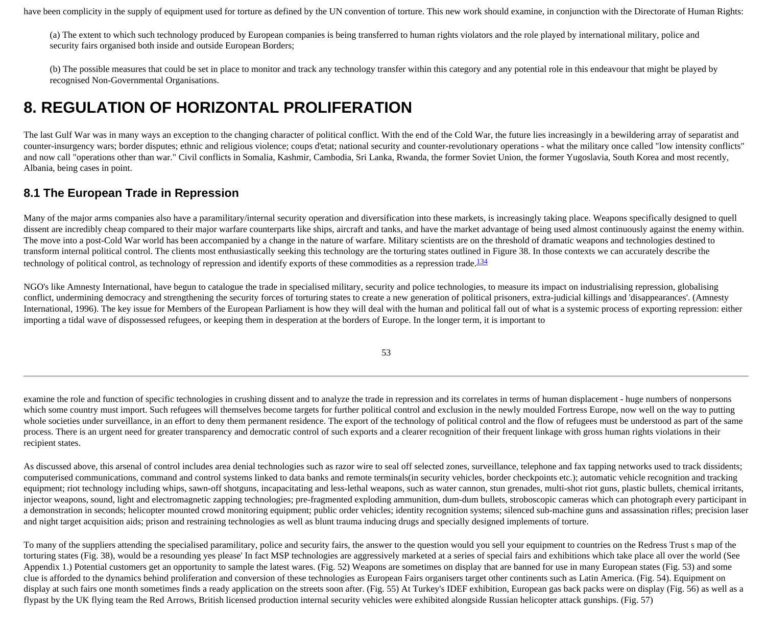have been complicity in the supply of equipment used for torture as defined by the UN convention of torture. This new work should examine, in conjunction with the Directorate of Human Rights:

(a) The extent to which such technology produced by European companies is being transferred to human rights violators and the role played by international military, police and security fairs organised both inside and outside European Borders;

(b) The possible measures that could be set in place to monitor and track any technology transfer within this category and any potential role in this endeavour that might be played by recognised Non-Governmental Organisations.

# 8. REGULATION OF HORIZONTAL PROLIFERATION

The last Gulf War was in many ways an exception to the changing character of political conflict. With the end of the Cold War, the future lies increasingly in a bewildering array of separatist and counter-insurgency wars; border disputes; ethnic and religious violence; coups d'etat; national security and counter-revolutionary operations - what the military once called "low intensity conflicts" and now call "operations other than war." Civil conflicts in Somalia, Kashmir, Cambodia, Sri Lanka, Rwanda, the former Soviet Union, the former Yugoslavia, South Korea and most recently, Albania, being cases in point.

## 8.1 The European Trade in Repression

Many of the major arms companies also have a paramilitary/internal security operation and diversification into these markets, is increasingly taking place. Weapons specifically designed to quell dissent are incredibly cheap compared to their major warfare counterparts like ships, aircraft and tanks, and have the market advantage of being used almost continuously against the enemy within. The move into a post-Cold War world has been accompanied by a change in the nature of warfare. Military scientists are on the threshold of dramatic weapons and technologies destined to transform internal political control. The clients most enthusiastically seeking this technology are the torturing states outlined in Figure 38. In those contexts we can accurately describe the technology of political control, as technology of repression and identify exports of these commodities as a repression trade.[134]

NGO's like Amnesty International, have begun to catalogue the trade in specialised military, security and police technologies, to measure its impact on industrialising repression, globalising conflict, undermining democracy and strengthening the security forces of torturing states to create a new generation of political prisoners, extra-judicial killings and 'disappearances'. (Amnesty International, 1996). The key issue for Members of the European Parliament is how they will deal with the human and political fall out of what is a systemic process of exporting repression: either importing a tidal wave of dispossessed refugees, or keeping them in desperation at the borders of Europe. In the longer term, it is important to examine the role and function of specific technologies in crushing dissent and to analyze the trade in repression and its correlates in terms of human displacement - huge numbers of nonpersons which some country must import. Such refugees will themselves become targets for further political control and exclusion in the newly moulded Fortress Europe, now well on the way to putting whole societies under surveillance, in an effort to deny them permanent residence. The export of the technology of political control and the flow of refugees must be understood as part of the same process. There is an urgent need for greater transparency and democratic control of such exports and a clearer recognition of their frequent linkage with gross human rights violations in their recipient states.

As discussed above, this arsenal of control includes area denial technologies such as razor wire to seal off selected zones, surveillance, telephone and fax tapping networks used to track dissidents; computerised communications, command and control systems linked to data banks and remote terminals(in security vehicles, border checkpoints etc.); automatic vehicle recognition and tracking equipment; riot technology including whips, sawn-off shotguns, incapacitating and less-lethal weapons, such as water cannon, stun grenades, multi-shot riot guns, plastic bullets, chemical irritants, injector weapons, sound, light and electromagnetic zapping technologies; pre-fragmented exploding ammunition, dum-dum bullets, stroboscopic cameras which can photograph every participant in a demonstration in seconds; helicopter mounted crowd monitoring equipment; public order vehicles; identity recognition systems; silenced sub-machine guns and assassination rifles; precision laser and night target acquisition aids; prison and restraining technologies as well as blunt trauma inducing drugs and specially designed implements of torture.

To many of the suppliers attending the specialised paramilitary, police and security fairs, the answer to the question would you sell your equipment to countries on the Redress Trust s map of the torturing states (Fig. 38), would be a resounding yes please' In fact MSP technologies are aggressively marketed at a series of special fairs and exhibitions which take place all over the world (See Appendix 1.) Potential customers get an opportunity to sample the latest wares. (Fig. 52) Weapons are sometimes on display that are banned for use in many European states (Fig. 53) and some clue is afforded to the dynamics behind proliferation and conversion of these technologies as European Fairs organisers target other continents such as Latin America. (Fig. 54). Equipment on display at such fairs one month sometimes finds a ready application on the streets soon after. (Fig. 55) At Turkey's IDEF exhibition, European gas back packs were on display (Fig. 56) as well as a flypast by the UK flying team the Red Arrows, British licensed production internal security vehicles were exhibited alongside Russian helicopter attack gunships. (Fig. 57)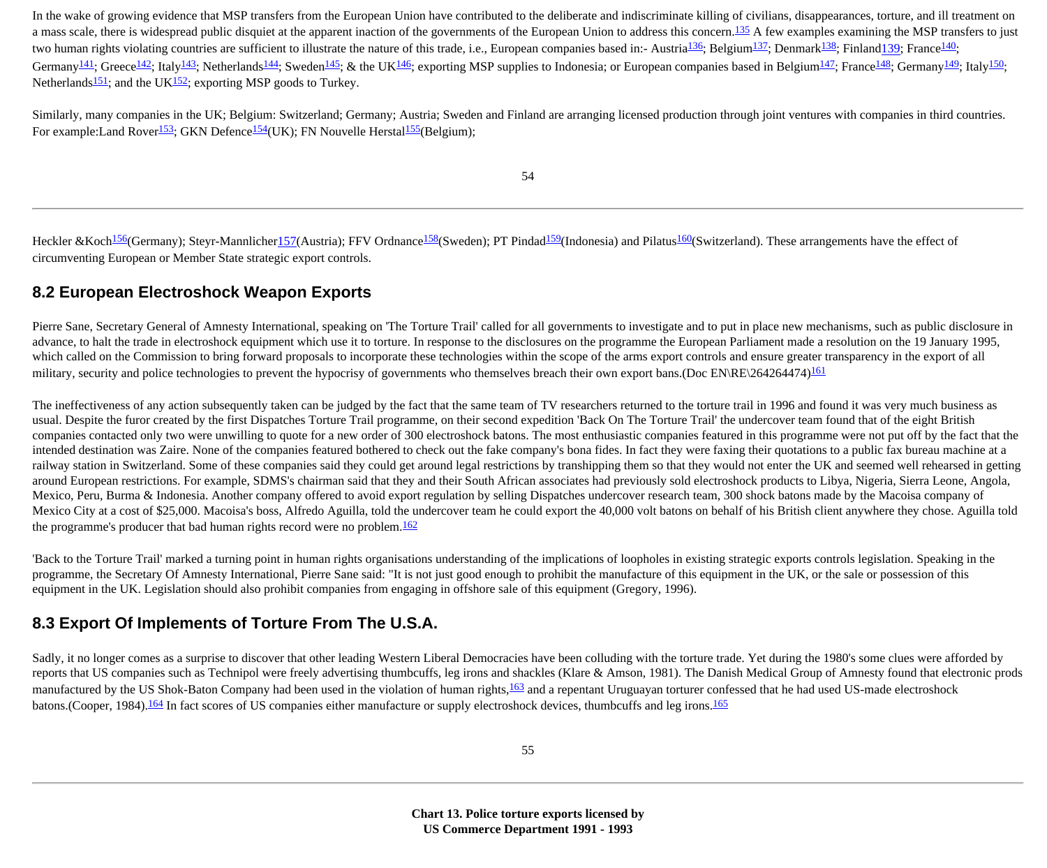In the wake of growing evidence that MSP transfers from the European Union have contributed to the deliberate and indiscriminate killing of civilians, disappearances, torture, and ill treatment on a mass scale, there is widespread public disquiet at the apparent inaction of the governments of the European Union to address this concern.[135] A few examples examining the MSP transfers to just two human rights violating countries are sufficient to illustrate the nature of this trade, i.e., European companies based in:- Austria[136]; Belgium[137]; Denmark[138]; Finland[139]; France[140]; Germany[141]; Greece[142]; Italy[143]; Netherlands[144]; Sweden[145]; & the UK[146]; exporting MSP supplies to Indonesia; or European companies based in Belgium[147]; France[148]; Germany[149]; Italy[150]; Netherlands[151]; and the UK[152]; exporting MSP goods to Turkey.

Similarly, many companies in the UK; Belgium: Switzerland; Germany; Austria; Sweden and Finland are arranging licensed production through joint ventures with companies in third countries. For example:Land Rover[153]; GKN Defence[154](UK); FN Nouvelle Herstal[155](Belgium); Heckler &Koch[156](Germany); Steyr-Mannlicher[157](Austria); FFV Ordnance[158](Sweden); PT Pindad[159](Indonesia) and Pilatus[160](Switzerland). These arrangements have the effect of circumventing European or Member State strategic export controls.

## 8.2 European Electroshock Weapon Exports

Pierre Sane, Secretary General of Amnesty International, speaking on 'The Torture Trail' called for all governments to investigate and to put in place new mechanisms, such as public disclosure in advance, to halt the trade in electroshock equipment which use it to torture. In response to the disclosures on the programme the European Parliament made a resolution on the 19 January 1995, which called on the Commission to bring forward proposals to incorporate these technologies within the scope of the arms export controls and ensure greater transparency in the export of all military, security and police technologies to prevent the hypocrisy of governments who themselves breach their own export bans.(Doc EN\RE\264264474)[161]

The ineffectiveness of any action subsequently taken can be judged by the fact that the same team of TV researchers returned to the torture trail in 1996 and found it was very much business as usual. Despite the furor created by the first Dispatches Torture Trail programme, on their second expedition 'Back On The Torture Trail' the undercover team found that of the eight British companies contacted only two were unwilling to quote for a new order of 300 electroshock batons. The most enthusiastic companies featured in this programme were not put off by the fact that the intended destination was Zaire. None of the companies featured bothered to check out the fake company's bona fides. In fact they were faxing their quotations to a public fax bureau machine at a railway station in Switzerland. Some of these companies said they could get around legal restrictions by transhipping them so that they would not enter the UK and seemed well rehearsed in getting around European restrictions. For example, SDMS's chairman said that they and their South African associates had previously sold electroshock products to Libya, Nigeria, Sierra Leone, Angola, Mexico, Peru, Burma & Indonesia. Another company offered to avoid export regulation by selling Dispatches undercover research team, 300 shock batons made by the Macoisa company of Mexico City at a cost of $25,000. Macoisa's boss, Alfredo Aguilla, told the undercover team he could export the 40,000 volt batons on behalf of his British client anywhere they chose. Aguilla told the programme's producer that bad human rights record were no problem.[162]

'Back to the Torture Trail' marked a turning point in human rights organisations understanding of the implications of loopholes in existing strategic exports controls legislation. Speaking in the programme, the Secretary Of Amnesty International, Pierre Sane said: "It is not just good enough to prohibit the manufacture of this equipment in the UK, or the sale or possession of this equipment in the UK. Legislation should also prohibit companies from engaging in offshore sale of this equipment (Gregory, 1996).

## 8.3 Export Of Implements of Torture From The U.S.A.

Sadly, it no longer comes as a surprise to discover that other leading Western Liberal Democracies have been colluding with the torture trade. Yet during the 1980's some clues were afforded by reports that US companies such as Technipol were freely advertising thumbcuffs, leg irons and shackles (Klare & Amson, 1981). The Danish Medical Group of Amnesty found that electronic prods manufactured by the US Shok-Baton Company had been used in the violation of human rights,[163] and a repentant Uruguayan torturer confessed that he had used US-made electroshock batons.(Cooper, 1984).[164] In fact scores of US companies either manufacture or supply electroshock devices, thumbcuffs and leg irons.[165]

**Chart 13. Police torture exports licensed by US Commerce Department 1991 - 1993**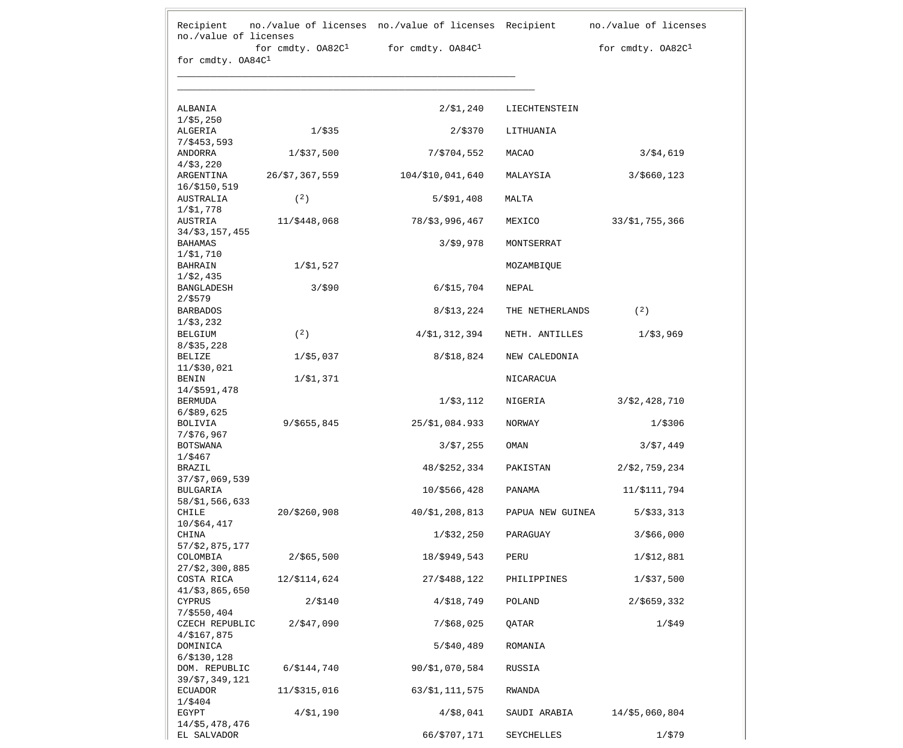| Recipient | no./value of licenses for cmdty. OA82C[1] | no./value of licenses for cmdty. OA84C[1] | Recipient | no./value of licenses for cmdty. OA82C[1] | no./value of licenses for cmdty. OA84C[1] |
|---|---|---|---|---|---|
| ALBANIA | | 2/$1,240 | LIECHTENSTEIN | | 1/$5,250 |
| ALGERIA | 1/$35 | 2/$370 | LITHUANIA | | 7/$453,593 |
| ANDORRA | 1/$37,500 | 7/$704,552 | MACAO | 3/$4,619 | 4/$3,220 |
| ARGENTINA | 26/$7,367,559 | 104/$10,041,640 | MALAYSIA | 3/$660,123 | 16/$150,519 |
| AUSTRALIA | ([2]) | 5/$91,408 | MALTA | | 1/$1,778 |
| AUSTRIA | 11/$448,068 | 78/$3,996,467 | MEXICO | 33/$1,755,366 | 34/$3,157,455 |
| BAHAMAS | | 3/$9,978 | MONTSERRAT | | 1/$1,710 |
| BAHRAIN | 1/$1,527 | | MOZAMBIQUE | | 1/$2,435 |
| BANGLADESH | 3/$90 | 6/$15,704 | NEPAL | | 2/$579 |
| BARBADOS | | 8/$13,224 | THE NETHERLANDS | ([2]) | 1/$3,232 |
| BELGIUM | ([2]) | 4/$1,312,394 | NETH. ANTILLES | 1/$3,969 | 8/$35,228 |
| BELIZE | 1/$5,037 | 8/$18,824 | NEW CALEDONIA | | 11/$30,021 |
| BENIN | 1/$1,371 | | NICARACUA | | 14/$591,478 |
| BERMUDA | | 1/$3,112 | NIGERIA | 3/$2,428,710 | 6/$89,625 |
| BOLIVIA | 9/$655,845 | 25/$1,084.933 | NORWAY | 1/$306 | 7/$76,967 |
| BOTSWANA | | 3/$7,255 | OMAN | 3/$7,449 | 1/$467 |
| BRAZIL | | 48/$252,334 | PAKISTAN | 2/$2,759,234 | 37/$7,069,539 |
| BULGARIA | | 10/$566,428 | PANAMA | 11/$111,794 | 58/$1,566,633 |
| CHILE | 20/$260,908 | 40/$1,208,813 | PAPUA NEW GUINEA | 5/$33,313 | 10/$64,417 |
| CHINA | | 1/$32,250 | PARAGUAY | 3/$66,000 | 57/$2,875,177 |
| COLOMBIA | 2/$65,500 | 18/$949,543 | PERU | 1/$12,881 | 27/$2,300,885 |
| COSTA RICA | 12/$114,624 | 27/$488,122 | PHILIPPINES | 1/$37,500 | 41/$3,865,650 |
| CYPRUS | 2/$140 | 4/$18,749 | POLAND | 2/$659,332 | 7/$550,404 |
| CZECH REPUBLIC | 2/$47,090 | 7/$68,025 | QATAR | 1/$49 | 4/$167,875 |
| DOMINICA | | 5/$40,489 | ROMANIA | | 6/$130,128 |
| DOM. REPUBLIC | 6/$144,740 | 90/$1,070,584 | RUSSIA | | 39/$7,349,121 |
| ECUADOR | 11/$315,016 | 63/$1,111,575 | RWANDA | | 1/$404 |
| EGYPT | 4/$1,190 | 4/$8,041 | SAUDI ARABIA | 14/$5,060,804 | 14/$5,478,476 |
| EL SALVADOR | | 66/$707,171 | SEYCHELLES | 1/$79 | |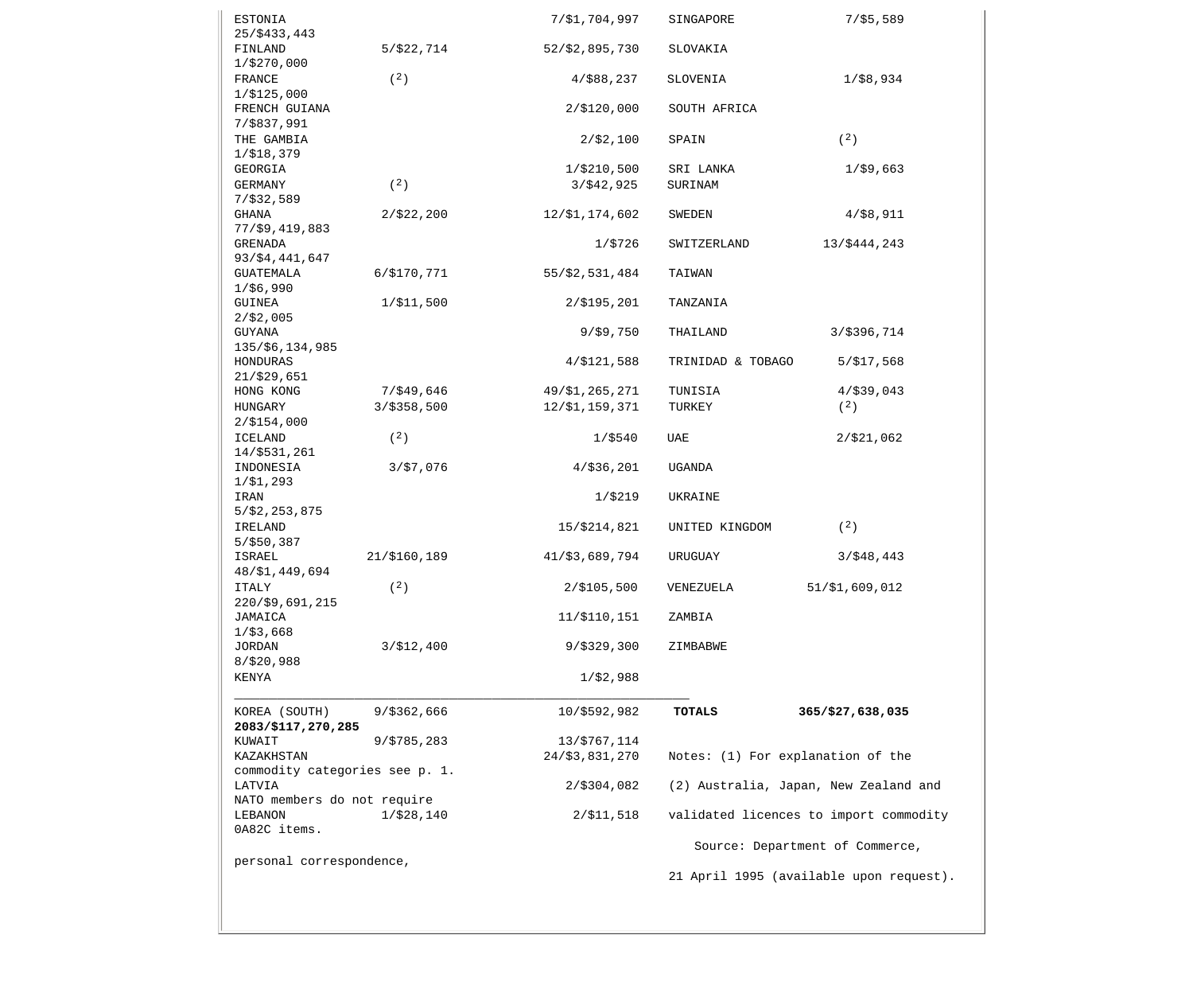| Country | | |
|---|---|---|
| ESTONIA | | 7/$1,704,997 |
| FINLAND | 5/$22,714 | 52/$2,895,730 |
| FRANCE | (2) | 4/$88,237 |
| FRENCH GUIANA | | 2/$120,000 |
| THE GAMBIA | | 2/$2,100 |
| GEORGIA | | 1/$210,500 |
| GERMANY | (2) | 3/$42,925 |
| GHANA | 2/$22,200 | 12/$1,174,602 |
| GRENADA | | 1/$726 |
| GUATEMALA | 6/$170,771 | 55/$2,531,484 |
| GUINEA | 1/$11,500 | 2/$195,201 |
| GUYANA | | 9/$9,750 |
| HONDURAS | | 4/$121,588 |
| HONG KONG | 7/$49,646 | 49/$1,265,271 |
| HUNGARY | 3/$358,500 | 12/$1,159,371 |
| ICELAND | (2) | 1/$540 |
| INDONESIA | 3/$7,076 | 4/$36,201 |
| IRAN | | 1/$219 |
| IRELAND | | 15/$214,821 |
| ISRAEL | 21/$160,189 | 41/$3,689,794 |
| ITALY | (2) | 2/$105,500 |
| JAMAICA | | 11/$110,151 |
| JORDAN | 3/$12,400 | 9/$329,300 |
| KENYA | | 1/$2,988 |
| KOREA (SOUTH) | 9/$362,666 | 10/$592,982 |
| KUWAIT | 9/$785,283 | 13/$767,114 |
| KAZAKHSTAN | | 24/$3,831,270 |
| LATVIA | | 2/$304,082 |
| LEBANON | 1/$28,140 | 2/$11,518 |
| SINGAPORE | 7/$5,589 | 25/$433,443 |
| SLOVAKIA | | 1/$270,000 |
| SLOVENIA | 1/$8,934 | 1/$125,000 |
| SOUTH AFRICA | | 7/$837,991 |
| SPAIN | (2) | 1/$18,379 |
| SRI LANKA | 1/$9,663 | |
| SURINAM | | 7/$32,589 |
| SWEDEN | 4/$8,911 | 77/$9,419,883 |
| SWITZERLAND | 13/$444,243 | 93/$4,441,647 |
| TAIWAN | | 1/$6,990 |
| TANZANIA | | 2/$2,005 |
| THAILAND | 3/$396,714 | 135/$6,134,985 |
| TRINIDAD & TOBAGO | 5/$17,568 | 21/$29,651 |
| TUNISIA | 4/$39,043 | |
| TURKEY | (2) | 2/$154,000 |
| UAE | 2/$21,062 | 14/$531,261 |
| UGANDA | | 1/$1,293 |
| UKRAINE | | 5/$2,253,875 |
| UNITED KINGDOM | (2) | 5/$50,387 |
| URUGUAY | 3/$48,443 | 48/$1,449,694 |
| VENEZUELA | 51/$1,609,012 | 220/$9,691,215 |
| ZAMBIA | | 1/$3,668 |
| ZIMBABWE | | 8/$20,988 |
| **TOTALS** | **365/$27,638,035** | **2083/$117,270,285** |

Notes: (1) For explanation of the commodity categories see p. 1.

(2) Australia, Japan, New Zealand and NATO members do not require validated licences to import commodity 0A82C items.

Source: Department of Commerce, personal correspondence, 21 April 1995 (available upon request).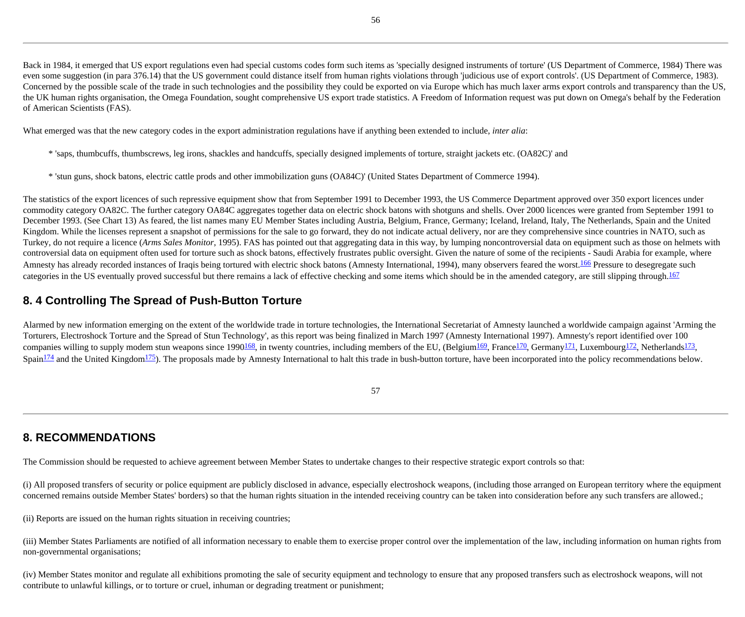Back in 1984, it emerged that US export regulations even had special customs codes form such items as 'specially designed instruments of torture' (US Department of Commerce, 1984) There was even some suggestion (in para 376.14) that the US government could distance itself from human rights violations through 'judicious use of export controls'. (US Department of Commerce, 1983). Concerned by the possible scale of the trade in such technologies and the possibility they could be exported on via Europe which has much laxer arms export controls and transparency than the US, the UK human rights organisation, the Omega Foundation, sought comprehensive US export trade statistics. A Freedom of Information request was put down on Omega's behalf by the Federation of American Scientists (FAS).

What emerged was that the new category codes in the export administration regulations have if anything been extended to include, *inter alia*:

* 'saps, thumbcuffs, thumbscrews, leg irons, shackles and handcuffs, specially designed implements of torture, straight jackets etc. (OA82C)' and
* 'stun guns, shock batons, electric cattle prods and other immobilization guns (OA84C)' (United States Department of Commerce 1994).

The statistics of the export licences of such repressive equipment show that from September 1991 to December 1993, the US Commerce Department approved over 350 export licences under commodity category OA82C. The further category OA84C aggregates together data on electric shock batons with shotguns and shells. Over 2000 licences were granted from September 1991 to December 1993. (See Chart 13) As feared, the list names many EU Member States including Austria, Belgium, France, Germany; Iceland, Ireland, Italy, The Netherlands, Spain and the United Kingdom. While the licenses represent a snapshot of permissions for the sale to go forward, they do not indicate actual delivery, nor are they comprehensive since countries in NATO, such as Turkey, do not require a licence (*Arms Sales Monitor*, 1995). FAS has pointed out that aggregating data in this way, by lumping noncontroversial data on equipment such as those on helmets with controversial data on equipment often used for torture such as shock batons, effectively frustrates public oversight. Given the nature of some of the recipients - Saudi Arabia for example, where Amnesty has already recorded instances of Iraqis being tortured with electric shock batons (Amnesty International, 1994), many observers feared the worst.[166] Pressure to desegregate such categories in the US eventually proved successful but there remains a lack of effective checking and some items which should be in the amended category, are still slipping through.[167]

## 8. 4 Controlling The Spread of Push-Button Torture

Alarmed by new information emerging on the extent of the worldwide trade in torture technologies, the International Secretariat of Amnesty launched a worldwide campaign against 'Arming the Torturers, Electroshock Torture and the Spread of Stun Technology', as this report was being finalized in March 1997 (Amnesty International 1997). Amnesty's report identified over 100 companies willing to supply modem stun weapons since 1990[168], in twenty countries, including members of the EU, (Belgium[169], France[170], Germany[171], Luxembourg[172], Netherlands[173], Spain[174] and the United Kingdom[175]). The proposals made by Amnesty International to halt this trade in bush-button torture, have been incorporated into the policy recommendations below.

## 8. RECOMMENDATIONS

The Commission should be requested to achieve agreement between Member States to undertake changes to their respective strategic export controls so that:

(i) All proposed transfers of security or police equipment are publicly disclosed in advance, especially electroshock weapons, (including those arranged on European territory where the equipment concerned remains outside Member States' borders) so that the human rights situation in the intended receiving country can be taken into consideration before any such transfers are allowed.;

(ii) Reports are issued on the human rights situation in receiving countries;

(iii) Member States Parliaments are notified of all information necessary to enable them to exercise proper control over the implementation of the law, including information on human rights from non-governmental organisations;

(iv) Member States monitor and regulate all exhibitions promoting the sale of security equipment and technology to ensure that any proposed transfers such as electroshock weapons, will not contribute to unlawful killings, or to torture or cruel, inhuman or degrading treatment or punishment;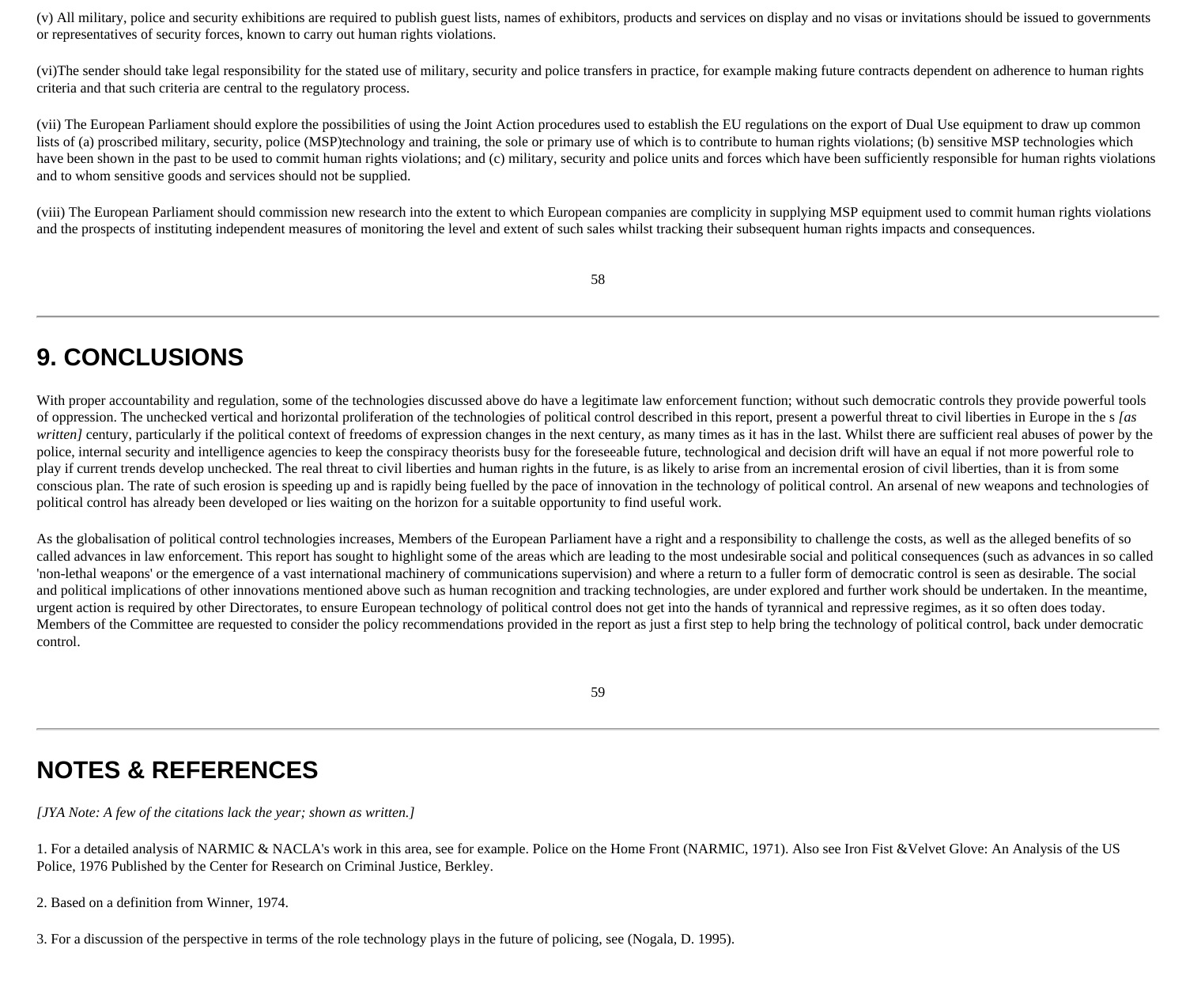(v) All military, police and security exhibitions are required to publish guest lists, names of exhibitors, products and services on display and no visas or invitations should be issued to governments or representatives of security forces, known to carry out human rights violations.

(vi)The sender should take legal responsibility for the stated use of military, security and police transfers in practice, for example making future contracts dependent on adherence to human rights criteria and that such criteria are central to the regulatory process.

(vii) The European Parliament should explore the possibilities of using the Joint Action procedures used to establish the EU regulations on the export of Dual Use equipment to draw up common lists of (a) proscribed military, security, police (MSP)technology and training, the sole or primary use of which is to contribute to human rights violations; (b) sensitive MSP technologies which have been shown in the past to be used to commit human rights violations; and (c) military, security and police units and forces which have been sufficiently responsible for human rights violations and to whom sensitive goods and services should not be supplied.

(viii) The European Parliament should commission new research into the extent to which European companies are complicity in supplying MSP equipment used to commit human rights violations and the prospects of instituting independent measures of monitoring the level and extent of such sales whilst tracking their subsequent human rights impacts and consequences.

---

## 9. CONCLUSIONS

With proper accountability and regulation, some of the technologies discussed above do have a legitimate law enforcement function; without such democratic controls they provide powerful tools of oppression. The unchecked vertical and horizontal proliferation of the technologies of political control described in this report, present a powerful threat to civil liberties in Europe in the s *[as written]* century, particularly if the political context of freedoms of expression changes in the next century, as many times as it has in the last. Whilst there are sufficient real abuses of power by the police, internal security and intelligence agencies to keep the conspiracy theorists busy for the foreseeable future, technological and decision drift will have an equal if not more powerful role to play if current trends develop unchecked. The real threat to civil liberties and human rights in the future, is as likely to arise from an incremental erosion of civil liberties, than it is from some conscious plan. The rate of such erosion is speeding up and is rapidly being fuelled by the pace of innovation in the technology of political control. An arsenal of new weapons and technologies of political control has already been developed or lies waiting on the horizon for a suitable opportunity to find useful work.

As the globalisation of political control technologies increases, Members of the European Parliament have a right and a responsibility to challenge the costs, as well as the alleged benefits of so called advances in law enforcement. This report has sought to highlight some of the areas which are leading to the most undesirable social and political consequences (such as advances in so called 'non-lethal weapons' or the emergence of a vast international machinery of communications supervision) and where a return to a fuller form of democratic control is seen as desirable. The social and political implications of other innovations mentioned above such as human recognition and tracking technologies, are under explored and further work should be undertaken. In the meantime, urgent action is required by other Directorates, to ensure European technology of political control does not get into the hands of tyrannical and repressive regimes, as it so often does today. Members of the Committee are requested to consider the policy recommendations provided in the report as just a first step to help bring the technology of political control, back under democratic control.

---

## NOTES & REFERENCES

*[JYA Note: A few of the citations lack the year; shown as written.]*

1. For a detailed analysis of NARMIC & NACLA's work in this area, see for example. Police on the Home Front (NARMIC, 1971). Also see Iron Fist &Velvet Glove: An Analysis of the US Police, 1976 Published by the Center for Research on Criminal Justice, Berkley.

2. Based on a definition from Winner, 1974.

3. For a discussion of the perspective in terms of the role technology plays in the future of policing, see (Nogala, D. 1995).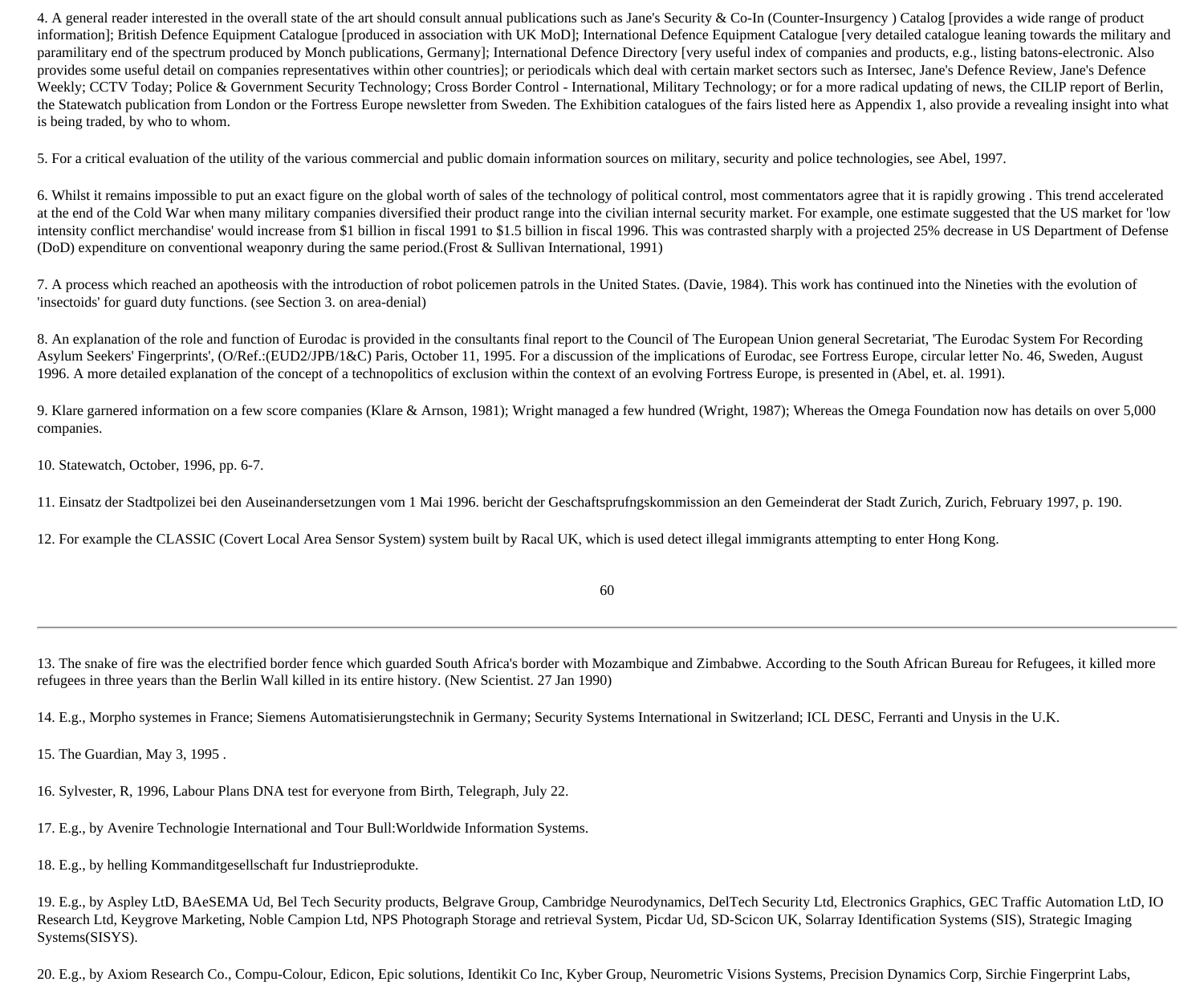4. A general reader interested in the overall state of the art should consult annual publications such as Jane's Security & Co-In (Counter-Insurgency ) Catalog [provides a wide range of product information]; British Defence Equipment Catalogue [produced in association with UK MoD]; International Defence Equipment Catalogue [very detailed catalogue leaning towards the military and paramilitary end of the spectrum produced by Monch publications, Germany]; International Defence Directory [very useful index of companies and products, e.g., listing batons-electronic. Also provides some useful detail on companies representatives within other countries]; or periodicals which deal with certain market sectors such as Intersec, Jane's Defence Review, Jane's Defence Weekly; CCTV Today; Police & Government Security Technology; Cross Border Control - International, Military Technology; or for a more radical updating of news, the CILIP report of Berlin, the Statewatch publication from London or the Fortress Europe newsletter from Sweden. The Exhibition catalogues of the fairs listed here as Appendix 1, also provide a revealing insight into what is being traded, by who to whom.

5. For a critical evaluation of the utility of the various commercial and public domain information sources on military, security and police technologies, see Abel, 1997.

6. Whilst it remains impossible to put an exact figure on the global worth of sales of the technology of political control, most commentators agree that it is rapidly growing . This trend accelerated at the end of the Cold War when many military companies diversified their product range into the civilian internal security market. For example, one estimate suggested that the US market for 'low intensity conflict merchandise' would increase from $1 billion in fiscal 1991 to $1.5 billion in fiscal 1996. This was contrasted sharply with a projected 25% decrease in US Department of Defense (DoD) expenditure on conventional weaponry during the same period.(Frost & Sullivan International, 1991)

7. A process which reached an apotheosis with the introduction of robot policemen patrols in the United States. (Davie, 1984). This work has continued into the Nineties with the evolution of 'insectoids' for guard duty functions. (see Section 3. on area-denial)

8. An explanation of the role and function of Eurodac is provided in the consultants final report to the Council of The European Union general Secretariat, 'The Eurodac System For Recording Asylum Seekers' Fingerprints', (O/Ref.:(EUD2/JPB/1&C) Paris, October 11, 1995. For a discussion of the implications of Eurodac, see Fortress Europe, circular letter No. 46, Sweden, August 1996. A more detailed explanation of the concept of a technopolitics of exclusion within the context of an evolving Fortress Europe, is presented in (Abel, et. al. 1991).

9. Klare garnered information on a few score companies (Klare & Arnson, 1981); Wright managed a few hundred (Wright, 1987); Whereas the Omega Foundation now has details on over 5,000 companies.

10. Statewatch, October, 1996, pp. 6-7.

11. Einsatz der Stadtpolizei bei den Auseinandersetzungen vom 1 Mai 1996. bericht der Geschaftsprufngskommission an den Gemeinderat der Stadt Zurich, Zurich, February 1997, p. 190.

12. For example the CLASSIC (Covert Local Area Sensor System) system built by Racal UK, which is used detect illegal immigrants attempting to enter Hong Kong.

13. The snake of fire was the electrified border fence which guarded South Africa's border with Mozambique and Zimbabwe. According to the South African Bureau for Refugees, it killed more refugees in three years than the Berlin Wall killed in its entire history. (New Scientist. 27 Jan 1990)

14. E.g., Morpho systemes in France; Siemens Automatisierungstechnik in Germany; Security Systems International in Switzerland; ICL DESC, Ferranti and Unysis in the U.K.

15. The Guardian, May 3, 1995 .

16. Sylvester, R, 1996, Labour Plans DNA test for everyone from Birth, Telegraph, July 22.

17. E.g., by Avenire Technologie International and Tour Bull:Worldwide Information Systems.

18. E.g., by helling Kommanditgesellschaft fur Industrieprodukte.

19. E.g., by Aspley LtD, BAeSEMA Ud, Bel Tech Security products, Belgrave Group, Cambridge Neurodynamics, DelTech Security Ltd, Electronics Graphics, GEC Traffic Automation LtD, IO Research Ltd, Keygrove Marketing, Noble Campion Ltd, NPS Photograph Storage and retrieval System, Picdar Ud, SD-Scicon UK, Solarray Identification Systems (SIS), Strategic Imaging Systems(SISYS).

20. E.g., by Axiom Research Co., Compu-Colour, Edicon, Epic solutions, Identikit Co Inc, Kyber Group, Neurometric Visions Systems, Precision Dynamics Corp, Sirchie Fingerprint Labs,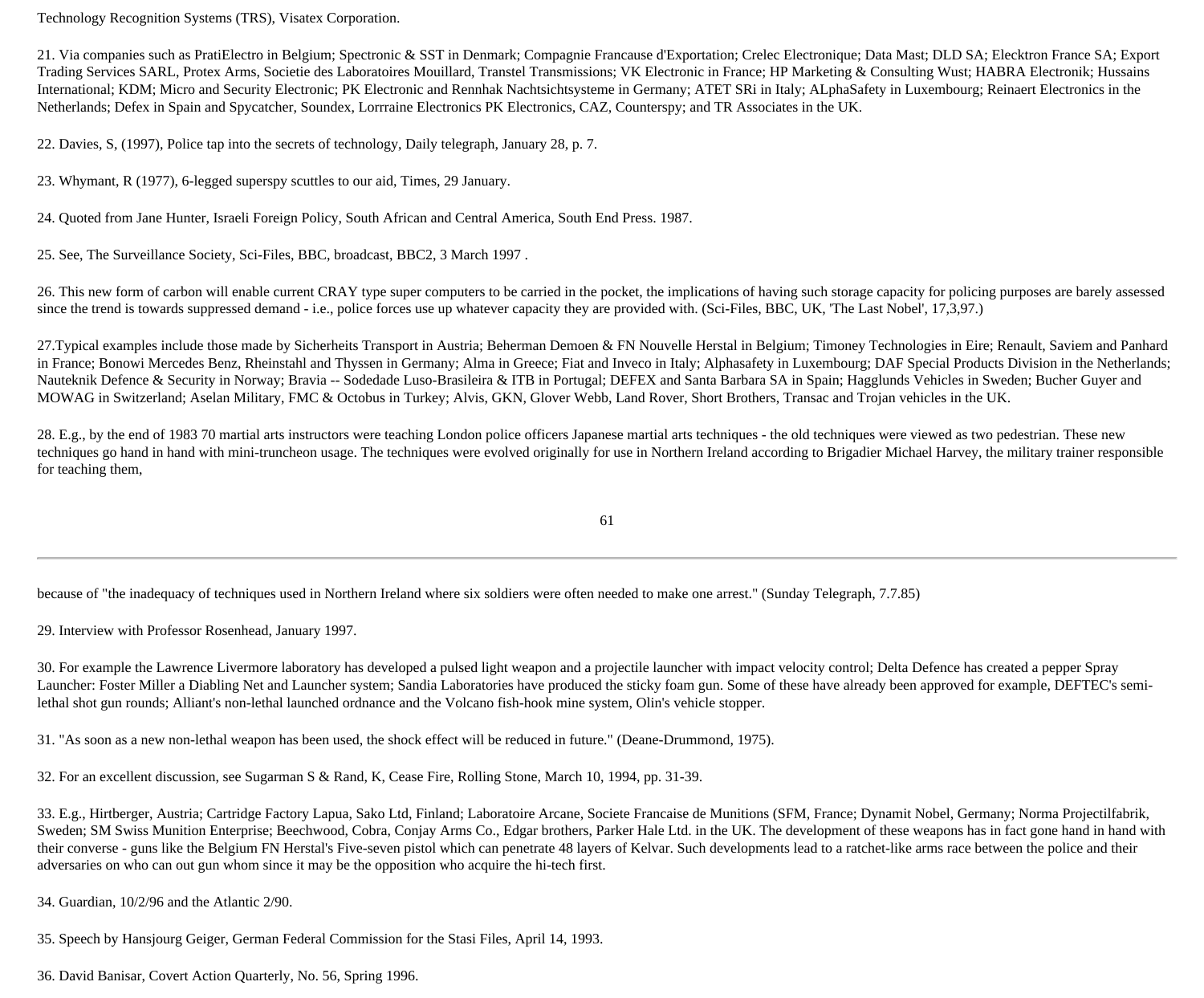Technology Recognition Systems (TRS), Visatex Corporation.

21. Via companies such as PratiElectro in Belgium; Spectronic & SST in Denmark; Compagnie Francause d'Exportation; Crelec Electronique; Data Mast; DLD SA; Elecktron France SA; Export Trading Services SARL, Protex Arms, Societie des Laboratoires Mouillard, Transtel Transmissions; VK Electronic in France; HP Marketing & Consulting Wust; HABRA Electronik; Hussains International; KDM; Micro and Security Electronic; PK Electronic and Rennhak Nachtsichtsysteme in Germany; ATET SRi in Italy; ALphaSafety in Luxembourg; Reinaert Electronics in the Netherlands; Defex in Spain and Spycatcher, Soundex, Lorrraine Electronics PK Electronics, CAZ, Counterspy; and TR Associates in the UK.

22. Davies, S, (1997), Police tap into the secrets of technology, Daily telegraph, January 28, p. 7.

23. Whymant, R (1977), 6-legged superspy scuttles to our aid, Times, 29 January.

24. Quoted from Jane Hunter, Israeli Foreign Policy, South African and Central America, South End Press. 1987.

25. See, The Surveillance Society, Sci-Files, BBC, broadcast, BBC2, 3 March 1997 .

26. This new form of carbon will enable current CRAY type super computers to be carried in the pocket, the implications of having such storage capacity for policing purposes are barely assessed since the trend is towards suppressed demand - i.e., police forces use up whatever capacity they are provided with. (Sci-Files, BBC, UK, 'The Last Nobel', 17,3,97.)

27.Typical examples include those made by Sicherheits Transport in Austria; Beherman Demoen & FN Nouvelle Herstal in Belgium; Timoney Technologies in Eire; Renault, Saviem and Panhard in France; Bonowi Mercedes Benz, Rheinstahl and Thyssen in Germany; Alma in Greece; Fiat and Inveco in Italy; Alphasafety in Luxembourg; DAF Special Products Division in the Netherlands; Nauteknik Defence & Security in Norway; Bravia -- Sodedade Luso-Brasileira & ITB in Portugal; DEFEX and Santa Barbara SA in Spain; Hagglunds Vehicles in Sweden; Bucher Guyer and MOWAG in Switzerland; Aselan Military, FMC & Octobus in Turkey; Alvis, GKN, Glover Webb, Land Rover, Short Brothers, Transac and Trojan vehicles in the UK.

28. E.g., by the end of 1983 70 martial arts instructors were teaching London police officers Japanese martial arts techniques - the old techniques were viewed as two pedestrian. These new techniques go hand in hand with mini-truncheon usage. The techniques were evolved originally for use in Northern Ireland according to Brigadier Michael Harvey, the military trainer responsible for teaching them, because of "the inadequacy of techniques used in Northern Ireland where six soldiers were often needed to make one arrest." (Sunday Telegraph, 7.7.85)

29. Interview with Professor Rosenhead, January 1997.

30. For example the Lawrence Livermore laboratory has developed a pulsed light weapon and a projectile launcher with impact velocity control; Delta Defence has created a pepper Spray Launcher: Foster Miller a Diabling Net and Launcher system; Sandia Laboratories have produced the sticky foam gun. Some of these have already been approved for example, DEFTEC's semi-lethal shot gun rounds; Alliant's non-lethal launched ordnance and the Volcano fish-hook mine system, Olin's vehicle stopper.

31. "As soon as a new non-lethal weapon has been used, the shock effect will be reduced in future." (Deane-Drummond, 1975).

32. For an excellent discussion, see Sugarman S & Rand, K, Cease Fire, Rolling Stone, March 10, 1994, pp. 31-39.

33. E.g., Hirtberger, Austria; Cartridge Factory Lapua, Sako Ltd, Finland; Laboratoire Arcane, Societe Francaise de Munitions (SFM, France; Dynamit Nobel, Germany; Norma Projectilfabrik, Sweden; SM Swiss Munition Enterprise; Beechwood, Cobra, Conjay Arms Co., Edgar brothers, Parker Hale Ltd. in the UK. The development of these weapons has in fact gone hand in hand with their converse - guns like the Belgium FN Herstal's Five-seven pistol which can penetrate 48 layers of Kelvar. Such developments lead to a ratchet-like arms race between the police and their adversaries on who can out gun whom since it may be the opposition who acquire the hi-tech first.

34. Guardian, 10/2/96 and the Atlantic 2/90.

35. Speech by Hansjourg Geiger, German Federal Commission for the Stasi Files, April 14, 1993.

36. David Banisar, Covert Action Quarterly, No. 56, Spring 1996.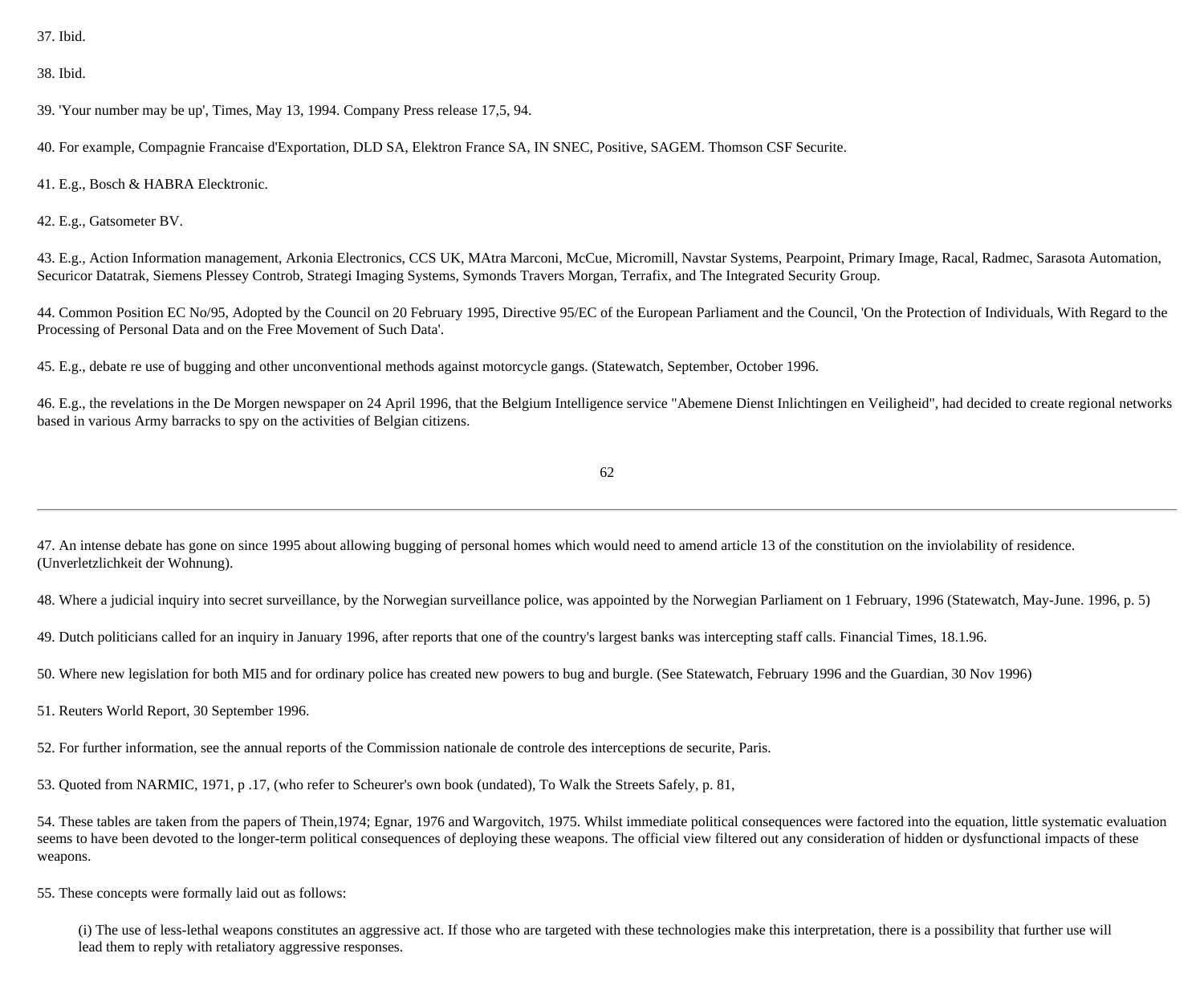37. Ibid.

38. Ibid.

39. 'Your number may be up', Times, May 13, 1994. Company Press release 17,5, 94.

40. For example, Compagnie Francaise d'Exportation, DLD SA, Elektron France SA, IN SNEC, Positive, SAGEM. Thomson CSF Securite.

41. E.g., Bosch & HABRA Elecktronic.

42. E.g., Gatsometer BV.

43. E.g., Action Information management, Arkonia Electronics, CCS UK, MAtra Marconi, McCue, Micromill, Navstar Systems, Pearpoint, Primary Image, Racal, Radmec, Sarasota Automation, Securicor Datatrak, Siemens Plessey Controb, Strategi Imaging Systems, Symonds Travers Morgan, Terrafix, and The Integrated Security Group.

44. Common Position EC No/95, Adopted by the Council on 20 February 1995, Directive 95/EC of the European Parliament and the Council, 'On the Protection of Individuals, With Regard to the Processing of Personal Data and on the Free Movement of Such Data'.

45. E.g., debate re use of bugging and other unconventional methods against motorcycle gangs. (Statewatch, September, October 1996.

46. E.g., the revelations in the De Morgen newspaper on 24 April 1996, that the Belgium Intelligence service "Abemene Dienst Inlichtingen en Veiligheid", had decided to create regional networks based in various Army barracks to spy on the activities of Belgian citizens.

47. An intense debate has gone on since 1995 about allowing bugging of personal homes which would need to amend article 13 of the constitution on the inviolability of residence. (Unverletzlichkeit der Wohnung).

48. Where a judicial inquiry into secret surveillance, by the Norwegian surveillance police, was appointed by the Norwegian Parliament on 1 February, 1996 (Statewatch, May-June. 1996, p. 5)

49. Dutch politicians called for an inquiry in January 1996, after reports that one of the country's largest banks was intercepting staff calls. Financial Times, 18.1.96.

50. Where new legislation for both MI5 and for ordinary police has created new powers to bug and burgle. (See Statewatch, February 1996 and the Guardian, 30 Nov 1996)

51. Reuters World Report, 30 September 1996.

52. For further information, see the annual reports of the Commission nationale de controle des interceptions de securite, Paris.

53. Quoted from NARMIC, 1971, p .17, (who refer to Scheurer's own book (undated), To Walk the Streets Safely, p. 81,

54. These tables are taken from the papers of Thein,1974; Egnar, 1976 and Wargovitch, 1975. Whilst immediate political consequences were factored into the equation, little systematic evaluation seems to have been devoted to the longer-term political consequences of deploying these weapons. The official view filtered out any consideration of hidden or dysfunctional impacts of these weapons.

55. These concepts were formally laid out as follows:

> (i) The use of less-lethal weapons constitutes an aggressive act. If those who are targeted with these technologies make this interpretation, there is a possibility that further use will lead them to reply with retaliatory aggressive responses.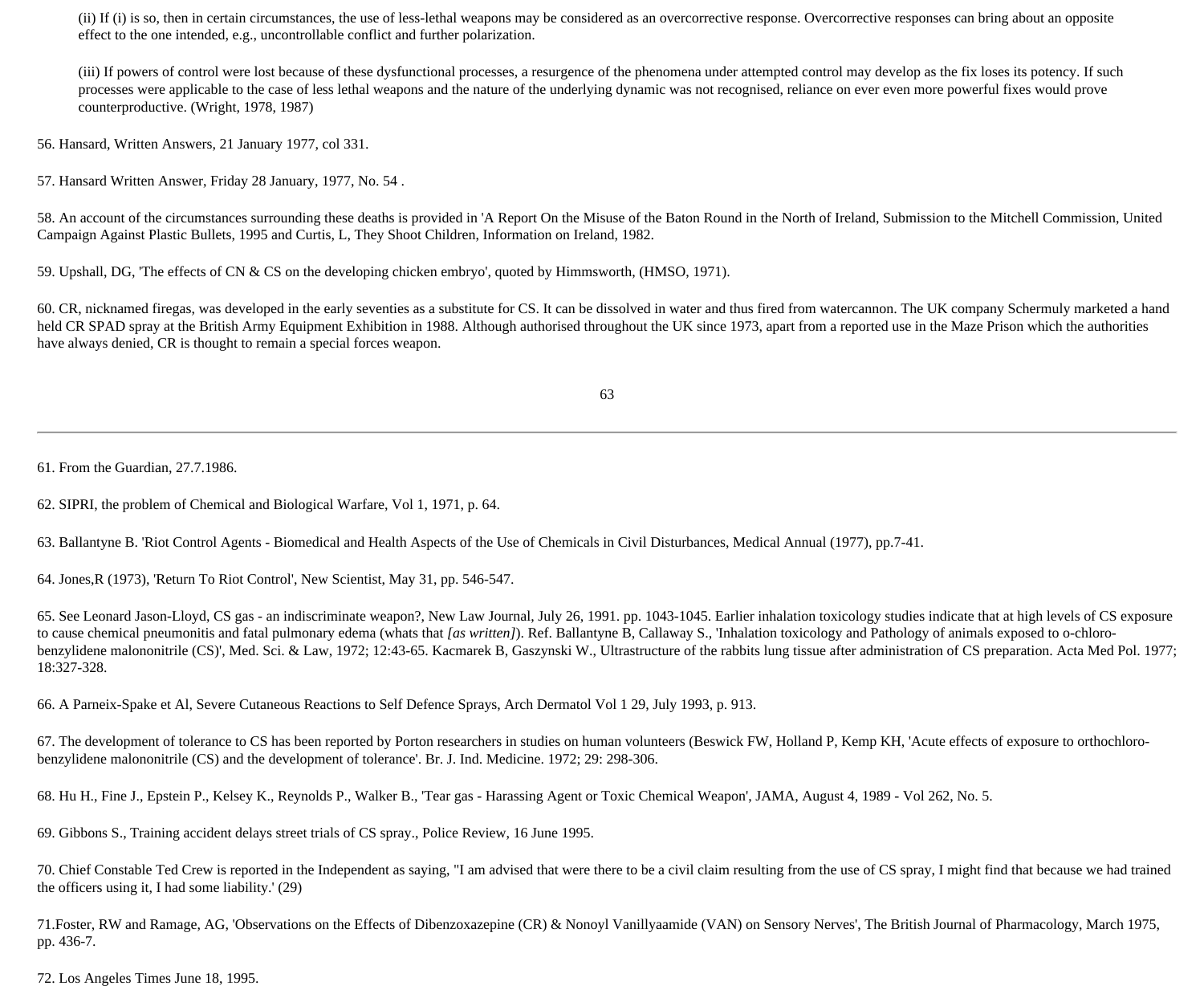(ii) If (i) is so, then in certain circumstances, the use of less-lethal weapons may be considered as an overcorrective response. Overcorrective responses can bring about an opposite effect to the one intended, e.g., uncontrollable conflict and further polarization.

(iii) If powers of control were lost because of these dysfunctional processes, a resurgence of the phenomena under attempted control may develop as the fix loses its potency. If such processes were applicable to the case of less lethal weapons and the nature of the underlying dynamic was not recognised, reliance on ever even more powerful fixes would prove counterproductive. (Wright, 1978, 1987)

56. Hansard, Written Answers, 21 January 1977, col 331.

57. Hansard Written Answer, Friday 28 January, 1977, No. 54 .

58. An account of the circumstances surrounding these deaths is provided in 'A Report On the Misuse of the Baton Round in the North of Ireland, Submission to the Mitchell Commission, United Campaign Against Plastic Bullets, 1995 and Curtis, L, They Shoot Children, Information on Ireland, 1982.

59. Upshall, DG, 'The effects of CN & CS on the developing chicken embryo', quoted by Himmsworth, (HMSO, 1971).

60. CR, nicknamed firegas, was developed in the early seventies as a substitute for CS. It can be dissolved in water and thus fired from watercannon. The UK company Schermuly marketed a hand held CR SPAD spray at the British Army Equipment Exhibition in 1988. Although authorised throughout the UK since 1973, apart from a reported use in the Maze Prison which the authorities have always denied, CR is thought to remain a special forces weapon.

61. From the Guardian, 27.7.1986.

62. SIPRI, the problem of Chemical and Biological Warfare, Vol 1, 1971, p. 64.

63. Ballantyne B. 'Riot Control Agents - Biomedical and Health Aspects of the Use of Chemicals in Civil Disturbances, Medical Annual (1977), pp.7-41.

64. Jones,R (1973), 'Return To Riot Control', New Scientist, May 31, pp. 546-547.

65. See Leonard Jason-Lloyd, CS gas - an indiscriminate weapon?, New Law Journal, July 26, 1991. pp. 1043-1045. Earlier inhalation toxicology studies indicate that at high levels of CS exposure to cause chemical pneumonitis and fatal pulmonary edema (whats that *[as written]*). Ref. Ballantyne B, Callaway S., 'Inhalation toxicology and Pathology of animals exposed to o-chloro-benzylidene malononitrile (CS)', Med. Sci. & Law, 1972; 12:43-65. Kacmarek B, Gaszynski W., Ultrastructure of the rabbits lung tissue after administration of CS preparation. Acta Med Pol. 1977; 18:327-328.

66. A Parneix-Spake et Al, Severe Cutaneous Reactions to Self Defence Sprays, Arch Dermatol Vol 1 29, July 1993, p. 913.

67. The development of tolerance to CS has been reported by Porton researchers in studies on human volunteers (Beswick FW, Holland P, Kemp KH, 'Acute effects of exposure to orthochloro-benzylidene malononitrile (CS) and the development of tolerance'. Br. J. Ind. Medicine. 1972; 29: 298-306.

68. Hu H., Fine J., Epstein P., Kelsey K., Reynolds P., Walker B., 'Tear gas - Harassing Agent or Toxic Chemical Weapon', JAMA, August 4, 1989 - Vol 262, No. 5.

69. Gibbons S., Training accident delays street trials of CS spray., Police Review, 16 June 1995.

70. Chief Constable Ted Crew is reported in the Independent as saying, "I am advised that were there to be a civil claim resulting from the use of CS spray, I might find that because we had trained the officers using it, I had some liability.' (29)

71.Foster, RW and Ramage, AG, 'Observations on the Effects of Dibenzoxazepine (CR) & Nonoyl Vanillyaamide (VAN) on Sensory Nerves', The British Journal of Pharmacology, March 1975, pp. 436-7.

72. Los Angeles Times June 18, 1995.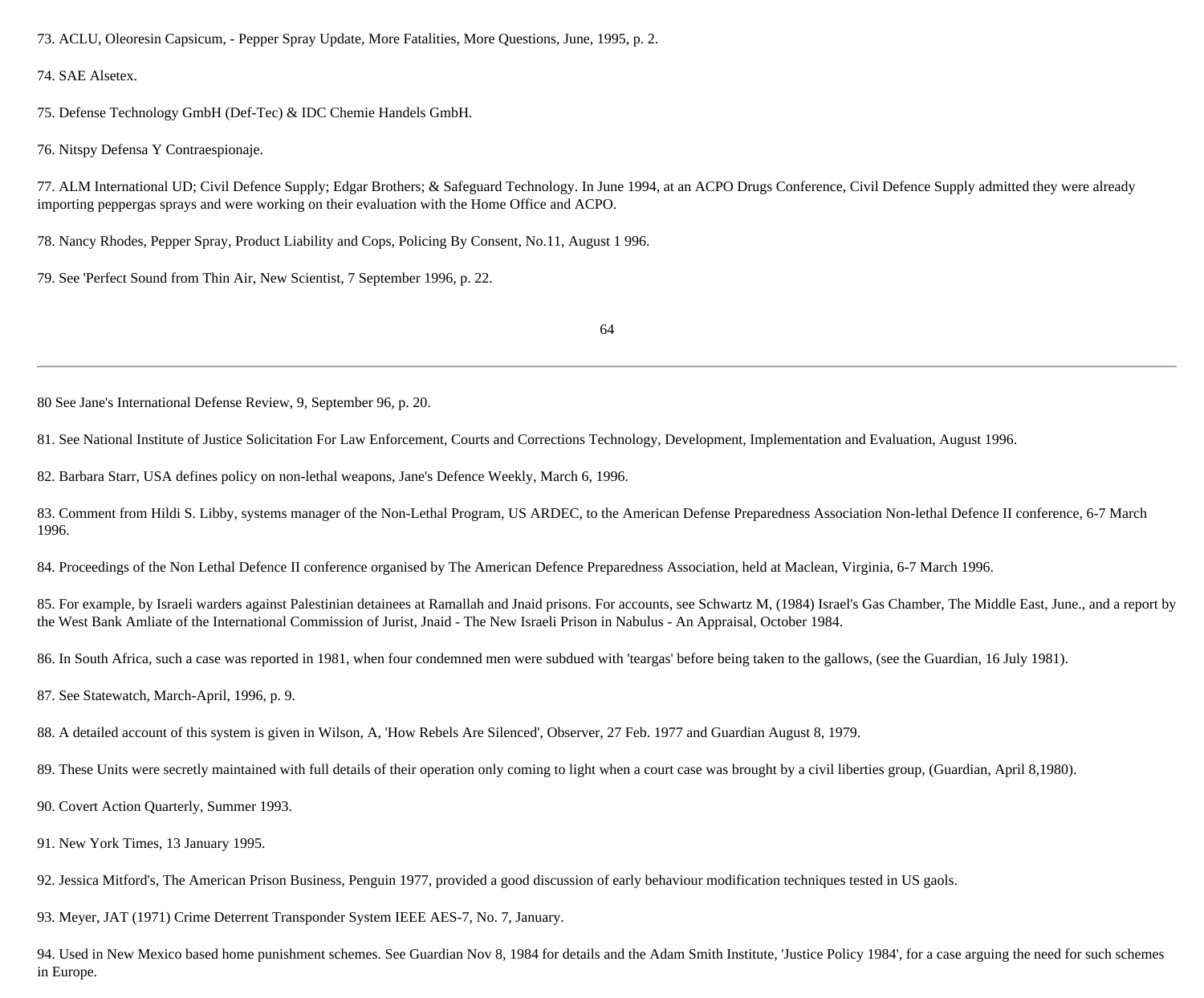73. ACLU, Oleoresin Capsicum, - Pepper Spray Update, More Fatalities, More Questions, June, 1995, p. 2.

74. SAE Alsetex.

75. Defense Technology GmbH (Def-Tec) & IDC Chemie Handels GmbH.

76. Nitspy Defensa Y Contraespionaje.

77. ALM International UD; Civil Defence Supply; Edgar Brothers; & Safeguard Technology. In June 1994, at an ACPO Drugs Conference, Civil Defence Supply admitted they were already importing peppergas sprays and were working on their evaluation with the Home Office and ACPO.

78. Nancy Rhodes, Pepper Spray, Product Liability and Cops, Policing By Consent, No.11, August 1 996.

79. See 'Perfect Sound from Thin Air, New Scientist, 7 September 1996, p. 22.

80 See Jane's International Defense Review, 9, September 96, p. 20.

81. See National Institute of Justice Solicitation For Law Enforcement, Courts and Corrections Technology, Development, Implementation and Evaluation, August 1996.

82. Barbara Starr, USA defines policy on non-lethal weapons, Jane's Defence Weekly, March 6, 1996.

83. Comment from Hildi S. Libby, systems manager of the Non-Lethal Program, US ARDEC, to the American Defense Preparedness Association Non-lethal Defence II conference, 6-7 March 1996.

84. Proceedings of the Non Lethal Defence II conference organised by The American Defence Preparedness Association, held at Maclean, Virginia, 6-7 March 1996.

85. For example, by Israeli warders against Palestinian detainees at Ramallah and Jnaid prisons. For accounts, see Schwartz M, (1984) Israel's Gas Chamber, The Middle East, June., and a report by the West Bank Amliate of the International Commission of Jurist, Jnaid - The New Israeli Prison in Nabulus - An Appraisal, October 1984.

86. In South Africa, such a case was reported in 1981, when four condemned men were subdued with 'teargas' before being taken to the gallows, (see the Guardian, 16 July 1981).

87. See Statewatch, March-April, 1996, p. 9.

88. A detailed account of this system is given in Wilson, A, 'How Rebels Are Silenced', Observer, 27 Feb. 1977 and Guardian August 8, 1979.

89. These Units were secretly maintained with full details of their operation only coming to light when a court case was brought by a civil liberties group, (Guardian, April 8,1980).

90. Covert Action Quarterly, Summer 1993.

91. New York Times, 13 January 1995.

92. Jessica Mitford's, The American Prison Business, Penguin 1977, provided a good discussion of early behaviour modification techniques tested in US gaols.

93. Meyer, JAT (1971) Crime Deterrent Transponder System IEEE AES-7, No. 7, January.

94. Used in New Mexico based home punishment schemes. See Guardian Nov 8, 1984 for details and the Adam Smith Institute, 'Justice Policy 1984', for a case arguing the need for such schemes in Europe.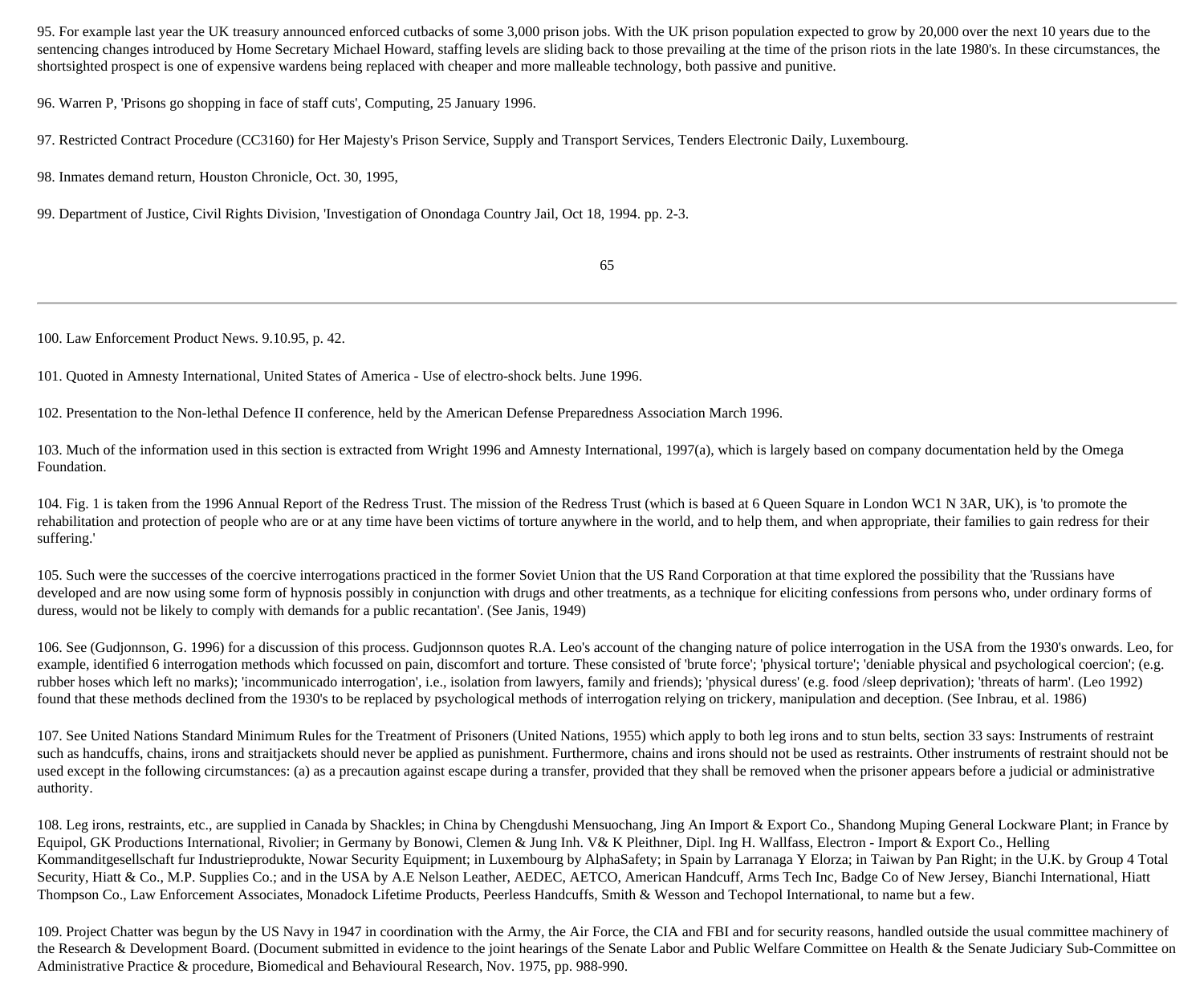95. For example last year the UK treasury announced enforced cutbacks of some 3,000 prison jobs. With the UK prison population expected to grow by 20,000 over the next 10 years due to the sentencing changes introduced by Home Secretary Michael Howard, staffing levels are sliding back to those prevailing at the time of the prison riots in the late 1980's. In these circumstances, the shortsighted prospect is one of expensive wardens being replaced with cheaper and more malleable technology, both passive and punitive.

96. Warren P, 'Prisons go shopping in face of staff cuts', Computing, 25 January 1996.

97. Restricted Contract Procedure (CC3160) for Her Majesty's Prison Service, Supply and Transport Services, Tenders Electronic Daily, Luxembourg.

98. Inmates demand return, Houston Chronicle, Oct. 30, 1995,

99. Department of Justice, Civil Rights Division, 'Investigation of Onondaga Country Jail, Oct 18, 1994. pp. 2-3.

100. Law Enforcement Product News. 9.10.95, p. 42.

101. Quoted in Amnesty International, United States of America - Use of electro-shock belts. June 1996.

102. Presentation to the Non-lethal Defence II conference, held by the American Defense Preparedness Association March 1996.

103. Much of the information used in this section is extracted from Wright 1996 and Amnesty International, 1997(a), which is largely based on company documentation held by the Omega Foundation.

104. Fig. 1 is taken from the 1996 Annual Report of the Redress Trust. The mission of the Redress Trust (which is based at 6 Queen Square in London WC1 N 3AR, UK), is 'to promote the rehabilitation and protection of people who are or at any time have been victims of torture anywhere in the world, and to help them, and when appropriate, their families to gain redress for their suffering.'

105. Such were the successes of the coercive interrogations practiced in the former Soviet Union that the US Rand Corporation at that time explored the possibility that the 'Russians have developed and are now using some form of hypnosis possibly in conjunction with drugs and other treatments, as a technique for eliciting confessions from persons who, under ordinary forms of duress, would not be likely to comply with demands for a public recantation'. (See Janis, 1949)

106. See (Gudjonnson, G. 1996) for a discussion of this process. Gudjonnson quotes R.A. Leo's account of the changing nature of police interrogation in the USA from the 1930's onwards. Leo, for example, identified 6 interrogation methods which focussed on pain, discomfort and torture. These consisted of 'brute force'; 'physical torture'; 'deniable physical and psychological coercion'; (e.g. rubber hoses which left no marks); 'incommunicado interrogation', i.e., isolation from lawyers, family and friends); 'physical duress' (e.g. food /sleep deprivation); 'threats of harm'. (Leo 1992) found that these methods declined from the 1930's to be replaced by psychological methods of interrogation relying on trickery, manipulation and deception. (See Inbrau, et al. 1986)

107. See United Nations Standard Minimum Rules for the Treatment of Prisoners (United Nations, 1955) which apply to both leg irons and to stun belts, section 33 says: Instruments of restraint such as handcuffs, chains, irons and straitjackets should never be applied as punishment. Furthermore, chains and irons should not be used as restraints. Other instruments of restraint should not be used except in the following circumstances: (a) as a precaution against escape during a transfer, provided that they shall be removed when the prisoner appears before a judicial or administrative authority.

108. Leg irons, restraints, etc., are supplied in Canada by Shackles; in China by Chengdushi Mensuochang, Jing An Import & Export Co., Shandong Muping General Lockware Plant; in France by Equipol, GK Productions International, Rivolier; in Germany by Bonowi, Clemen & Jung Inh. V& K Pleithner, Dipl. Ing H. Wallfass, Electron - Import & Export Co., Helling Kommanditgesellschaft fur Industrieprodukte, Nowar Security Equipment; in Luxembourg by AlphaSafety; in Spain by Larranaga Y Elorza; in Taiwan by Pan Right; in the U.K. by Group 4 Total Security, Hiatt & Co., M.P. Supplies Co.; and in the USA by A.E Nelson Leather, AEDEC, AETCO, American Handcuff, Arms Tech Inc, Badge Co of New Jersey, Bianchi International, Hiatt Thompson Co., Law Enforcement Associates, Monadock Lifetime Products, Peerless Handcuffs, Smith & Wesson and Techopol International, to name but a few.

109. Project Chatter was begun by the US Navy in 1947 in coordination with the Army, the Air Force, the CIA and FBI and for security reasons, handled outside the usual committee machinery of the Research & Development Board. (Document submitted in evidence to the joint hearings of the Senate Labor and Public Welfare Committee on Health & the Senate Judiciary Sub-Committee on Administrative Practice & procedure, Biomedical and Behavioural Research, Nov. 1975, pp. 988-990.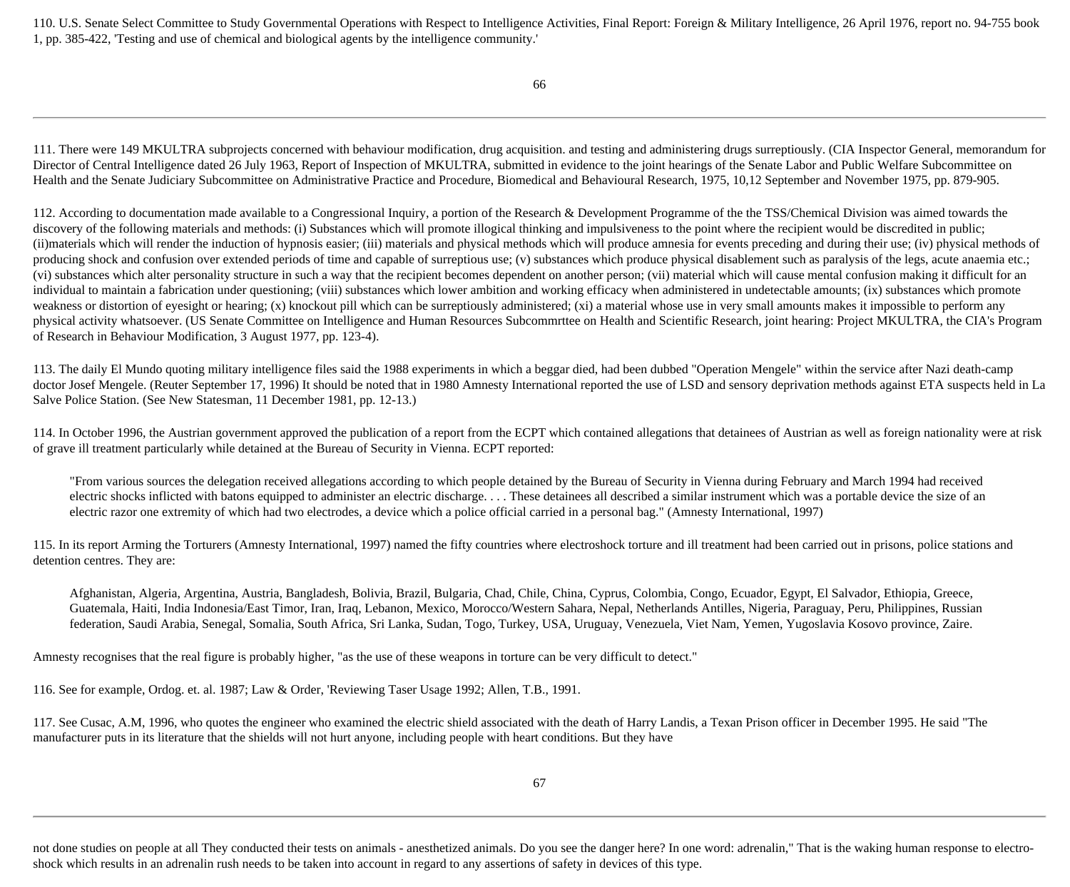110. U.S. Senate Select Committee to Study Governmental Operations with Respect to Intelligence Activities, Final Report: Foreign & Military Intelligence, 26 April 1976, report no. 94-755 book 1, pp. 385-422, 'Testing and use of chemical and biological agents by the intelligence community.'

111. There were 149 MKULTRA subprojects concerned with behaviour modification, drug acquisition. and testing and administering drugs surreptiously. (CIA Inspector General, memorandum for Director of Central Intelligence dated 26 July 1963, Report of Inspection of MKULTRA, submitted in evidence to the joint hearings of the Senate Labor and Public Welfare Subcommittee on Health and the Senate Judiciary Subcommittee on Administrative Practice and Procedure, Biomedical and Behavioural Research, 1975, 10,12 September and November 1975, pp. 879-905.

112. According to documentation made available to a Congressional Inquiry, a portion of the Research & Development Programme of the the TSS/Chemical Division was aimed towards the discovery of the following materials and methods: (i) Substances which will promote illogical thinking and impulsiveness to the point where the recipient would be discredited in public; (ii)materials which will render the induction of hypnosis easier; (iii) materials and physical methods which will produce amnesia for events preceding and during their use; (iv) physical methods of producing shock and confusion over extended periods of time and capable of surreptious use; (v) substances which produce physical disablement such as paralysis of the legs, acute anaemia etc.; (vi) substances which alter personality structure in such a way that the recipient becomes dependent on another person; (vii) material which will cause mental confusion making it difficult for an individual to maintain a fabrication under questioning; (viii) substances which lower ambition and working efficacy when administered in undetectable amounts; (ix) substances which promote weakness or distortion of eyesight or hearing; (x) knockout pill which can be surreptiously administered; (xi) a material whose use in very small amounts makes it impossible to perform any physical activity whatsoever. (US Senate Committee on Intelligence and Human Resources Subcommrttee on Health and Scientific Research, joint hearing: Project MKULTRA, the CIA's Program of Research in Behaviour Modification, 3 August 1977, pp. 123-4).

113. The daily El Mundo quoting military intelligence files said the 1988 experiments in which a beggar died, had been dubbed "Operation Mengele" within the service after Nazi death-camp doctor Josef Mengele. (Reuter September 17, 1996) It should be noted that in 1980 Amnesty International reported the use of LSD and sensory deprivation methods against ETA suspects held in La Salve Police Station. (See New Statesman, 11 December 1981, pp. 12-13.)

114. In October 1996, the Austrian government approved the publication of a report from the ECPT which contained allegations that detainees of Austrian as well as foreign nationality were at risk of grave ill treatment particularly while detained at the Bureau of Security in Vienna. ECPT reported:

> "From various sources the delegation received allegations according to which people detained by the Bureau of Security in Vienna during February and March 1994 had received electric shocks inflicted with batons equipped to administer an electric discharge. . . . These detainees all described a similar instrument which was a portable device the size of an electric razor one extremity of which had two electrodes, a device which a police official carried in a personal bag." (Amnesty International, 1997)

115. In its report Arming the Torturers (Amnesty International, 1997) named the fifty countries where electroshock torture and ill treatment had been carried out in prisons, police stations and detention centres. They are:

> Afghanistan, Algeria, Argentina, Austria, Bangladesh, Bolivia, Brazil, Bulgaria, Chad, Chile, China, Cyprus, Colombia, Congo, Ecuador, Egypt, El Salvador, Ethiopia, Greece, Guatemala, Haiti, India Indonesia/East Timor, Iran, Iraq, Lebanon, Mexico, Morocco/Western Sahara, Nepal, Netherlands Antilles, Nigeria, Paraguay, Peru, Philippines, Russian federation, Saudi Arabia, Senegal, Somalia, South Africa, Sri Lanka, Sudan, Togo, Turkey, USA, Uruguay, Venezuela, Viet Nam, Yemen, Yugoslavia Kosovo province, Zaire.

Amnesty recognises that the real figure is probably higher, "as the use of these weapons in torture can be very difficult to detect."

116. See for example, Ordog. et. al. 1987; Law & Order, 'Reviewing Taser Usage 1992; Allen, T.B., 1991.

117. See Cusac, A.M, 1996, who quotes the engineer who examined the electric shield associated with the death of Harry Landis, a Texan Prison officer in December 1995. He said "The manufacturer puts in its literature that the shields will not hurt anyone, including people with heart conditions. But they have not done studies on people at all They conducted their tests on animals - anesthetized animals. Do you see the danger here? In one word: adrenalin," That is the waking human response to electro-shock which results in an adrenalin rush needs to be taken into account in regard to any assertions of safety in devices of this type.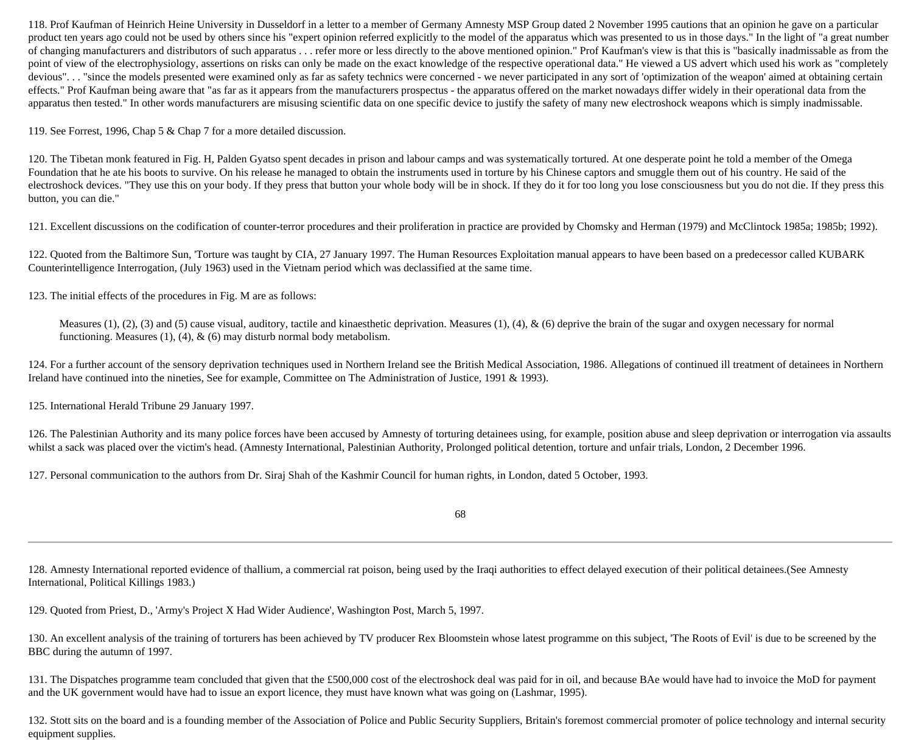118. Prof Kaufman of Heinrich Heine University in Dusseldorf in a letter to a member of Germany Amnesty MSP Group dated 2 November 1995 cautions that an opinion he gave on a particular product ten years ago could not be used by others since his "expert opinion referred explicitly to the model of the apparatus which was presented to us in those days." In the light of "a great number of changing manufacturers and distributors of such apparatus . . . refer more or less directly to the above mentioned opinion." Prof Kaufman's view is that this is "basically inadmissable as from the point of view of the electrophysiology, assertions on risks can only be made on the exact knowledge of the respective operational data." He viewed a US advert which used his work as "completely devious". . . "since the models presented were examined only as far as safety technics were concerned - we never participated in any sort of 'optimization of the weapon' aimed at obtaining certain effects." Prof Kaufman being aware that "as far as it appears from the manufacturers prospectus - the apparatus offered on the market nowadays differ widely in their operational data from the apparatus then tested." In other words manufacturers are misusing scientific data on one specific device to justify the safety of many new electroshock weapons which is simply inadmissable.

119. See Forrest, 1996, Chap 5 & Chap 7 for a more detailed discussion.

120. The Tibetan monk featured in Fig. H, Palden Gyatso spent decades in prison and labour camps and was systematically tortured. At one desperate point he told a member of the Omega Foundation that he ate his boots to survive. On his release he managed to obtain the instruments used in torture by his Chinese captors and smuggle them out of his country. He said of the electroshock devices. "They use this on your body. If they press that button your whole body will be in shock. If they do it for too long you lose consciousness but you do not die. If they press this button, you can die."

121. Excellent discussions on the codification of counter-terror procedures and their proliferation in practice are provided by Chomsky and Herman (1979) and McClintock 1985a; 1985b; 1992).

122. Quoted from the Baltimore Sun, 'Torture was taught by CIA, 27 January 1997. The Human Resources Exploitation manual appears to have been based on a predecessor called KUBARK Counterintelligence Interrogation, (July 1963) used in the Vietnam period which was declassified at the same time.

123. The initial effects of the procedures in Fig. M are as follows:

> Measures (1), (2), (3) and (5) cause visual, auditory, tactile and kinaesthetic deprivation. Measures (1), (4), & (6) deprive the brain of the sugar and oxygen necessary for normal functioning. Measures (1), (4), & (6) may disturb normal body metabolism.

124. For a further account of the sensory deprivation techniques used in Northern Ireland see the British Medical Association, 1986. Allegations of continued ill treatment of detainees in Northern Ireland have continued into the nineties, See for example, Committee on The Administration of Justice, 1991 & 1993).

125. International Herald Tribune 29 January 1997.

126. The Palestinian Authority and its many police forces have been accused by Amnesty of torturing detainees using, for example, position abuse and sleep deprivation or interrogation via assaults whilst a sack was placed over the victim's head. (Amnesty International, Palestinian Authority, Prolonged political detention, torture and unfair trials, London, 2 December 1996.

127. Personal communication to the authors from Dr. Siraj Shah of the Kashmir Council for human rights, in London, dated 5 October, 1993.

---

128. Amnesty International reported evidence of thallium, a commercial rat poison, being used by the Iraqi authorities to effect delayed execution of their political detainees.(See Amnesty International, Political Killings 1983.)

129. Quoted from Priest, D., 'Army's Project X Had Wider Audience', Washington Post, March 5, 1997.

130. An excellent analysis of the training of torturers has been achieved by TV producer Rex Bloomstein whose latest programme on this subject, 'The Roots of Evil' is due to be screened by the BBC during the autumn of 1997.

131. The Dispatches programme team concluded that given that the £500,000 cost of the electroshock deal was paid for in oil, and because BAe would have had to invoice the MoD for payment and the UK government would have had to issue an export licence, they must have known what was going on (Lashmar, 1995).

132. Stott sits on the board and is a founding member of the Association of Police and Public Security Suppliers, Britain's foremost commercial promoter of police technology and internal security equipment supplies.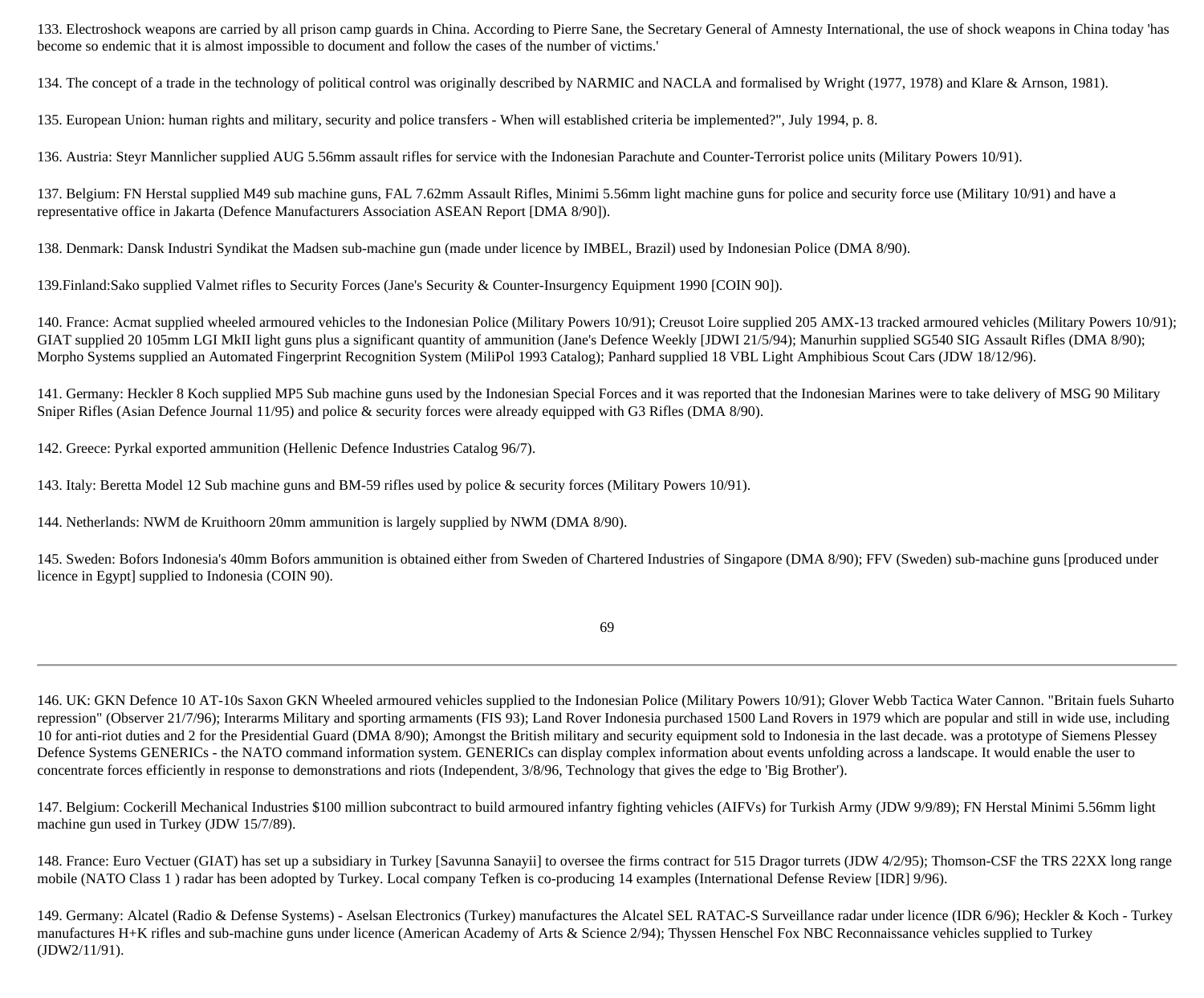133. Electroshock weapons are carried by all prison camp guards in China. According to Pierre Sane, the Secretary General of Amnesty International, the use of shock weapons in China today 'has become so endemic that it is almost impossible to document and follow the cases of the number of victims.'

134. The concept of a trade in the technology of political control was originally described by NARMIC and NACLA and formalised by Wright (1977, 1978) and Klare & Arnson, 1981).

135. European Union: human rights and military, security and police transfers - When will established criteria be implemented?", July 1994, p. 8.

136. Austria: Steyr Mannlicher supplied AUG 5.56mm assault rifles for service with the Indonesian Parachute and Counter-Terrorist police units (Military Powers 10/91).

137. Belgium: FN Herstal supplied M49 sub machine guns, FAL 7.62mm Assault Rifles, Minimi 5.56mm light machine guns for police and security force use (Military 10/91) and have a representative office in Jakarta (Defence Manufacturers Association ASEAN Report [DMA 8/90]).

138. Denmark: Dansk Industri Syndikat the Madsen sub-machine gun (made under licence by IMBEL, Brazil) used by Indonesian Police (DMA 8/90).

139.Finland:Sako supplied Valmet rifles to Security Forces (Jane's Security & Counter-Insurgency Equipment 1990 [COIN 90]).

140. France: Acmat supplied wheeled armoured vehicles to the Indonesian Police (Military Powers 10/91); Creusot Loire supplied 205 AMX-13 tracked armoured vehicles (Military Powers 10/91); GIAT supplied 20 105mm LGI MkII light guns plus a significant quantity of ammunition (Jane's Defence Weekly [JDWI 21/5/94); Manurhin supplied SG540 SIG Assault Rifles (DMA 8/90); Morpho Systems supplied an Automated Fingerprint Recognition System (MiliPol 1993 Catalog); Panhard supplied 18 VBL Light Amphibious Scout Cars (JDW 18/12/96).

141. Germany: Heckler 8 Koch supplied MP5 Sub machine guns used by the Indonesian Special Forces and it was reported that the Indonesian Marines were to take delivery of MSG 90 Military Sniper Rifles (Asian Defence Journal 11/95) and police & security forces were already equipped with G3 Rifles (DMA 8/90).

142. Greece: Pyrkal exported ammunition (Hellenic Defence Industries Catalog 96/7).

143. Italy: Beretta Model 12 Sub machine guns and BM-59 rifles used by police & security forces (Military Powers 10/91).

144. Netherlands: NWM de Kruithoorn 20mm ammunition is largely supplied by NWM (DMA 8/90).

145. Sweden: Bofors Indonesia's 40mm Bofors ammunition is obtained either from Sweden of Chartered Industries of Singapore (DMA 8/90); FFV (Sweden) sub-machine guns [produced under licence in Egypt] supplied to Indonesia (COIN 90).

146. UK: GKN Defence 10 AT-10s Saxon GKN Wheeled armoured vehicles supplied to the Indonesian Police (Military Powers 10/91); Glover Webb Tactica Water Cannon. "Britain fuels Suharto repression" (Observer 21/7/96); Interarms Military and sporting armaments (FIS 93); Land Rover Indonesia purchased 1500 Land Rovers in 1979 which are popular and still in wide use, including 10 for anti-riot duties and 2 for the Presidential Guard (DMA 8/90); Amongst the British military and security equipment sold to Indonesia in the last decade. was a prototype of Siemens Plessey Defence Systems GENERICs - the NATO command information system. GENERICs can display complex information about events unfolding across a landscape. It would enable the user to concentrate forces efficiently in response to demonstrations and riots (Independent, 3/8/96, Technology that gives the edge to 'Big Brother').

147. Belgium: Cockerill Mechanical Industries $100 million subcontract to build armoured infantry fighting vehicles (AIFVs) for Turkish Army (JDW 9/9/89); FN Herstal Minimi 5.56mm light machine gun used in Turkey (JDW 15/7/89).

148. France: Euro Vectuer (GIAT) has set up a subsidiary in Turkey [Savunna Sanayii] to oversee the firms contract for 515 Dragor turrets (JDW 4/2/95); Thomson-CSF the TRS 22XX long range mobile (NATO Class 1 ) radar has been adopted by Turkey. Local company Tefken is co-producing 14 examples (International Defense Review [IDR] 9/96).

149. Germany: Alcatel (Radio & Defense Systems) - Aselsan Electronics (Turkey) manufactures the Alcatel SEL RATAC-S Surveillance radar under licence (IDR 6/96); Heckler & Koch - Turkey manufactures H+K rifles and sub-machine guns under licence (American Academy of Arts & Science 2/94); Thyssen Henschel Fox NBC Reconnaissance vehicles supplied to Turkey (JDW2/11/91).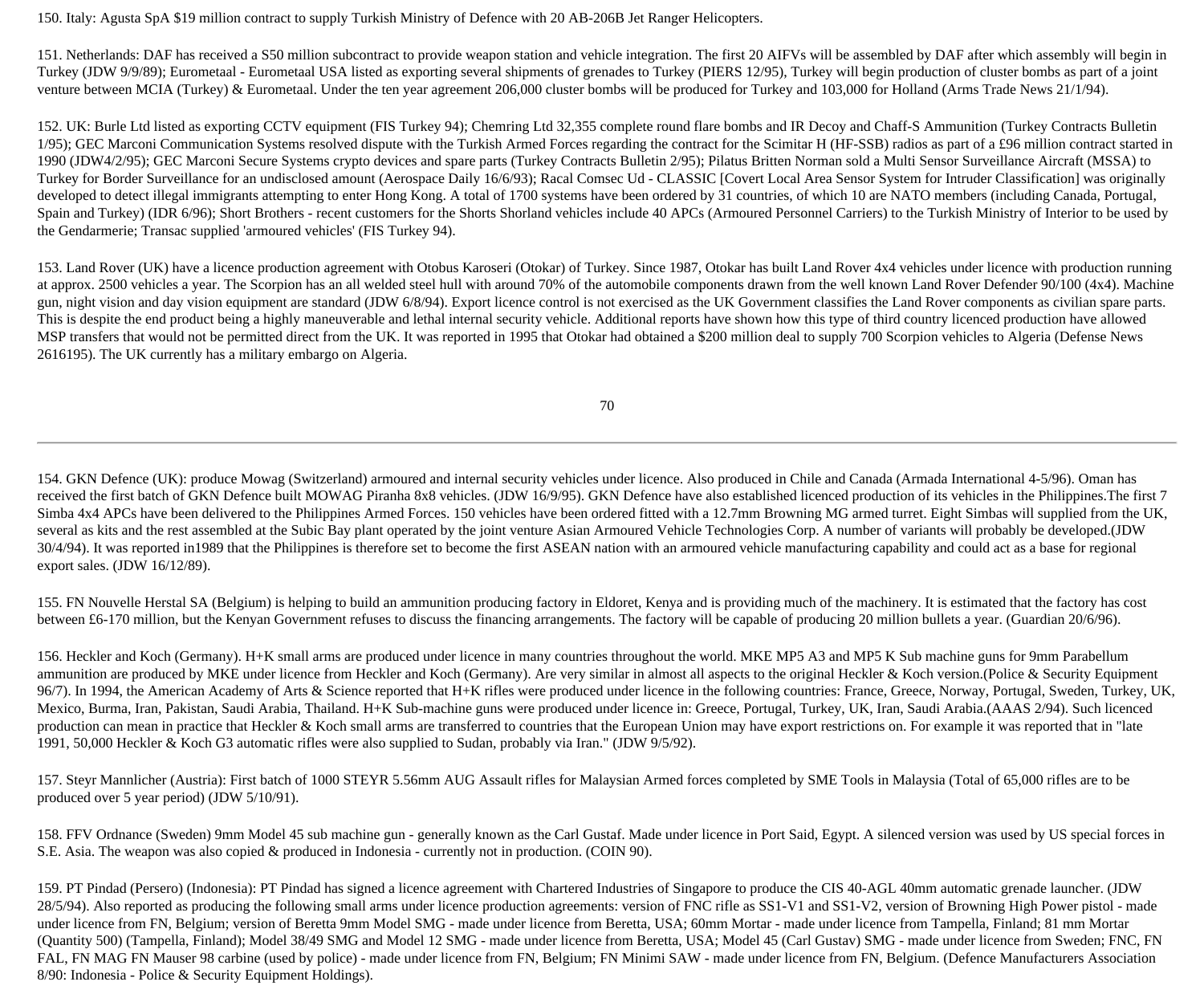150. Italy: Agusta SpA $19 million contract to supply Turkish Ministry of Defence with 20 AB-206B Jet Ranger Helicopters.

151. Netherlands: DAF has received a S50 million subcontract to provide weapon station and vehicle integration. The first 20 AIFVs will be assembled by DAF after which assembly will begin in Turkey (JDW 9/9/89); Eurometaal - Eurometaal USA listed as exporting several shipments of grenades to Turkey (PIERS 12/95), Turkey will begin production of cluster bombs as part of a joint venture between MCIA (Turkey) & Eurometaal. Under the ten year agreement 206,000 cluster bombs will be produced for Turkey and 103,000 for Holland (Arms Trade News 21/1/94).

152. UK: Burle Ltd listed as exporting CCTV equipment (FIS Turkey 94); Chemring Ltd 32,355 complete round flare bombs and IR Decoy and Chaff-S Ammunition (Turkey Contracts Bulletin 1/95); GEC Marconi Communication Systems resolved dispute with the Turkish Armed Forces regarding the contract for the Scimitar H (HF-SSB) radios as part of a £96 million contract started in 1990 (JDW4/2/95); GEC Marconi Secure Systems crypto devices and spare parts (Turkey Contracts Bulletin 2/95); Pilatus Britten Norman sold a Multi Sensor Surveillance Aircraft (MSSA) to Turkey for Border Surveillance for an undisclosed amount (Aerospace Daily 16/6/93); Racal Comsec Ud - CLASSIC [Covert Local Area Sensor System for Intruder Classification] was originally developed to detect illegal immigrants attempting to enter Hong Kong. A total of 1700 systems have been ordered by 31 countries, of which 10 are NATO members (including Canada, Portugal, Spain and Turkey) (IDR 6/96); Short Brothers - recent customers for the Shorts Shorland vehicles include 40 APCs (Armoured Personnel Carriers) to the Turkish Ministry of Interior to be used by the Gendarmerie; Transac supplied 'armoured vehicles' (FIS Turkey 94).

153. Land Rover (UK) have a licence production agreement with Otobus Karoseri (Otokar) of Turkey. Since 1987, Otokar has built Land Rover 4x4 vehicles under licence with production running at approx. 2500 vehicles a year. The Scorpion has an all welded steel hull with around 70% of the automobile components drawn from the well known Land Rover Defender 90/100 (4x4). Machine gun, night vision and day vision equipment are standard (JDW 6/8/94). Export licence control is not exercised as the UK Government classifies the Land Rover components as civilian spare parts. This is despite the end product being a highly maneuverable and lethal internal security vehicle. Additional reports have shown how this type of third country licenced production have allowed MSP transfers that would not be permitted direct from the UK. It was reported in 1995 that Otokar had obtained a $200 million deal to supply 700 Scorpion vehicles to Algeria (Defense News 2616195). The UK currently has a military embargo on Algeria.

154. GKN Defence (UK): produce Mowag (Switzerland) armoured and internal security vehicles under licence. Also produced in Chile and Canada (Armada International 4-5/96). Oman has received the first batch of GKN Defence built MOWAG Piranha 8x8 vehicles. (JDW 16/9/95). GKN Defence have also established licenced production of its vehicles in the Philippines.The first 7 Simba 4x4 APCs have been delivered to the Philippines Armed Forces. 150 vehicles have been ordered fitted with a 12.7mm Browning MG armed turret. Eight Simbas will supplied from the UK, several as kits and the rest assembled at the Subic Bay plant operated by the joint venture Asian Armoured Vehicle Technologies Corp. A number of variants will probably be developed.(JDW 30/4/94). It was reported in1989 that the Philippines is therefore set to become the first ASEAN nation with an armoured vehicle manufacturing capability and could act as a base for regional export sales. (JDW 16/12/89).

155. FN Nouvelle Herstal SA (Belgium) is helping to build an ammunition producing factory in Eldoret, Kenya and is providing much of the machinery. It is estimated that the factory has cost between £6-170 million, but the Kenyan Government refuses to discuss the financing arrangements. The factory will be capable of producing 20 million bullets a year. (Guardian 20/6/96).

156. Heckler and Koch (Germany). H+K small arms are produced under licence in many countries throughout the world. MKE MP5 A3 and MP5 K Sub machine guns for 9mm Parabellum ammunition are produced by MKE under licence from Heckler and Koch (Germany). Are very similar in almost all aspects to the original Heckler & Koch version.(Police & Security Equipment 96/7). In 1994, the American Academy of Arts & Science reported that H+K rifles were produced under licence in the following countries: France, Greece, Norway, Portugal, Sweden, Turkey, UK, Mexico, Burma, Iran, Pakistan, Saudi Arabia, Thailand. H+K Sub-machine guns were produced under licence in: Greece, Portugal, Turkey, UK, Iran, Saudi Arabia.(AAAS 2/94). Such licenced production can mean in practice that Heckler & Koch small arms are transferred to countries that the European Union may have export restrictions on. For example it was reported that in "late 1991, 50,000 Heckler & Koch G3 automatic rifles were also supplied to Sudan, probably via Iran." (JDW 9/5/92).

157. Steyr Mannlicher (Austria): First batch of 1000 STEYR 5.56mm AUG Assault rifles for Malaysian Armed forces completed by SME Tools in Malaysia (Total of 65,000 rifles are to be produced over 5 year period) (JDW 5/10/91).

158. FFV Ordnance (Sweden) 9mm Model 45 sub machine gun - generally known as the Carl Gustaf. Made under licence in Port Said, Egypt. A silenced version was used by US special forces in S.E. Asia. The weapon was also copied & produced in Indonesia - currently not in production. (COIN 90).

159. PT Pindad (Persero) (Indonesia): PT Pindad has signed a licence agreement with Chartered Industries of Singapore to produce the CIS 40-AGL 40mm automatic grenade launcher. (JDW 28/5/94). Also reported as producing the following small arms under licence production agreements: version of FNC rifle as SS1-V1 and SS1-V2, version of Browning High Power pistol - made under licence from FN, Belgium; version of Beretta 9mm Model SMG - made under licence from Beretta, USA; 60mm Mortar - made under licence from Tampella, Finland; 81 mm Mortar (Quantity 500) (Tampella, Finland); Model 38/49 SMG and Model 12 SMG - made under licence from Beretta, USA; Model 45 (Carl Gustav) SMG - made under licence from Sweden; FNC, FN FAL, FN MAG FN Mauser 98 carbine (used by police) - made under licence from FN, Belgium; FN Minimi SAW - made under licence from FN, Belgium. (Defence Manufacturers Association 8/90: Indonesia - Police & Security Equipment Holdings).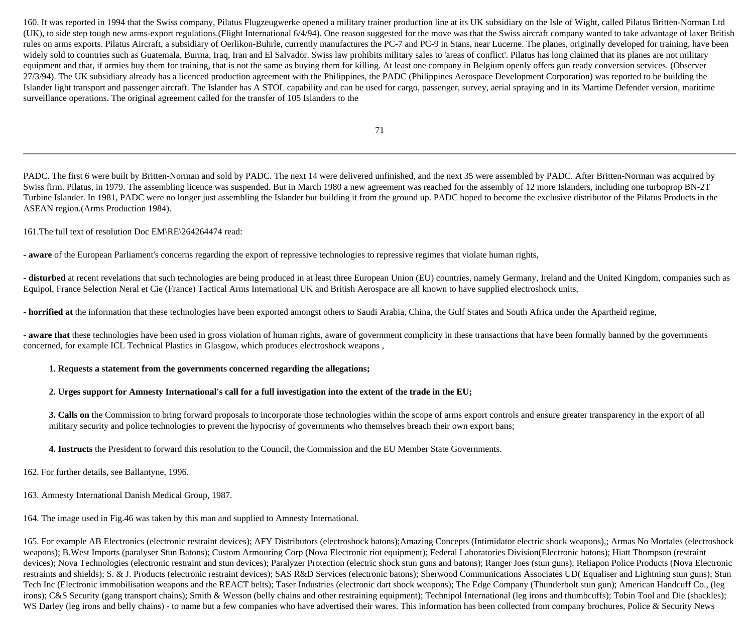160. It was reported in 1994 that the Swiss company, Pilatus Flugzeugwerke opened a military trainer production line at its UK subsidiary on the Isle of Wight, called Pilatus Britten-Norman Ltd (UK), to side step tough new arms-export regulations.(Flight International 6/4/94). One reason suggested for the move was that the Swiss aircraft company wanted to take advantage of laxer British rules on arms exports. Pilatus Aircraft, a subsidiary of Oerlikon-Buhrle, currently manufactures the PC-7 and PC-9 in Stans, near Lucerne. The planes, originally developed for training, have been widely sold to countries such as Guatemala, Burma, Iraq, Iran and El Salvador. Swiss law prohibits military sales to 'areas of conflict'. Pilatus has long claimed that its planes are not military equipment and that, if armies buy them for training, that is not the same as buying them for killing. At least one company in Belgium openly offers gun ready conversion services. (Observer 27/3/94). The UK subsidiary already has a licenced production agreement with the Philippines, the PADC (Philippines Aerospace Development Corporation) was reported to be building the Islander light transport and passenger aircraft. The Islander has A STOL capability and can be used for cargo, passenger, survey, aerial spraying and in its Martime Defender version, maritime surveillance operations. The original agreement called for the transfer of 105 Islanders to the PADC. The first 6 were built by Britten-Norman and sold by PADC. The next 14 were delivered unfinished, and the next 35 were assembled by PADC. After Britten-Norman was acquired by Swiss firm. Pilatus, in 1979. The assembling licence was suspended. But in March 1980 a new agreement was reached for the assembly of 12 more Islanders, including one turboprop BN-2T Turbine Islander. In 1981, PADC were no longer just assembling the Islander but building it from the ground up. PADC hoped to become the exclusive distributor of the Pilatus Products in the ASEAN region.(Arms Production 1984).

161.The full text of resolution Doc EM\RE\264264474 read:

**- aware** of the European Parliament's concerns regarding the export of repressive technologies to repressive regimes that violate human rights,

**- disturbed** at recent revelations that such technologies are being produced in at least three European Union (EU) countries, namely Germany, Ireland and the United Kingdom, companies such as Equipol, France Selection Neral et Cie (France) Tactical Arms International UK and British Aerospace are all known to have supplied electroshock units,

**- horrified at** the information that these technologies have been exported amongst others to Saudi Arabia, China, the Gulf States and South Africa under the Apartheid regime,

**- aware that** these technologies have been used in gross violation of human rights, aware of government complicity in these transactions that have been formally banned by the governments concerned, for example ICL Technical Plastics in Glasgow, which produces electroshock weapons ,

> **1. Requests a statement from the governments concerned regarding the allegations;**
>
> **2. Urges support for Amnesty International's call for a full investigation into the extent of the trade in the EU;**
>
> **3. Calls on** the Commission to bring forward proposals to incorporate those technologies within the scope of arms export controls and ensure greater transparency in the export of all military security and police technologies to prevent the hypocrisy of governments who themselves breach their own export bans;
>
> **4. Instructs** the President to forward this resolution to the Council, the Commission and the EU Member State Governments.

162. For further details, see Ballantyne, 1996.

163. Amnesty International Danish Medical Group, 1987.

164. The image used in Fig.46 was taken by this man and supplied to Amnesty International.

165. For example AB Electronics (electronic restraint devices); AFY Distributors (electroshock batons);Amazing Concepts (Intimidator electric shock weapons),; Armas No Mortales (electroshock weapons); B.West Imports (paralyser Stun Batons); Custom Armouring Corp (Nova Electronic riot equipment); Federal Laboratories Division(Electronic batons); Hiatt Thompson (restraint devices); Nova Technologies (electronic restraint and stun devices); Paralyzer Protection (electric shock stun guns and batons); Ranger Joes (stun guns); Reliapon Police Products (Nova Electronic restraints and shields); S. & J. Products (electronic restraint devices); SAS R&D Services (electronic batons); Sherwood Communications Associates UD( Equaliser and Lightning stun guns); Stun Tech Inc (Electronic immobilisation weapons and the REACT belts); Taser Industries (electronic dart shock weapons); The Edge Company (Thunderbolt stun gun); American Handcuff Co., (leg irons); C&S Security (gang transport chains); Smith & Wesson (belly chains and other restraining equipment); Technipol International (leg irons and thumbcuffs); Tobin Tool and Die (shackles); WS Darley (leg irons and belly chains) - to name but a few companies who have advertised their wares. This information has been collected from company brochures, Police & Security News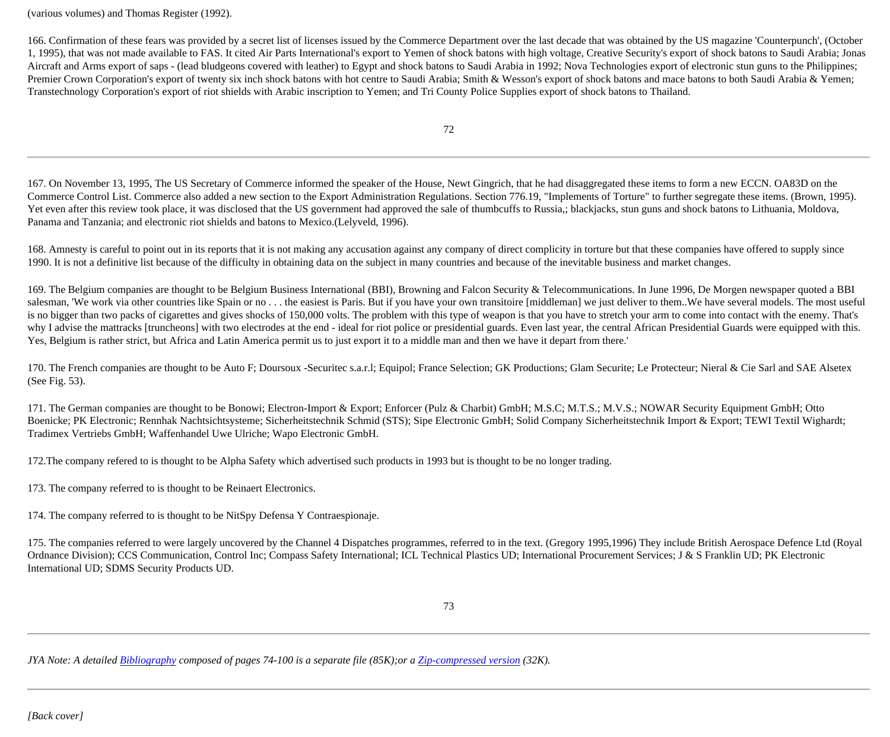(various volumes) and Thomas Register (1992).

166. Confirmation of these fears was provided by a secret list of licenses issued by the Commerce Department over the last decade that was obtained by the US magazine 'Counterpunch', (October 1, 1995), that was not made available to FAS. It cited Air Parts International's export to Yemen of shock batons with high voltage, Creative Security's export of shock batons to Saudi Arabia; Jonas Aircraft and Arms export of saps - (lead bludgeons covered with leather) to Egypt and shock batons to Saudi Arabia in 1992; Nova Technologies export of electronic stun guns to the Philippines; Premier Crown Corporation's export of twenty six inch shock batons with hot centre to Saudi Arabia; Smith & Wesson's export of shock batons and mace batons to both Saudi Arabia & Yemen; Transtechnology Corporation's export of riot shields with Arabic inscription to Yemen; and Tri County Police Supplies export of shock batons to Thailand.

---

167. On November 13, 1995, The US Secretary of Commerce informed the speaker of the House, Newt Gingrich, that he had disaggregated these items to form a new ECCN. OA83D on the Commerce Control List. Commerce also added a new section to the Export Administration Regulations. Section 776.19, "Implements of Torture" to further segregate these items. (Brown, 1995). Yet even after this review took place, it was disclosed that the US government had approved the sale of thumbcuffs to Russia,; blackjacks, stun guns and shock batons to Lithuania, Moldova, Panama and Tanzania; and electronic riot shields and batons to Mexico.(Lelyveld, 1996).

168. Amnesty is careful to point out in its reports that it is not making any accusation against any company of direct complicity in torture but that these companies have offered to supply since 1990. It is not a definitive list because of the difficulty in obtaining data on the subject in many countries and because of the inevitable business and market changes.

169. The Belgium companies are thought to be Belgium Business International (BBI), Browning and Falcon Security & Telecommunications. In June 1996, De Morgen newspaper quoted a BBI salesman, 'We work via other countries like Spain or no . . . the easiest is Paris. But if you have your own transitoire [middleman] we just deliver to them..We have several models. The most useful is no bigger than two packs of cigarettes and gives shocks of 150,000 volts. The problem with this type of weapon is that you have to stretch your arm to come into contact with the enemy. That's why I advise the mattracks [truncheons] with two electrodes at the end - ideal for riot police or presidential guards. Even last year, the central African Presidential Guards were equipped with this. Yes, Belgium is rather strict, but Africa and Latin America permit us to just export it to a middle man and then we have it depart from there.'

170. The French companies are thought to be Auto F; Doursoux -Securitec s.a.r.l; Equipol; France Selection; GK Productions; Glam Securite; Le Protecteur; Nieral & Cie Sarl and SAE Alsetex (See Fig. 53).

171. The German companies are thought to be Bonowi; Electron-Import & Export; Enforcer (Pulz & Charbit) GmbH; M.S.C; M.T.S.; M.V.S.; NOWAR Security Equipment GmbH; Otto Boenicke; PK Electronic; Rennhak Nachtsichtsysteme; Sicherheitstechnik Schmid (STS); Sipe Electronic GmbH; Solid Company Sicherheitstechnik Import & Export; TEWI Textil Wighardt; Tradimex Vertriebs GmbH; Waffenhandel Uwe Ulriche; Wapo Electronic GmbH.

172.The company refered to is thought to be Alpha Safety which advertised such products in 1993 but is thought to be no longer trading.

173. The company referred to is thought to be Reinaert Electronics.

174. The company referred to is thought to be NitSpy Defensa Y Contraespionaje.

175. The companies referred to were largely uncovered by the Channel 4 Dispatches programmes, referred to in the text. (Gregory 1995,1996) They include British Aerospace Defence Ltd (Royal Ordnance Division); CCS Communication, Control Inc; Compass Safety International; ICL Technical Plastics UD; International Procurement Services; J & S Franklin UD; PK Electronic International UD; SDMS Security Products UD.

---

*JYA Note: A detailed Bibliography composed of pages 74-100 is a separate file (85K);or a Zip-compressed version (32K).*

---

*[Back cover]*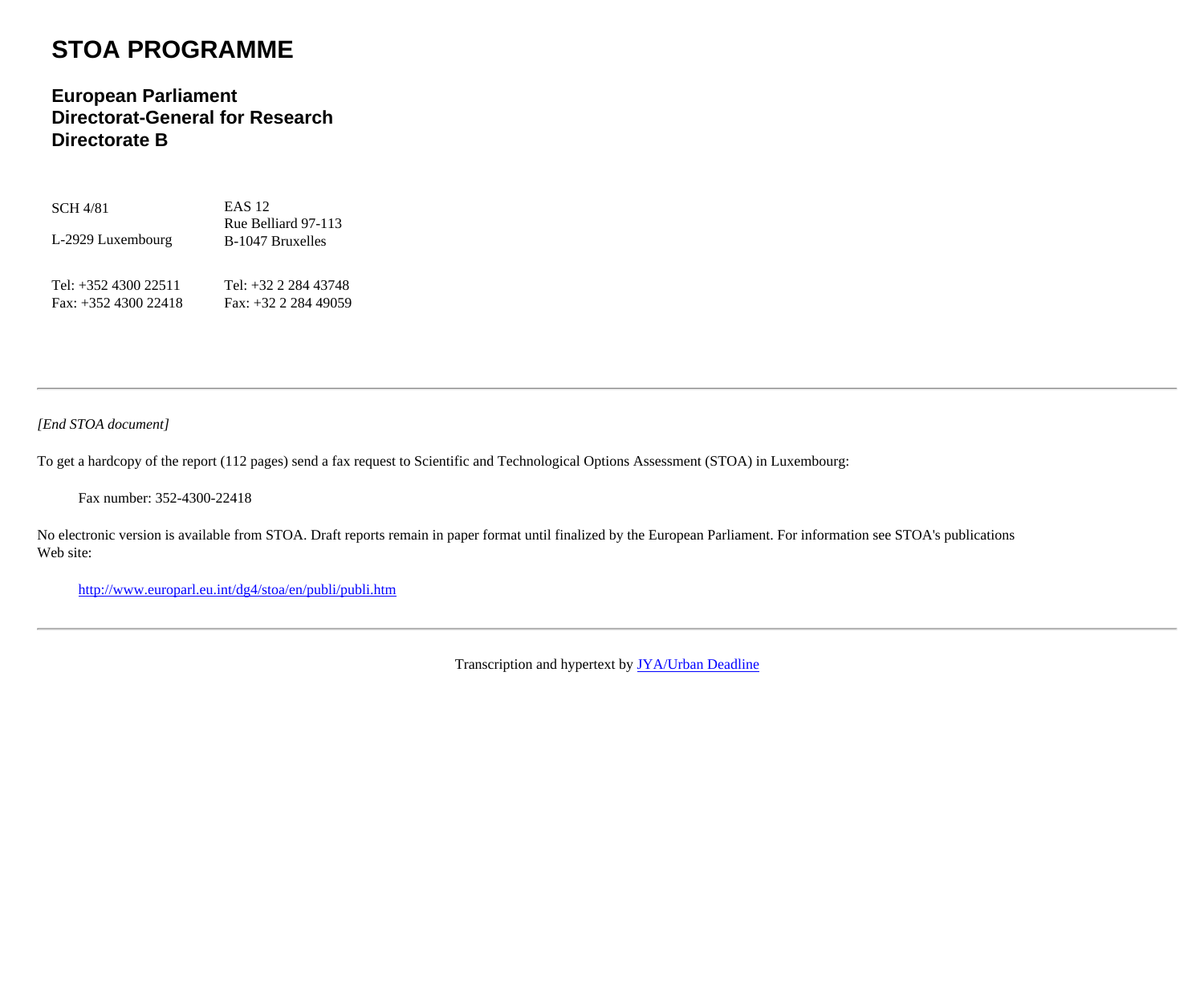# STOA PROGRAMME

### European Parliament
### Directorat-General for Research
### Directorate B

| | |
|---|---|
| SCH 4/81 | EAS 12<br>Rue Belliard 97-113 |
| L-2929 Luxembourg | B-1047 Bruxelles |
| Tel: +352 4300 22511<br>Fax: +352 4300 22418 | Tel: +32 2 284 43748<br>Fax: +32 2 284 49059 |

---

*[End STOA document]*

To get a hardcopy of the report (112 pages) send a fax request to Scientific and Technological Options Assessment (STOA) in Luxembourg:

> Fax number: 352-4300-22418

No electronic version is available from STOA. Draft reports remain in paper format until finalized by the European Parliament. For information see STOA's publications Web site:

> http://www.europarl.eu.int/dg4/stoa/en/publi/publi.htm

---

Transcription and hypertext by JYA/Urban Deadline